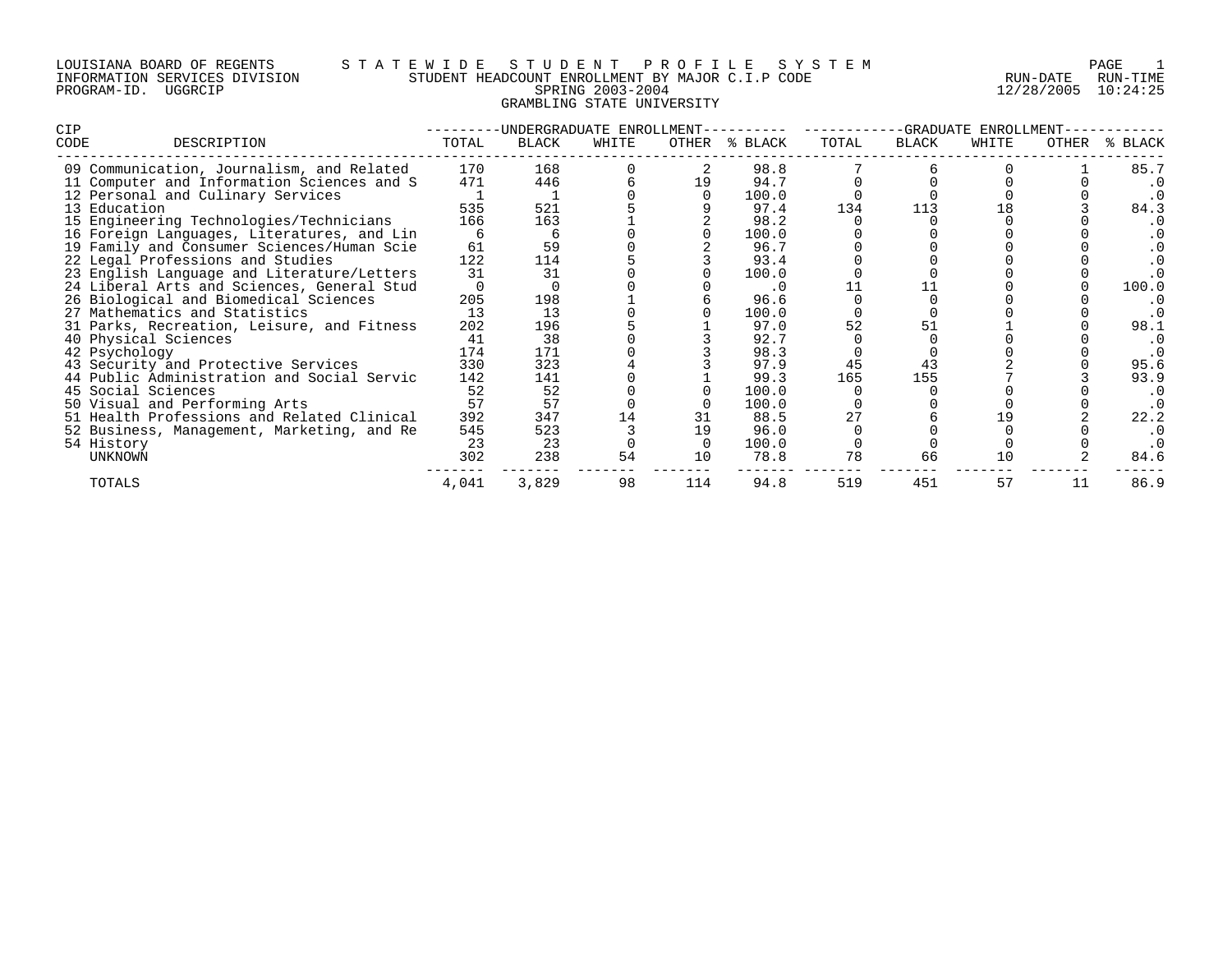LOUISIANA BOARD OF REGENTS — STATEWIDE STUDENT PROFILE SYSTEM
INFORMATION SERVICES DIVISION — STUDENT HEADCOUNT ENROLLMENT BY MAJOR C.I.P CODE — RUN-DATE 12/28/2005 RUN-TIME 10:24:25
PROGRAM-ID. UGGRCIP — SPRING 2003-2004

GRAMBLING STATE UNIVERSITY

| CIP CODE | DESCRIPTION | UNDERGRADUATE ENROLLMENT TOTAL | BLACK | WHITE | OTHER | % BLACK | GRADUATE ENROLLMENT TOTAL | BLACK | WHITE | OTHER | % BLACK |
|---|---|---|---|---|---|---|---|---|---|---|---|
| 09 | Communication, Journalism, and Related | 170 | 168 | 0 | 2 | 98.8 | 7 | 6 | 0 | 1 | 85.7 |
| 11 | Computer and Information Sciences and S | 471 | 446 | 6 | 19 | 94.7 | 0 | 0 | 0 | 0 | .0 |
| 12 | Personal and Culinary Services | 1 | 1 | 0 | 0 | 100.0 | 0 | 0 | 0 | 0 | .0 |
| 13 | Education | 535 | 521 | 5 | 9 | 97.4 | 134 | 113 | 18 | 3 | 84.3 |
| 15 | Engineering Technologies/Technicians | 166 | 163 | 1 | 2 | 98.2 | 0 | 0 | 0 | 0 | .0 |
| 16 | Foreign Languages, Literatures, and Lin | 6 | 6 | 0 | 0 | 100.0 | 0 | 0 | 0 | 0 | .0 |
| 19 | Family and Consumer Sciences/Human Scie | 61 | 59 | 0 | 2 | 96.7 | 0 | 0 | 0 | 0 | .0 |
| 22 | Legal Professions and Studies | 122 | 114 | 5 | 3 | 93.4 | 0 | 0 | 0 | 0 | .0 |
| 23 | English Language and Literature/Letters | 31 | 31 | 0 | 0 | 100.0 | 0 | 0 | 0 | 0 | .0 |
| 24 | Liberal Arts and Sciences, General Stud | 0 | 0 | 0 | 0 | .0 | 11 | 11 | 0 | 0 | 100.0 |
| 26 | Biological and Biomedical Sciences | 205 | 198 | 1 | 6 | 96.6 | 0 | 0 | 0 | 0 | .0 |
| 27 | Mathematics and Statistics | 13 | 13 | 0 | 0 | 100.0 | 0 | 0 | 0 | 0 | .0 |
| 31 | Parks, Recreation, Leisure, and Fitness | 202 | 196 | 5 | 1 | 97.0 | 52 | 51 | 1 | 0 | 98.1 |
| 40 | Physical Sciences | 41 | 38 | 0 | 3 | 92.7 | 0 | 0 | 0 | 0 | .0 |
| 42 | Psychology | 174 | 171 | 0 | 3 | 98.3 | 0 | 0 | 0 | 0 | .0 |
| 43 | Security and Protective Services | 330 | 323 | 4 | 3 | 97.9 | 45 | 43 | 2 | 0 | 95.6 |
| 44 | Public Administration and Social Servic | 142 | 141 | 0 | 1 | 99.3 | 165 | 155 | 7 | 3 | 93.9 |
| 45 | Social Sciences | 52 | 52 | 0 | 0 | 100.0 | 0 | 0 | 0 | 0 | .0 |
| 50 | Visual and Performing Arts | 57 | 57 | 0 | 0 | 100.0 | 0 | 0 | 0 | 0 | .0 |
| 51 | Health Professions and Related Clinical | 392 | 347 | 14 | 31 | 88.5 | 27 | 6 | 19 | 2 | 22.2 |
| 52 | Business, Management, Marketing, and Re | 545 | 523 | 3 | 19 | 96.0 | 0 | 0 | 0 | 0 | .0 |
| 54 | History | 23 | 23 | 0 | 0 | 100.0 | 0 | 0 | 0 | 0 | .0 |
| | UNKNOWN | 302 | 238 | 54 | 10 | 78.8 | 78 | 66 | 10 | 2 | 84.6 |
| | TOTALS | 4,041 | 3,829 | 98 | 114 | 94.8 | 519 | 451 | 57 | 11 | 86.9 |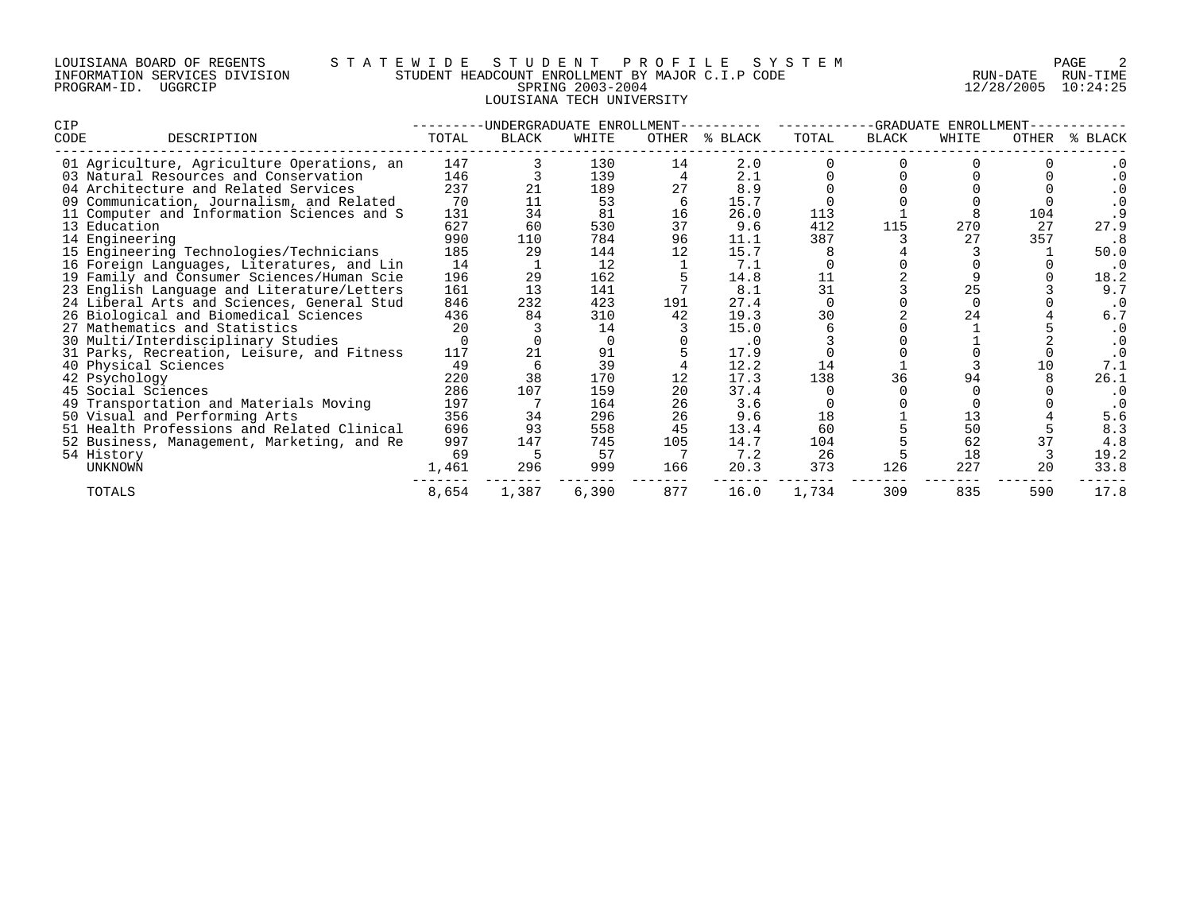LOUISIANA BOARD OF REGENTS — STATEWIDE STUDENT PROFILE SYSTEM
INFORMATION SERVICES DIVISION — STUDENT HEADCOUNT ENROLLMENT BY MAJOR C.I.P CODE — RUN-DATE 12/28/2005 RUN-TIME 10:24:25
PROGRAM-ID. UGGRCIP — SPRING 2003-2004

LOUISIANA TECH UNIVERSITY

| CIP CODE | DESCRIPTION | UNDERGRADUATE ENROLLMENT TOTAL | BLACK | WHITE | OTHER | % BLACK | GRADUATE ENROLLMENT TOTAL | BLACK | WHITE | OTHER | % BLACK |
|---|---|---|---|---|---|---|---|---|---|---|---|
| 01 | Agriculture, Agriculture Operations, an | 147 | 3 | 130 | 14 | 2.0 | 0 | 0 | 0 | 0 | .0 |
| 03 | Natural Resources and Conservation | 146 | 3 | 139 | 4 | 2.1 | 0 | 0 | 0 | 0 | .0 |
| 04 | Architecture and Related Services | 237 | 21 | 189 | 27 | 8.9 | 0 | 0 | 0 | 0 | .0 |
| 09 | Communication, Journalism, and Related | 70 | 11 | 53 | 6 | 15.7 | 0 | 0 | 0 | 0 | .0 |
| 11 | Computer and Information Sciences and S | 131 | 34 | 81 | 16 | 26.0 | 113 | 1 | 8 | 104 | .9 |
| 13 | Education | 627 | 60 | 530 | 37 | 9.6 | 412 | 115 | 270 | 27 | 27.9 |
| 14 | Engineering | 990 | 110 | 784 | 96 | 11.1 | 387 | 3 | 27 | 357 | .8 |
| 15 | Engineering Technologies/Technicians | 185 | 29 | 144 | 12 | 15.7 | 8 | 4 | 3 | 1 | 50.0 |
| 16 | Foreign Languages, Literatures, and Lin | 14 | 1 | 12 | 1 | 7.1 | 0 | 0 | 0 | 0 | .0 |
| 19 | Family and Consumer Sciences/Human Scie | 196 | 29 | 162 | 5 | 14.8 | 11 | 2 | 9 | 0 | 18.2 |
| 23 | English Language and Literature/Letters | 161 | 13 | 141 | 7 | 8.1 | 31 | 3 | 25 | 3 | 9.7 |
| 24 | Liberal Arts and Sciences, General Stud | 846 | 232 | 423 | 191 | 27.4 | 0 | 0 | 0 | 0 | .0 |
| 26 | Biological and Biomedical Sciences | 436 | 84 | 310 | 42 | 19.3 | 30 | 2 | 24 | 4 | 6.7 |
| 27 | Mathematics and Statistics | 20 | 3 | 14 | 3 | 15.0 | 6 | 0 | 1 | 5 | .0 |
| 30 | Multi/Interdisciplinary Studies | 0 | 0 | 0 | 0 | .0 | 3 | 0 | 1 | 2 | .0 |
| 31 | Parks, Recreation, Leisure, and Fitness | 117 | 21 | 91 | 5 | 17.9 | 0 | 0 | 0 | 0 | .0 |
| 40 | Physical Sciences | 49 | 6 | 39 | 4 | 12.2 | 14 | 1 | 3 | 10 | 7.1 |
| 42 | Psychology | 220 | 38 | 170 | 12 | 17.3 | 138 | 36 | 94 | 8 | 26.1 |
| 45 | Social Sciences | 286 | 107 | 159 | 20 | 37.4 | 0 | 0 | 0 | 0 | .0 |
| 49 | Transportation and Materials Moving | 197 | 7 | 164 | 26 | 3.6 | 0 | 0 | 0 | 0 | .0 |
| 50 | Visual and Performing Arts | 356 | 34 | 296 | 26 | 9.6 | 18 | 1 | 13 | 4 | 5.6 |
| 51 | Health Professions and Related Clinical | 696 | 93 | 558 | 45 | 13.4 | 60 | 5 | 50 | 5 | 8.3 |
| 52 | Business, Management, Marketing, and Re | 997 | 147 | 745 | 105 | 14.7 | 104 | 5 | 62 | 37 | 4.8 |
| 54 | History | 69 | 5 | 57 | 7 | 7.2 | 26 | 5 | 18 | 3 | 19.2 |
| | UNKNOWN | 1,461 | 296 | 999 | 166 | 20.3 | 373 | 126 | 227 | 20 | 33.8 |
| | TOTALS | 8,654 | 1,387 | 6,390 | 877 | 16.0 | 1,734 | 309 | 835 | 590 | 17.8 |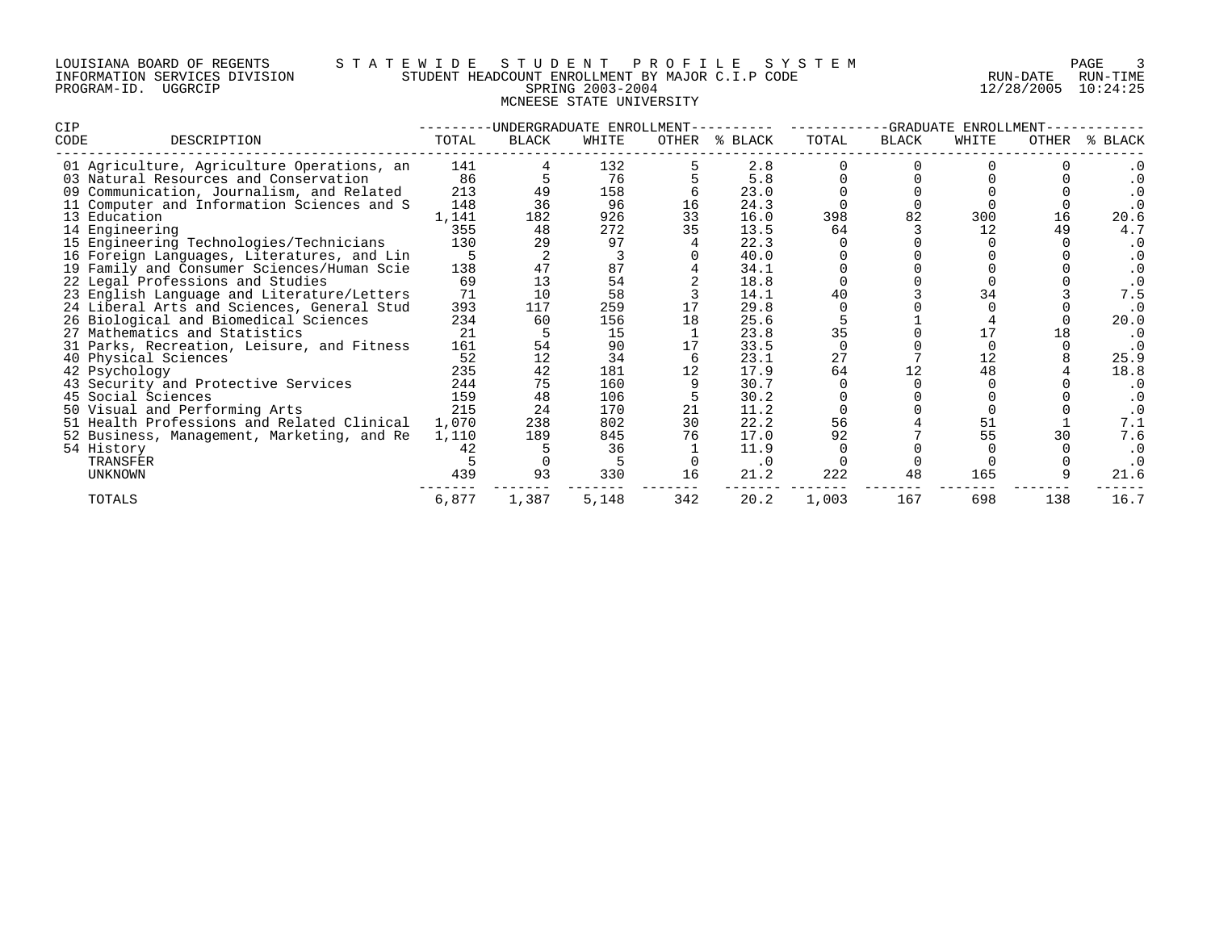LOUISIANA BOARD OF REGENTS — S T A T E W I D E   S T U D E N T   P R O F I L E   S Y S T E M

INFORMATION SERVICES DIVISION — STUDENT HEADCOUNT ENROLLMENT BY MAJOR C.I.P CODE — RUN-DATE 12/28/2005 RUN-TIME 10:24:25

PROGRAM-ID. UGGRCIP — SPRING 2003-2004

MCNEESE STATE UNIVERSITY

| CIP CODE | DESCRIPTION | UNDERGRADUATE ENROLLMENT TOTAL | BLACK | WHITE | OTHER | % BLACK | GRADUATE ENROLLMENT TOTAL | BLACK | WHITE | OTHER | % BLACK |
|---|---|---|---|---|---|---|---|---|---|---|---|
| 01 | Agriculture, Agriculture Operations, an | 141 | 4 | 132 | 5 | 2.8 | 0 | 0 | 0 | 0 | .0 |
| 03 | Natural Resources and Conservation | 86 | 5 | 76 | 5 | 5.8 | 0 | 0 | 0 | 0 | .0 |
| 09 | Communication, Journalism, and Related | 213 | 49 | 158 | 6 | 23.0 | 0 | 0 | 0 | 0 | .0 |
| 11 | Computer and Information Sciences and S | 148 | 36 | 96 | 16 | 24.3 | 0 | 0 | 0 | 0 | .0 |
| 13 | Education | 1,141 | 182 | 926 | 33 | 16.0 | 398 | 82 | 300 | 16 | 20.6 |
| 14 | Engineering | 355 | 48 | 272 | 35 | 13.5 | 64 | 3 | 12 | 49 | 4.7 |
| 15 | Engineering Technologies/Technicians | 130 | 29 | 97 | 4 | 22.3 | 0 | 0 | 0 | 0 | .0 |
| 16 | Foreign Languages, Literatures, and Lin | 5 | 2 | 3 | 0 | 40.0 | 0 | 0 | 0 | 0 | .0 |
| 19 | Family and Consumer Sciences/Human Scie | 138 | 47 | 87 | 4 | 34.1 | 0 | 0 | 0 | 0 | .0 |
| 22 | Legal Professions and Studies | 69 | 13 | 54 | 2 | 18.8 | 0 | 0 | 0 | 0 | .0 |
| 23 | English Language and Literature/Letters | 71 | 10 | 58 | 3 | 14.1 | 40 | 3 | 34 | 3 | 7.5 |
| 24 | Liberal Arts and Sciences, General Stud | 393 | 117 | 259 | 17 | 29.8 | 0 | 0 | 0 | 0 | .0 |
| 26 | Biological and Biomedical Sciences | 234 | 60 | 156 | 18 | 25.6 | 5 | 1 | 4 | 0 | 20.0 |
| 27 | Mathematics and Statistics | 21 | 5 | 15 | 1 | 23.8 | 35 | 0 | 17 | 18 | .0 |
| 31 | Parks, Recreation, Leisure, and Fitness | 161 | 54 | 90 | 17 | 33.5 | 0 | 0 | 0 | 0 | .0 |
| 40 | Physical Sciences | 52 | 12 | 34 | 6 | 23.1 | 27 | 7 | 12 | 8 | 25.9 |
| 42 | Psychology | 235 | 42 | 181 | 12 | 17.9 | 64 | 12 | 48 | 4 | 18.8 |
| 43 | Security and Protective Services | 244 | 75 | 160 | 9 | 30.7 | 0 | 0 | 0 | 0 | .0 |
| 45 | Social Sciences | 159 | 48 | 106 | 5 | 30.2 | 0 | 0 | 0 | 0 | .0 |
| 50 | Visual and Performing Arts | 215 | 24 | 170 | 21 | 11.2 | 0 | 0 | 0 | 0 | .0 |
| 51 | Health Professions and Related Clinical | 1,070 | 238 | 802 | 30 | 22.2 | 56 | 4 | 51 | 1 | 7.1 |
| 52 | Business, Management, Marketing, and Re | 1,110 | 189 | 845 | 76 | 17.0 | 92 | 7 | 55 | 30 | 7.6 |
| 54 | History | 42 | 5 | 36 | 1 | 11.9 | 0 | 0 | 0 | 0 | .0 |
| | TRANSFER | 5 | 0 | 5 | 0 | .0 | 0 | 0 | 0 | 0 | .0 |
| | UNKNOWN | 439 | 93 | 330 | 16 | 21.2 | 222 | 48 | 165 | 9 | 21.6 |
| | TOTALS | 6,877 | 1,387 | 5,148 | 342 | 20.2 | 1,003 | 167 | 698 | 138 | 16.7 |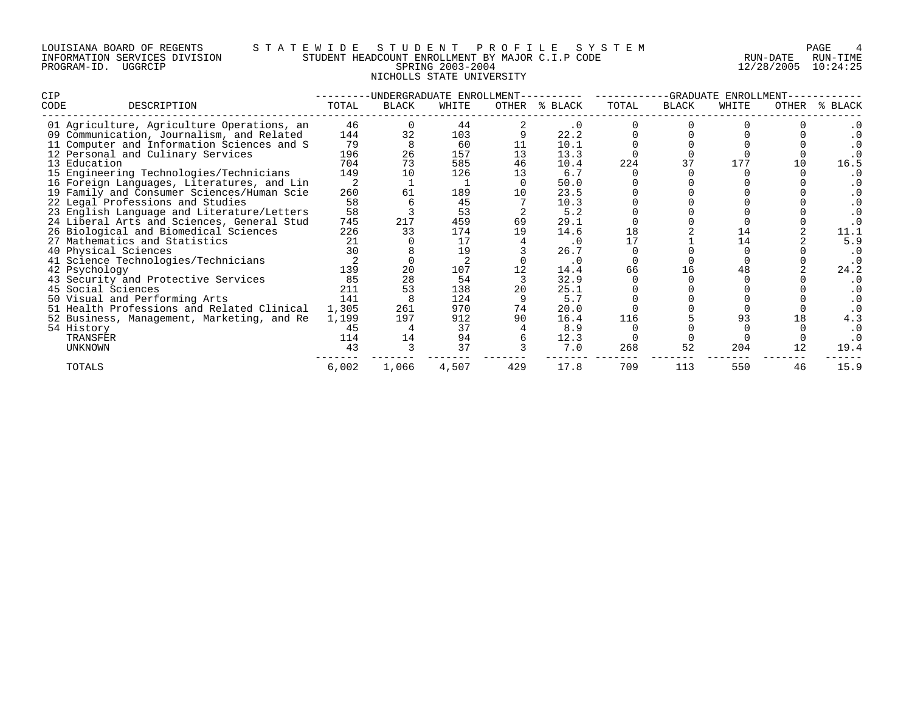LOUISIANA BOARD OF REGENTS — S T A T E W I D E S T U D E N T P R O F I L E S Y S T E M

INFORMATION SERVICES DIVISION — STUDENT HEADCOUNT ENROLLMENT BY MAJOR C.I.P CODE — RUN-DATE 12/28/2005 RUN-TIME 10:24:25

PROGRAM-ID. UGGRCIP — SPRING 2003-2004

NICHOLLS STATE UNIVERSITY

| CIP CODE | DESCRIPTION | UNDERGRADUATE ENROLLMENT TOTAL | BLACK | WHITE | OTHER | % BLACK | GRADUATE ENROLLMENT TOTAL | BLACK | WHITE | OTHER | % BLACK |
|---|---|---|---|---|---|---|---|---|---|---|---|
| 01 | Agriculture, Agriculture Operations, an | 46 | 0 | 44 | 2 | .0 | 0 | 0 | 0 | 0 | .0 |
| 09 | Communication, Journalism, and Related | 144 | 32 | 103 | 9 | 22.2 | 0 | 0 | 0 | 0 | .0 |
| 11 | Computer and Information Sciences and S | 79 | 8 | 60 | 11 | 10.1 | 0 | 0 | 0 | 0 | .0 |
| 12 | Personal and Culinary Services | 196 | 26 | 157 | 13 | 13.3 | 0 | 0 | 0 | 0 | .0 |
| 13 | Education | 704 | 73 | 585 | 46 | 10.4 | 224 | 37 | 177 | 10 | 16.5 |
| 15 | Engineering Technologies/Technicians | 149 | 10 | 126 | 13 | 6.7 | 0 | 0 | 0 | 0 | .0 |
| 16 | Foreign Languages, Literatures, and Lin | 2 | 1 | 1 | 0 | 50.0 | 0 | 0 | 0 | 0 | .0 |
| 19 | Family and Consumer Sciences/Human Scie | 260 | 61 | 189 | 10 | 23.5 | 0 | 0 | 0 | 0 | .0 |
| 22 | Legal Professions and Studies | 58 | 6 | 45 | 7 | 10.3 | 0 | 0 | 0 | 0 | .0 |
| 23 | English Language and Literature/Letters | 58 | 3 | 53 | 2 | 5.2 | 0 | 0 | 0 | 0 | .0 |
| 24 | Liberal Arts and Sciences, General Stud | 745 | 217 | 459 | 69 | 29.1 | 0 | 0 | 0 | 0 | .0 |
| 26 | Biological and Biomedical Sciences | 226 | 33 | 174 | 19 | 14.6 | 18 | 2 | 14 | 2 | 11.1 |
| 27 | Mathematics and Statistics | 21 | 0 | 17 | 4 | .0 | 17 | 1 | 14 | 2 | 5.9 |
| 40 | Physical Sciences | 30 | 8 | 19 | 3 | 26.7 | 0 | 0 | 0 | 0 | .0 |
| 41 | Science Technologies/Technicians | 2 | 0 | 2 | 0 | .0 | 0 | 0 | 0 | 0 | .0 |
| 42 | Psychology | 139 | 20 | 107 | 12 | 14.4 | 66 | 16 | 48 | 2 | 24.2 |
| 43 | Security and Protective Services | 85 | 28 | 54 | 3 | 32.9 | 0 | 0 | 0 | 0 | .0 |
| 45 | Social Sciences | 211 | 53 | 138 | 20 | 25.1 | 0 | 0 | 0 | 0 | .0 |
| 50 | Visual and Performing Arts | 141 | 8 | 124 | 9 | 5.7 | 0 | 0 | 0 | 0 | .0 |
| 51 | Health Professions and Related Clinical | 1,305 | 261 | 970 | 74 | 20.0 | 0 | 0 | 0 | 0 | .0 |
| 52 | Business, Management, Marketing, and Re | 1,199 | 197 | 912 | 90 | 16.4 | 116 | 5 | 93 | 18 | 4.3 |
| 54 | History | 45 | 4 | 37 | 4 | 8.9 | 0 | 0 | 0 | 0 | .0 |
| | TRANSFER | 114 | 14 | 94 | 6 | 12.3 | 0 | 0 | 0 | 0 | .0 |
| | UNKNOWN | 43 | 3 | 37 | 3 | 7.0 | 268 | 52 | 204 | 12 | 19.4 |
| | TOTALS | 6,002 | 1,066 | 4,507 | 429 | 17.8 | 709 | 113 | 550 | 46 | 15.9 |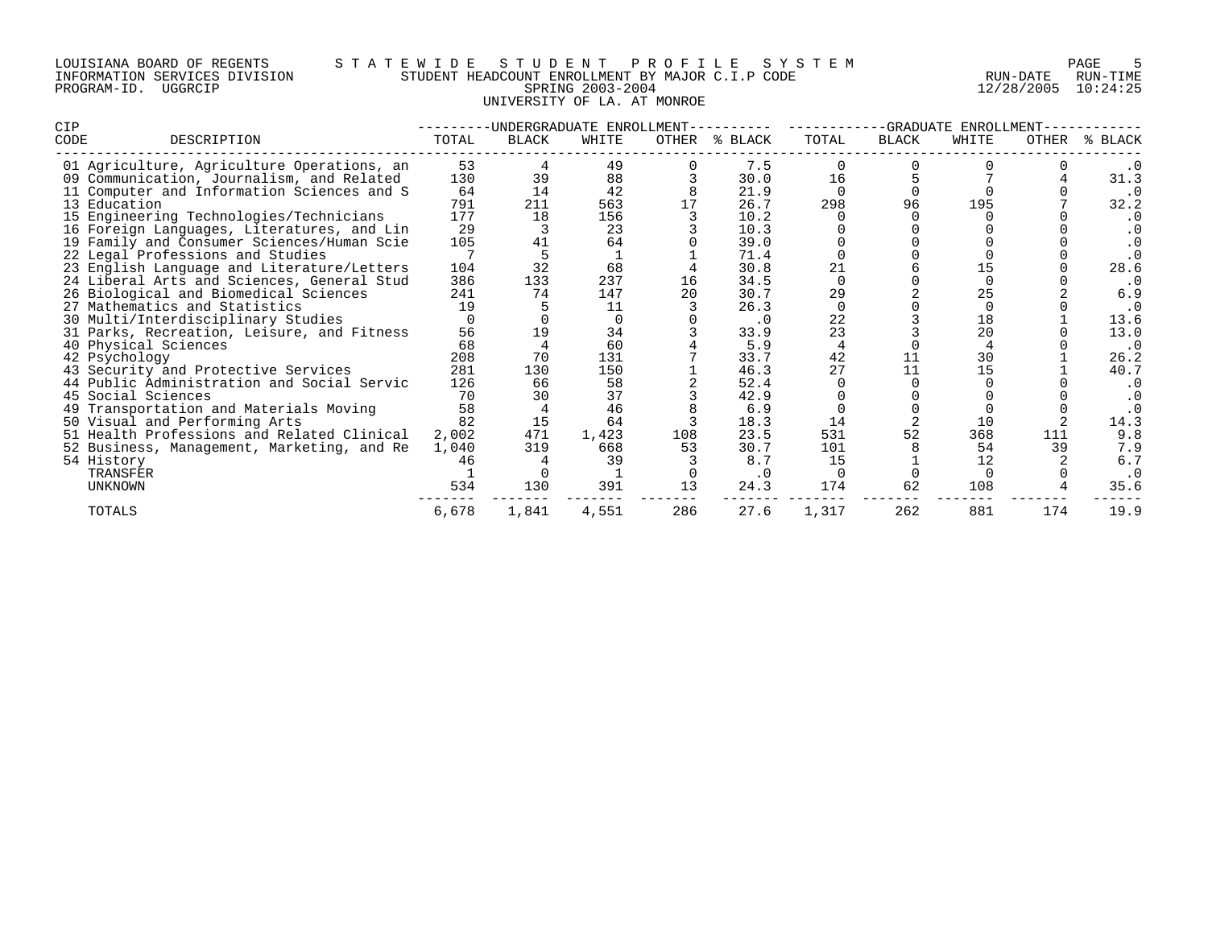LOUISIANA BOARD OF REGENTS — STATEWIDE STUDENT PROFILE SYSTEM
INFORMATION SERVICES DIVISION — STUDENT HEADCOUNT ENROLLMENT BY MAJOR C.I.P CODE — RUN-DATE 12/28/2005 RUN-TIME 10:24:25
PROGRAM-ID. UGGRCIP — SPRING 2003-2004

UNIVERSITY OF LA. AT MONROE

| CIP CODE | DESCRIPTION | UNDERGRADUATE ENROLLMENT TOTAL | BLACK | WHITE | OTHER | % BLACK | GRADUATE ENROLLMENT TOTAL | BLACK | WHITE | OTHER | % BLACK |
|---|---|---|---|---|---|---|---|---|---|---|---|
| 01 | Agriculture, Agriculture Operations, an | 53 | 4 | 49 | 0 | 7.5 | 0 | 0 | 0 | 0 | .0 |
| 09 | Communication, Journalism, and Related | 130 | 39 | 88 | 3 | 30.0 | 16 | 5 | 7 | 4 | 31.3 |
| 11 | Computer and Information Sciences and S | 64 | 14 | 42 | 8 | 21.9 | 0 | 0 | 0 | 0 | .0 |
| 13 | Education | 791 | 211 | 563 | 17 | 26.7 | 298 | 96 | 195 | 7 | 32.2 |
| 15 | Engineering Technologies/Technicians | 177 | 18 | 156 | 3 | 10.2 | 0 | 0 | 0 | 0 | .0 |
| 16 | Foreign Languages, Literatures, and Lin | 29 | 3 | 23 | 3 | 10.3 | 0 | 0 | 0 | 0 | .0 |
| 19 | Family and Consumer Sciences/Human Scie | 105 | 41 | 64 | 0 | 39.0 | 0 | 0 | 0 | 0 | .0 |
| 22 | Legal Professions and Studies | 7 | 5 | 1 | 1 | 71.4 | 0 | 0 | 0 | 0 | .0 |
| 23 | English Language and Literature/Letters | 104 | 32 | 68 | 4 | 30.8 | 21 | 6 | 15 | 0 | 28.6 |
| 24 | Liberal Arts and Sciences, General Stud | 386 | 133 | 237 | 16 | 34.5 | 0 | 0 | 0 | 0 | .0 |
| 26 | Biological and Biomedical Sciences | 241 | 74 | 147 | 20 | 30.7 | 29 | 2 | 25 | 2 | 6.9 |
| 27 | Mathematics and Statistics | 19 | 5 | 11 | 3 | 26.3 | 0 | 0 | 0 | 0 | .0 |
| 30 | Multi/Interdisciplinary Studies | 0 | 0 | 0 | 0 | .0 | 22 | 3 | 18 | 1 | 13.6 |
| 31 | Parks, Recreation, Leisure, and Fitness | 56 | 19 | 34 | 3 | 33.9 | 23 | 3 | 20 | 0 | 13.0 |
| 40 | Physical Sciences | 68 | 4 | 60 | 4 | 5.9 | 4 | 0 | 4 | 0 | .0 |
| 42 | Psychology | 208 | 70 | 131 | 7 | 33.7 | 42 | 11 | 30 | 1 | 26.2 |
| 43 | Security and Protective Services | 281 | 130 | 150 | 1 | 46.3 | 27 | 11 | 15 | 1 | 40.7 |
| 44 | Public Administration and Social Servic | 126 | 66 | 58 | 2 | 52.4 | 0 | 0 | 0 | 0 | .0 |
| 45 | Social Sciences | 70 | 30 | 37 | 3 | 42.9 | 0 | 0 | 0 | 0 | .0 |
| 49 | Transportation and Materials Moving | 58 | 4 | 46 | 8 | 6.9 | 0 | 0 | 0 | 0 | .0 |
| 50 | Visual and Performing Arts | 82 | 15 | 64 | 3 | 18.3 | 14 | 2 | 10 | 2 | 14.3 |
| 51 | Health Professions and Related Clinical | 2,002 | 471 | 1,423 | 108 | 23.5 | 531 | 52 | 368 | 111 | 9.8 |
| 52 | Business, Management, Marketing, and Re | 1,040 | 319 | 668 | 53 | 30.7 | 101 | 8 | 54 | 39 | 7.9 |
| 54 | History | 46 | 4 | 39 | 3 | 8.7 | 15 | 1 | 12 | 2 | 6.7 |
| | TRANSFER | 1 | 0 | 1 | 0 | .0 | 0 | 0 | 0 | 0 | .0 |
| | UNKNOWN | 534 | 130 | 391 | 13 | 24.3 | 174 | 62 | 108 | 4 | 35.6 |
| | TOTALS | 6,678 | 1,841 | 4,551 | 286 | 27.6 | 1,317 | 262 | 881 | 174 | 19.9 |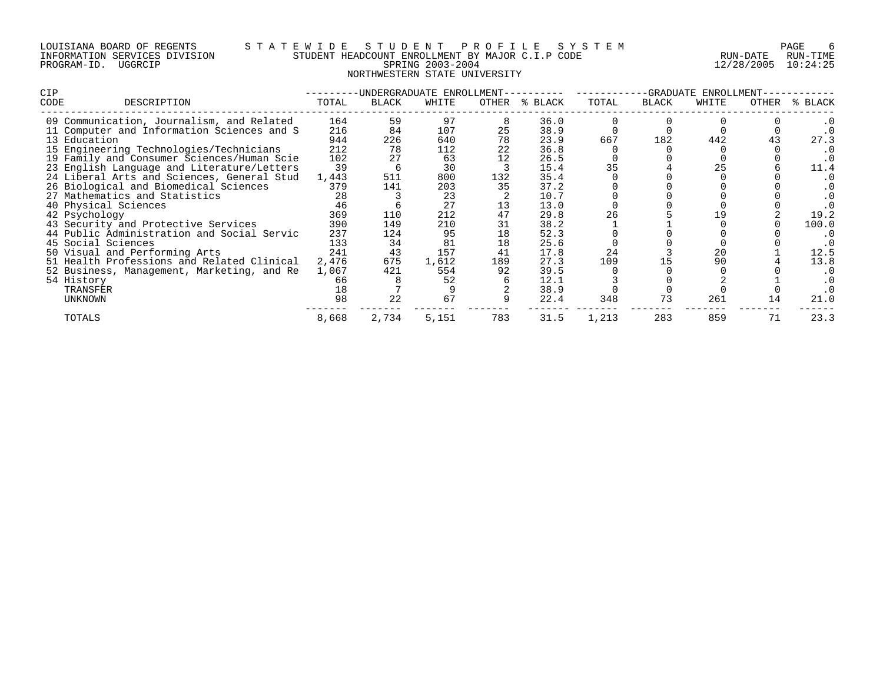LOUISIANA BOARD OF REGENTS — STATEWIDE STUDENT PROFILE SYSTEM
INFORMATION SERVICES DIVISION — STUDENT HEADCOUNT ENROLLMENT BY MAJOR C.I.P CODE — RUN-DATE 12/28/2005 RUN-TIME 10:24:25
PROGRAM-ID. UGGRCIP — SPRING 2003-2004

NORTHWESTERN STATE UNIVERSITY

| CIP CODE | DESCRIPTION | UNDERGRADUATE ENROLLMENT TOTAL | BLACK | WHITE | OTHER | % BLACK | GRADUATE ENROLLMENT TOTAL | BLACK | WHITE | OTHER | % BLACK |
|---|---|---|---|---|---|---|---|---|---|---|---|
| 09 | Communication, Journalism, and Related | 164 | 59 | 97 | 8 | 36.0 | 0 | 0 | 0 | 0 | .0 |
| 11 | Computer and Information Sciences and S | 216 | 84 | 107 | 25 | 38.9 | 0 | 0 | 0 | 0 | .0 |
| 13 | Education | 944 | 226 | 640 | 78 | 23.9 | 667 | 182 | 442 | 43 | 27.3 |
| 15 | Engineering Technologies/Technicians | 212 | 78 | 112 | 22 | 36.8 | 0 | 0 | 0 | 0 | .0 |
| 19 | Family and Consumer Sciences/Human Scie | 102 | 27 | 63 | 12 | 26.5 | 0 | 0 | 0 | 0 | .0 |
| 23 | English Language and Literature/Letters | 39 | 6 | 30 | 3 | 15.4 | 35 | 4 | 25 | 6 | 11.4 |
| 24 | Liberal Arts and Sciences, General Stud | 1,443 | 511 | 800 | 132 | 35.4 | 0 | 0 | 0 | 0 | .0 |
| 26 | Biological and Biomedical Sciences | 379 | 141 | 203 | 35 | 37.2 | 0 | 0 | 0 | 0 | .0 |
| 27 | Mathematics and Statistics | 28 | 3 | 23 | 2 | 10.7 | 0 | 0 | 0 | 0 | .0 |
| 40 | Physical Sciences | 46 | 6 | 27 | 13 | 13.0 | 0 | 0 | 0 | 0 | .0 |
| 42 | Psychology | 369 | 110 | 212 | 47 | 29.8 | 26 | 5 | 19 | 2 | 19.2 |
| 43 | Security and Protective Services | 390 | 149 | 210 | 31 | 38.2 | 1 | 1 | 0 | 0 | 100.0 |
| 44 | Public Administration and Social Servic | 237 | 124 | 95 | 18 | 52.3 | 0 | 0 | 0 | 0 | .0 |
| 45 | Social Sciences | 133 | 34 | 81 | 18 | 25.6 | 0 | 0 | 0 | 0 | .0 |
| 50 | Visual and Performing Arts | 241 | 43 | 157 | 41 | 17.8 | 24 | 3 | 20 | 1 | 12.5 |
| 51 | Health Professions and Related Clinical | 2,476 | 675 | 1,612 | 189 | 27.3 | 109 | 15 | 90 | 4 | 13.8 |
| 52 | Business, Management, Marketing, and Re | 1,067 | 421 | 554 | 92 | 39.5 | 0 | 0 | 0 | 0 | .0 |
| 54 | History | 66 | 8 | 52 | 6 | 12.1 | 3 | 0 | 2 | 1 | .0 |
| | TRANSFER | 18 | 7 | 9 | 2 | 38.9 | 0 | 0 | 0 | 0 | .0 |
| | UNKNOWN | 98 | 22 | 67 | 9 | 22.4 | 348 | 73 | 261 | 14 | 21.0 |
| | TOTALS | 8,668 | 2,734 | 5,151 | 783 | 31.5 | 1,213 | 283 | 859 | 71 | 23.3 |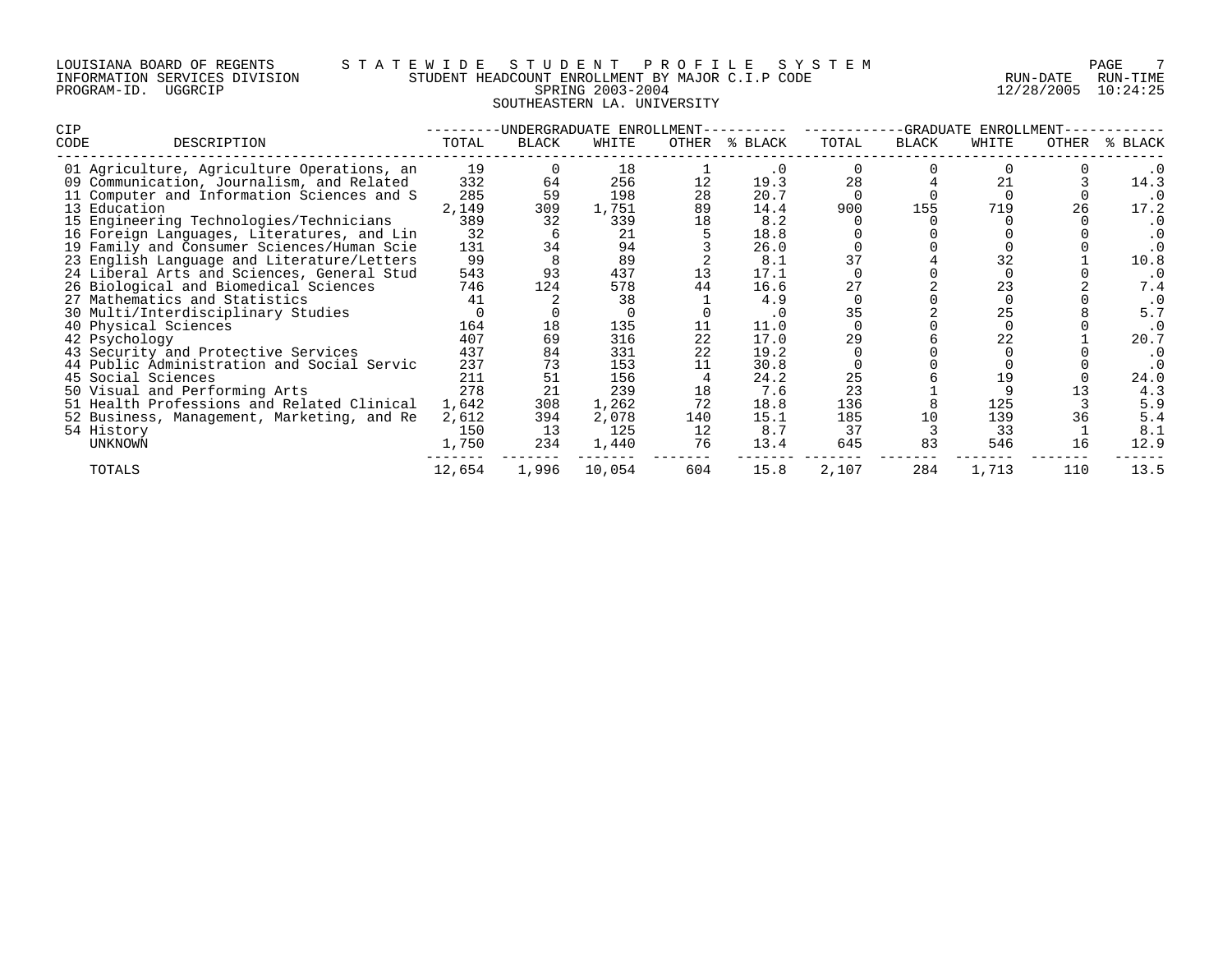LOUISIANA BOARD OF REGENTS — STATEWIDE STUDENT PROFILE SYSTEM
INFORMATION SERVICES DIVISION — STUDENT HEADCOUNT ENROLLMENT BY MAJOR C.I.P CODE — RUN-DATE 12/28/2005 RUN-TIME 10:24:25
PROGRAM-ID. UGGRCIP — SPRING 2003-2004

SOUTHEASTERN LA. UNIVERSITY

| CIP CODE | DESCRIPTION | UNDERGRADUATE ENROLLMENT | | | | | GRADUATE ENROLLMENT | | | | |
|---|---|---|---|---|---|---|---|---|---|---|---|
| | | TOTAL | BLACK | WHITE | OTHER | % BLACK | TOTAL | BLACK | WHITE | OTHER | % BLACK |
| 01 | Agriculture, Agriculture Operations, an | 19 | 0 | 18 | 1 | .0 | 0 | 0 | 0 | 0 | .0 |
| 09 | Communication, Journalism, and Related | 332 | 64 | 256 | 12 | 19.3 | 28 | 4 | 21 | 3 | 14.3 |
| 11 | Computer and Information Sciences and S | 285 | 59 | 198 | 28 | 20.7 | 0 | 0 | 0 | 0 | .0 |
| 13 | Education | 2,149 | 309 | 1,751 | 89 | 14.4 | 900 | 155 | 719 | 26 | 17.2 |
| 15 | Engineering Technologies/Technicians | 389 | 32 | 339 | 18 | 8.2 | 0 | 0 | 0 | 0 | .0 |
| 16 | Foreign Languages, Literatures, and Lin | 32 | 6 | 21 | 5 | 18.8 | 0 | 0 | 0 | 0 | .0 |
| 19 | Family and Consumer Sciences/Human Scie | 131 | 34 | 94 | 3 | 26.0 | 0 | 0 | 0 | 0 | .0 |
| 23 | English Language and Literature/Letters | 99 | 8 | 89 | 2 | 8.1 | 37 | 4 | 32 | 1 | 10.8 |
| 24 | Liberal Arts and Sciences, General Stud | 543 | 93 | 437 | 13 | 17.1 | 0 | 0 | 0 | 0 | .0 |
| 26 | Biological and Biomedical Sciences | 746 | 124 | 578 | 44 | 16.6 | 27 | 2 | 23 | 2 | 7.4 |
| 27 | Mathematics and Statistics | 41 | 2 | 38 | 1 | 4.9 | 0 | 0 | 0 | 0 | .0 |
| 30 | Multi/Interdisciplinary Studies | 0 | 0 | 0 | 0 | .0 | 35 | 2 | 25 | 8 | 5.7 |
| 40 | Physical Sciences | 164 | 18 | 135 | 11 | 11.0 | 0 | 0 | 0 | 0 | .0 |
| 42 | Psychology | 407 | 69 | 316 | 22 | 17.0 | 29 | 6 | 22 | 1 | 20.7 |
| 43 | Security and Protective Services | 437 | 84 | 331 | 22 | 19.2 | 0 | 0 | 0 | 0 | .0 |
| 44 | Public Administration and Social Servic | 237 | 73 | 153 | 11 | 30.8 | 0 | 0 | 0 | 0 | .0 |
| 45 | Social Sciences | 211 | 51 | 156 | 4 | 24.2 | 25 | 6 | 19 | 0 | 24.0 |
| 50 | Visual and Performing Arts | 278 | 21 | 239 | 18 | 7.6 | 23 | 1 | 9 | 13 | 4.3 |
| 51 | Health Professions and Related Clinical | 1,642 | 308 | 1,262 | 72 | 18.8 | 136 | 8 | 125 | 3 | 5.9 |
| 52 | Business, Management, Marketing, and Re | 2,612 | 394 | 2,078 | 140 | 15.1 | 185 | 10 | 139 | 36 | 5.4 |
| 54 | History | 150 | 13 | 125 | 12 | 8.7 | 37 | 3 | 33 | 1 | 8.1 |
| | UNKNOWN | 1,750 | 234 | 1,440 | 76 | 13.4 | 645 | 83 | 546 | 16 | 12.9 |
| | TOTALS | 12,654 | 1,996 | 10,054 | 604 | 15.8 | 2,107 | 284 | 1,713 | 110 | 13.5 |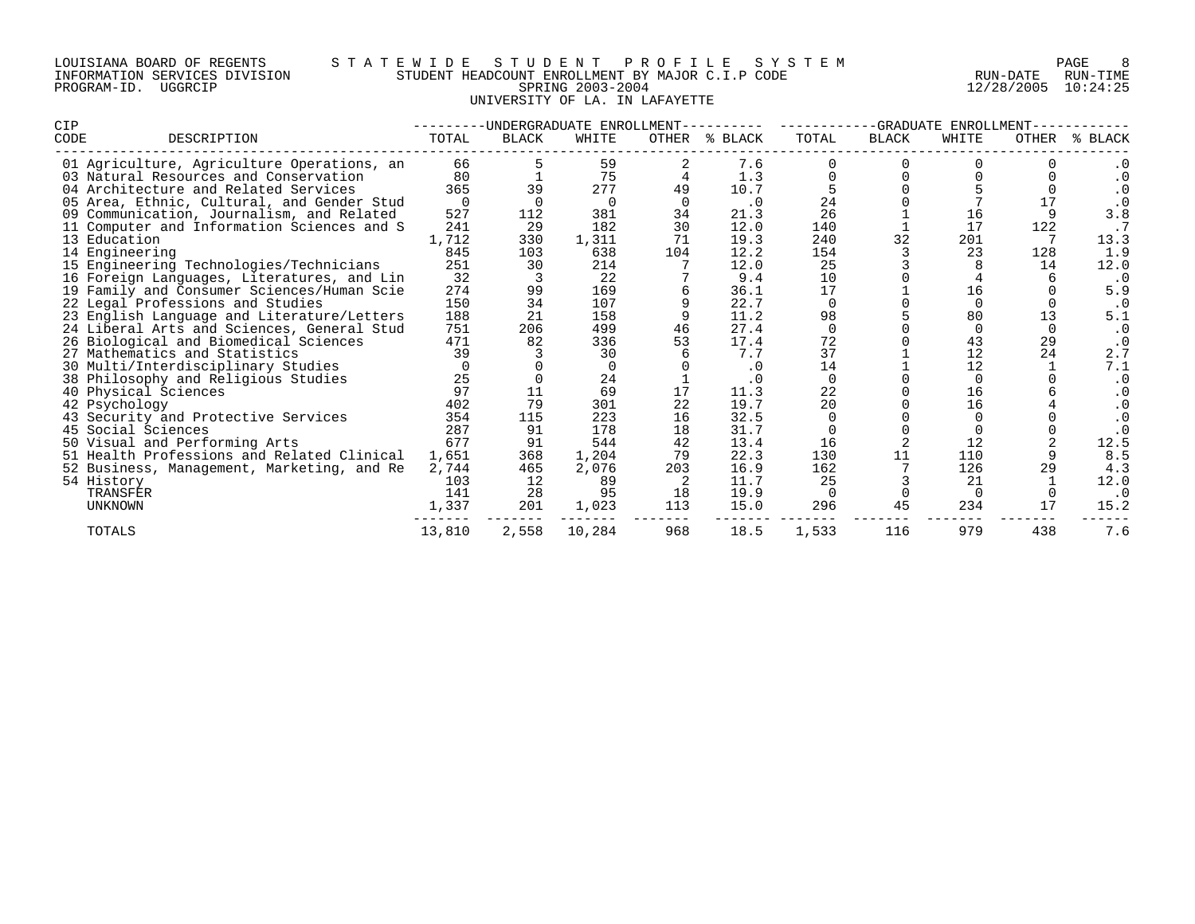LOUISIANA BOARD OF REGENTS — STATEWIDE STUDENT PROFILE SYSTEM
INFORMATION SERVICES DIVISION — STUDENT HEADCOUNT ENROLLMENT BY MAJOR C.I.P CODE — RUN-DATE 12/28/2005 RUN-TIME 10:24:25
PROGRAM-ID. UGGRCIP — SPRING 2003-2004

UNIVERSITY OF LA. IN LAFAYETTE

| CIP CODE | DESCRIPTION | UNDERGRADUATE ENROLLMENT TOTAL | BLACK | WHITE | OTHER | % BLACK | GRADUATE ENROLLMENT TOTAL | BLACK | WHITE | OTHER | % BLACK |
|---|---|---|---|---|---|---|---|---|---|---|---|
| 01 | Agriculture, Agriculture Operations, an | 66 | 5 | 59 | 2 | 7.6 | 0 | 0 | 0 | 0 | .0 |
| 03 | Natural Resources and Conservation | 80 | 1 | 75 | 4 | 1.3 | 0 | 0 | 0 | 0 | .0 |
| 04 | Architecture and Related Services | 365 | 39 | 277 | 49 | 10.7 | 5 | 0 | 5 | 0 | .0 |
| 05 | Area, Ethnic, Cultural, and Gender Stud | 0 | 0 | 0 | 0 | .0 | 24 | 0 | 7 | 17 | .0 |
| 09 | Communication, Journalism, and Related | 527 | 112 | 381 | 34 | 21.3 | 26 | 1 | 16 | 9 | 3.8 |
| 11 | Computer and Information Sciences and S | 241 | 29 | 182 | 30 | 12.0 | 140 | 1 | 17 | 122 | .7 |
| 13 | Education | 1,712 | 330 | 1,311 | 71 | 19.3 | 240 | 32 | 201 | 7 | 13.3 |
| 14 | Engineering | 845 | 103 | 638 | 104 | 12.2 | 154 | 3 | 23 | 128 | 1.9 |
| 15 | Engineering Technologies/Technicians | 251 | 30 | 214 | 7 | 12.0 | 25 | 3 | 8 | 14 | 12.0 |
| 16 | Foreign Languages, Literatures, and Lin | 32 | 3 | 22 | 7 | 9.4 | 10 | 0 | 4 | 6 | .0 |
| 19 | Family and Consumer Sciences/Human Scie | 274 | 99 | 169 | 6 | 36.1 | 17 | 1 | 16 | 0 | 5.9 |
| 22 | Legal Professions and Studies | 150 | 34 | 107 | 9 | 22.7 | 0 | 0 | 0 | 0 | .0 |
| 23 | English Language and Literature/Letters | 188 | 21 | 158 | 9 | 11.2 | 98 | 5 | 80 | 13 | 5.1 |
| 24 | Liberal Arts and Sciences, General Stud | 751 | 206 | 499 | 46 | 27.4 | 0 | 0 | 0 | 0 | .0 |
| 26 | Biological and Biomedical Sciences | 471 | 82 | 336 | 53 | 17.4 | 72 | 0 | 43 | 29 | .0 |
| 27 | Mathematics and Statistics | 39 | 3 | 30 | 6 | 7.7 | 37 | 1 | 12 | 24 | 2.7 |
| 30 | Multi/Interdisciplinary Studies | 0 | 0 | 0 | 0 | .0 | 14 | 1 | 12 | 1 | 7.1 |
| 38 | Philosophy and Religious Studies | 25 | 0 | 24 | 1 | .0 | 0 | 0 | 0 | 0 | .0 |
| 40 | Physical Sciences | 97 | 11 | 69 | 17 | 11.3 | 22 | 0 | 16 | 6 | .0 |
| 42 | Psychology | 402 | 79 | 301 | 22 | 19.7 | 20 | 0 | 16 | 4 | .0 |
| 43 | Security and Protective Services | 354 | 115 | 223 | 16 | 32.5 | 0 | 0 | 0 | 0 | .0 |
| 45 | Social Sciences | 287 | 91 | 178 | 18 | 31.7 | 0 | 0 | 0 | 0 | .0 |
| 50 | Visual and Performing Arts | 677 | 91 | 544 | 42 | 13.4 | 16 | 2 | 12 | 2 | 12.5 |
| 51 | Health Professions and Related Clinical | 1,651 | 368 | 1,204 | 79 | 22.3 | 130 | 11 | 110 | 9 | 8.5 |
| 52 | Business, Management, Marketing, and Re | 2,744 | 465 | 2,076 | 203 | 16.9 | 162 | 7 | 126 | 29 | 4.3 |
| 54 | History | 103 | 12 | 89 | 2 | 11.7 | 25 | 3 | 21 | 1 | 12.0 |
| | TRANSFER | 141 | 28 | 95 | 18 | 19.9 | 0 | 0 | 0 | 0 | .0 |
| | UNKNOWN | 1,337 | 201 | 1,023 | 113 | 15.0 | 296 | 45 | 234 | 17 | 15.2 |
| | TOTALS | 13,810 | 2,558 | 10,284 | 968 | 18.5 | 1,533 | 116 | 979 | 438 | 7.6 |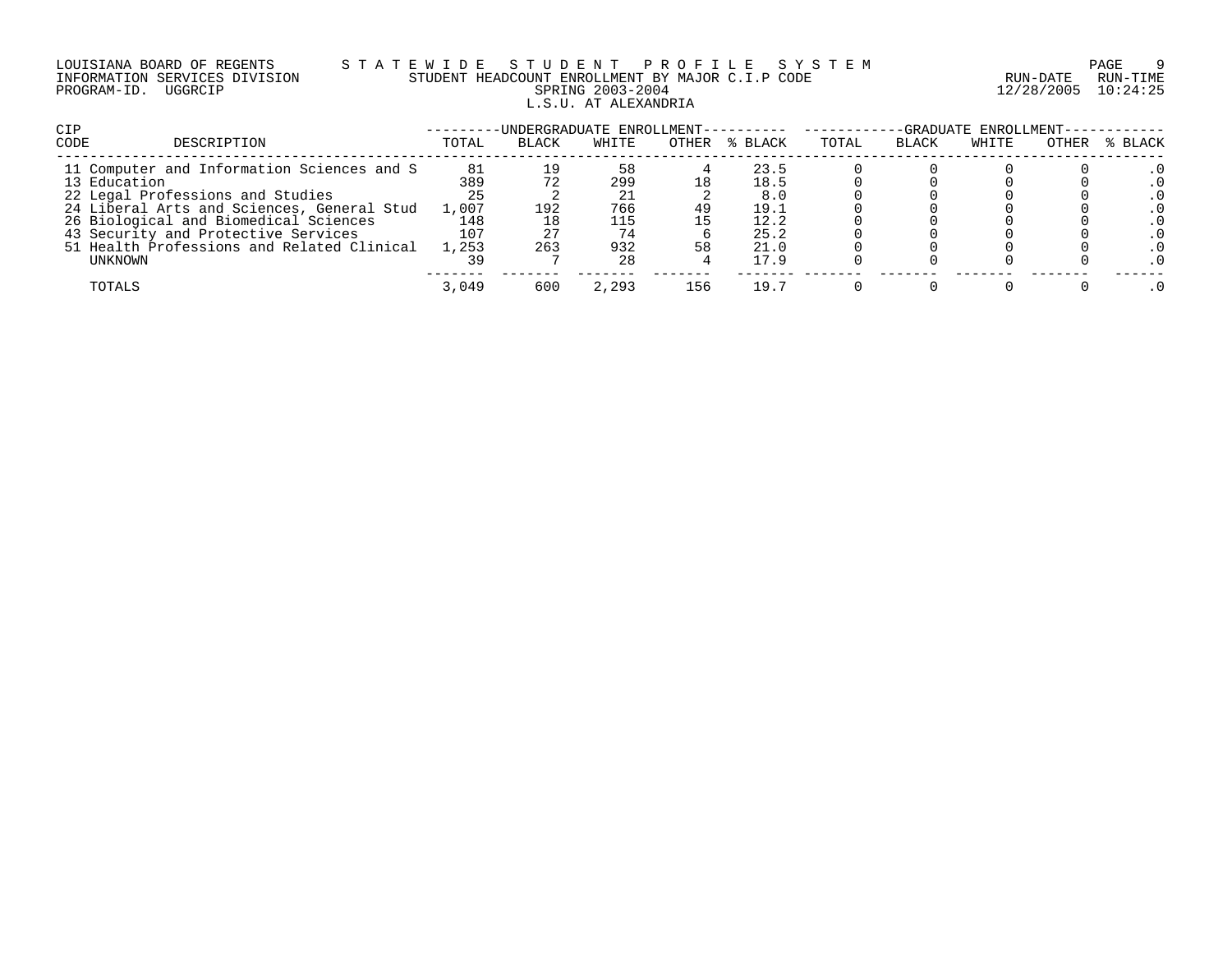LOUISIANA BOARD OF REGENTS — STATEWIDE STUDENT PROFILE SYSTEM
INFORMATION SERVICES DIVISION — STUDENT HEADCOUNT ENROLLMENT BY MAJOR C.I.P CODE — RUN-DATE 12/28/2005 RUN-TIME 10:24:25
PROGRAM-ID. UGGRCIP — SPRING 2003-2004

## L.S.U. AT ALEXANDRIA

| CIP CODE | DESCRIPTION | UNDERGRADUATE ENROLLMENT TOTAL | BLACK | WHITE | OTHER | % BLACK | GRADUATE ENROLLMENT TOTAL | BLACK | WHITE | OTHER | % BLACK |
|---|---|---|---|---|---|---|---|---|---|---|---|
| 11 | Computer and Information Sciences and S | 81 | 19 | 58 | 4 | 23.5 | 0 | 0 | 0 | 0 | .0 |
| 13 | Education | 389 | 72 | 299 | 18 | 18.5 | 0 | 0 | 0 | 0 | .0 |
| 22 | Legal Professions and Studies | 25 | 2 | 21 | 2 | 8.0 | 0 | 0 | 0 | 0 | .0 |
| 24 | Liberal Arts and Sciences, General Stud | 1,007 | 192 | 766 | 49 | 19.1 | 0 | 0 | 0 | 0 | .0 |
| 26 | Biological and Biomedical Sciences | 148 | 18 | 115 | 15 | 12.2 | 0 | 0 | 0 | 0 | .0 |
| 43 | Security and Protective Services | 107 | 27 | 74 | 6 | 25.2 | 0 | 0 | 0 | 0 | .0 |
| 51 | Health Professions and Related Clinical | 1,253 | 263 | 932 | 58 | 21.0 | 0 | 0 | 0 | 0 | .0 |
| | UNKNOWN | 39 | 7 | 28 | 4 | 17.9 | 0 | 0 | 0 | 0 | .0 |
| | TOTALS | 3,049 | 600 | 2,293 | 156 | 19.7 | 0 | 0 | 0 | 0 | .0 |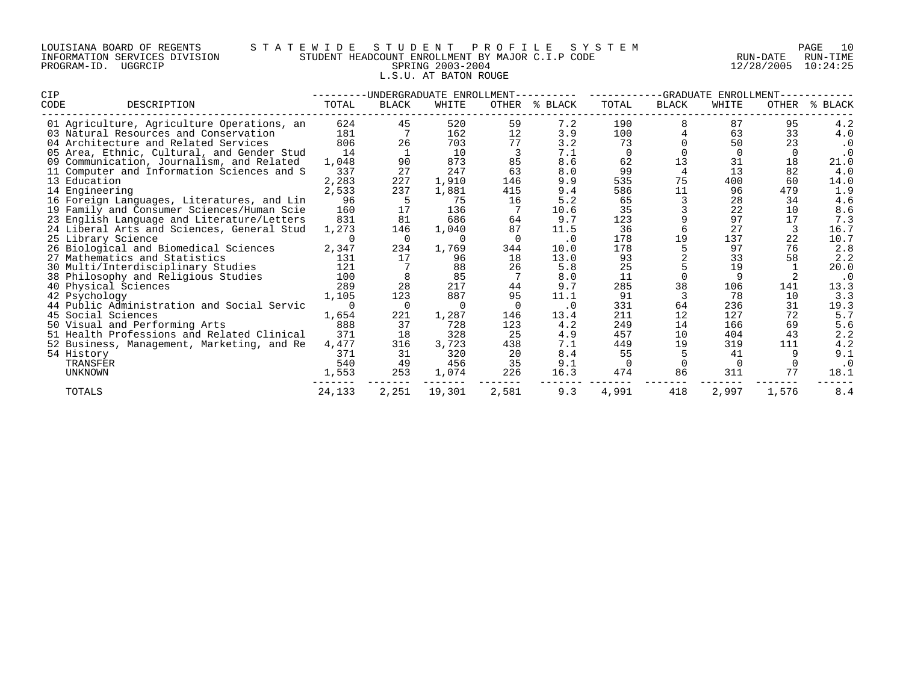LOUISIANA BOARD OF REGENTS — STATEWIDE STUDENT PROFILE SYSTEM
INFORMATION SERVICES DIVISION — STUDENT HEADCOUNT ENROLLMENT BY MAJOR C.I.P CODE — RUN-DATE 12/28/2005 RUN-TIME 10:24:25
PROGRAM-ID. UGGRCIP — SPRING 2003-2004

L.S.U. AT BATON ROUGE

| CIP CODE | DESCRIPTION | UNDERGRADUATE ENROLLMENT | | | | | GRADUATE ENROLLMENT | | | | |
|---|---|---|---|---|---|---|---|---|---|---|---|
| | | TOTAL | BLACK | WHITE | OTHER | % BLACK | TOTAL | BLACK | WHITE | OTHER | % BLACK |
| 01 | Agriculture, Agriculture Operations, an | 624 | 45 | 520 | 59 | 7.2 | 190 | 8 | 87 | 95 | 4.2 |
| 03 | Natural Resources and Conservation | 181 | 7 | 162 | 12 | 3.9 | 100 | 4 | 63 | 33 | 4.0 |
| 04 | Architecture and Related Services | 806 | 26 | 703 | 77 | 3.2 | 73 | 0 | 50 | 23 | .0 |
| 05 | Area, Ethnic, Cultural, and Gender Stud | 14 | 1 | 10 | 3 | 7.1 | 0 | 0 | 0 | 0 | .0 |
| 09 | Communication, Journalism, and Related | 1,048 | 90 | 873 | 85 | 8.6 | 62 | 13 | 31 | 18 | 21.0 |
| 11 | Computer and Information Sciences and S | 337 | 27 | 247 | 63 | 8.0 | 99 | 4 | 13 | 82 | 4.0 |
| 13 | Education | 2,283 | 227 | 1,910 | 146 | 9.9 | 535 | 75 | 400 | 60 | 14.0 |
| 14 | Engineering | 2,533 | 237 | 1,881 | 415 | 9.4 | 586 | 11 | 96 | 479 | 1.9 |
| 16 | Foreign Languages, Literatures, and Lin | 96 | 5 | 75 | 16 | 5.2 | 65 | 3 | 28 | 34 | 4.6 |
| 19 | Family and Consumer Sciences/Human Scie | 160 | 17 | 136 | 7 | 10.6 | 35 | 3 | 22 | 10 | 8.6 |
| 23 | English Language and Literature/Letters | 831 | 81 | 686 | 64 | 9.7 | 123 | 9 | 97 | 17 | 7.3 |
| 24 | Liberal Arts and Sciences, General Stud | 1,273 | 146 | 1,040 | 87 | 11.5 | 36 | 6 | 27 | 3 | 16.7 |
| 25 | Library Science | 0 | 0 | 0 | 0 | .0 | 178 | 19 | 137 | 22 | 10.7 |
| 26 | Biological and Biomedical Sciences | 2,347 | 234 | 1,769 | 344 | 10.0 | 178 | 5 | 97 | 76 | 2.8 |
| 27 | Mathematics and Statistics | 131 | 17 | 96 | 18 | 13.0 | 93 | 2 | 33 | 58 | 2.2 |
| 30 | Multi/Interdisciplinary Studies | 121 | 7 | 88 | 26 | 5.8 | 25 | 5 | 19 | 1 | 20.0 |
| 38 | Philosophy and Religious Studies | 100 | 8 | 85 | 7 | 8.0 | 11 | 0 | 9 | 2 | .0 |
| 40 | Physical Sciences | 289 | 28 | 217 | 44 | 9.7 | 285 | 38 | 106 | 141 | 13.3 |
| 42 | Psychology | 1,105 | 123 | 887 | 95 | 11.1 | 91 | 3 | 78 | 10 | 3.3 |
| 44 | Public Administration and Social Servic | 0 | 0 | 0 | 0 | .0 | 331 | 64 | 236 | 31 | 19.3 |
| 45 | Social Sciences | 1,654 | 221 | 1,287 | 146 | 13.4 | 211 | 12 | 127 | 72 | 5.7 |
| 50 | Visual and Performing Arts | 888 | 37 | 728 | 123 | 4.2 | 249 | 14 | 166 | 69 | 5.6 |
| 51 | Health Professions and Related Clinical | 371 | 18 | 328 | 25 | 4.9 | 457 | 10 | 404 | 43 | 2.2 |
| 52 | Business, Management, Marketing, and Re | 4,477 | 316 | 3,723 | 438 | 7.1 | 449 | 19 | 319 | 111 | 4.2 |
| 54 | History | 371 | 31 | 320 | 20 | 8.4 | 55 | 5 | 41 | 9 | 9.1 |
| | TRANSFER | 540 | 49 | 456 | 35 | 9.1 | 0 | 0 | 0 | 0 | .0 |
| | UNKNOWN | 1,553 | 253 | 1,074 | 226 | 16.3 | 474 | 86 | 311 | 77 | 18.1 |
| | TOTALS | 24,133 | 2,251 | 19,301 | 2,581 | 9.3 | 4,991 | 418 | 2,997 | 1,576 | 8.4 |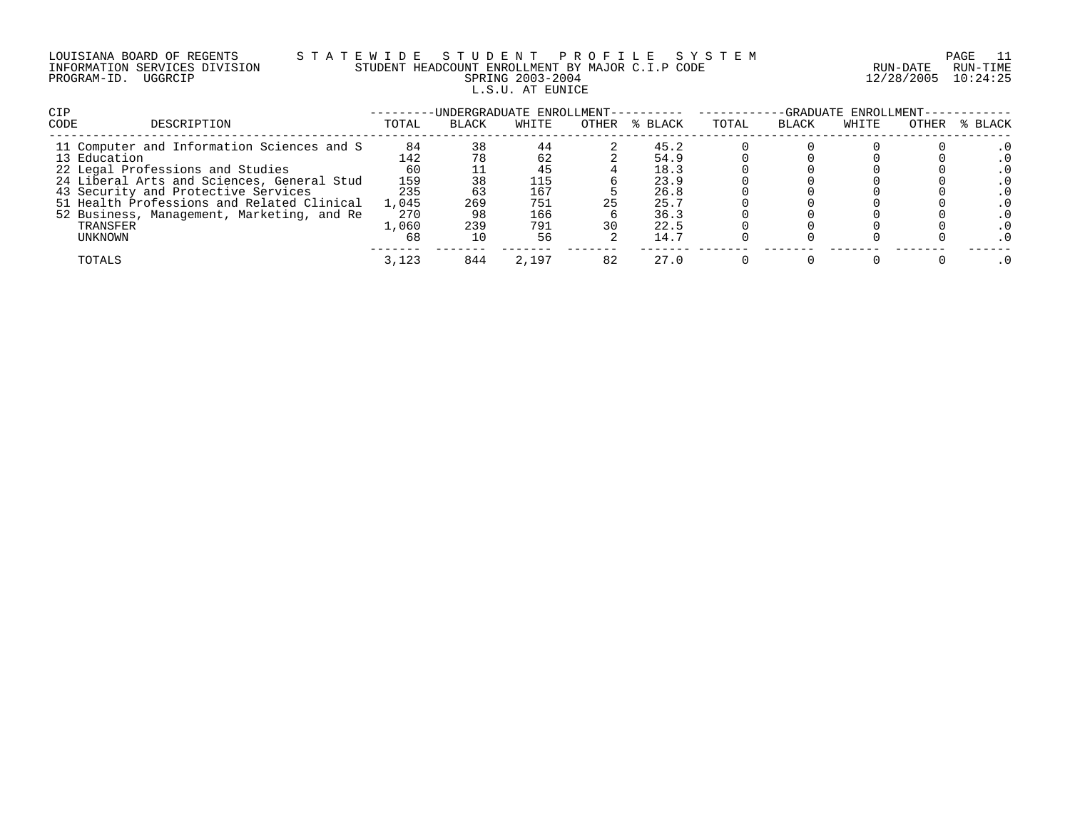LOUISIANA BOARD OF REGENTS — STATEWIDE STUDENT PROFILE SYSTEM

INFORMATION SERVICES DIVISION — STUDENT HEADCOUNT ENROLLMENT BY MAJOR C.I.P CODE — RUN-DATE 12/28/2005 RUN-TIME 10:24:25

PROGRAM-ID. UGGRCIP — SPRING 2003-2004

L.S.U. AT EUNICE

| CIP CODE | DESCRIPTION | UNDERGRADUATE ENROLLMENT TOTAL | BLACK | WHITE | OTHER | % BLACK | GRADUATE ENROLLMENT TOTAL | BLACK | WHITE | OTHER | % BLACK |
|---|---|---|---|---|---|---|---|---|---|---|---|
| 11 | Computer and Information Sciences and S | 84 | 38 | 44 | 2 | 45.2 | 0 | 0 | 0 | 0 | .0 |
| 13 | Education | 142 | 78 | 62 | 2 | 54.9 | 0 | 0 | 0 | 0 | .0 |
| 22 | Legal Professions and Studies | 60 | 11 | 45 | 4 | 18.3 | 0 | 0 | 0 | 0 | .0 |
| 24 | Liberal Arts and Sciences, General Stud | 159 | 38 | 115 | 6 | 23.9 | 0 | 0 | 0 | 0 | .0 |
| 43 | Security and Protective Services | 235 | 63 | 167 | 5 | 26.8 | 0 | 0 | 0 | 0 | .0 |
| 51 | Health Professions and Related Clinical | 1,045 | 269 | 751 | 25 | 25.7 | 0 | 0 | 0 | 0 | .0 |
| 52 | Business, Management, Marketing, and Re | 270 | 98 | 166 | 6 | 36.3 | 0 | 0 | 0 | 0 | .0 |
| | TRANSFER | 1,060 | 239 | 791 | 30 | 22.5 | 0 | 0 | 0 | 0 | .0 |
| | UNKNOWN | 68 | 10 | 56 | 2 | 14.7 | 0 | 0 | 0 | 0 | .0 |
| | TOTALS | 3,123 | 844 | 2,197 | 82 | 27.0 | 0 | 0 | 0 | 0 | .0 |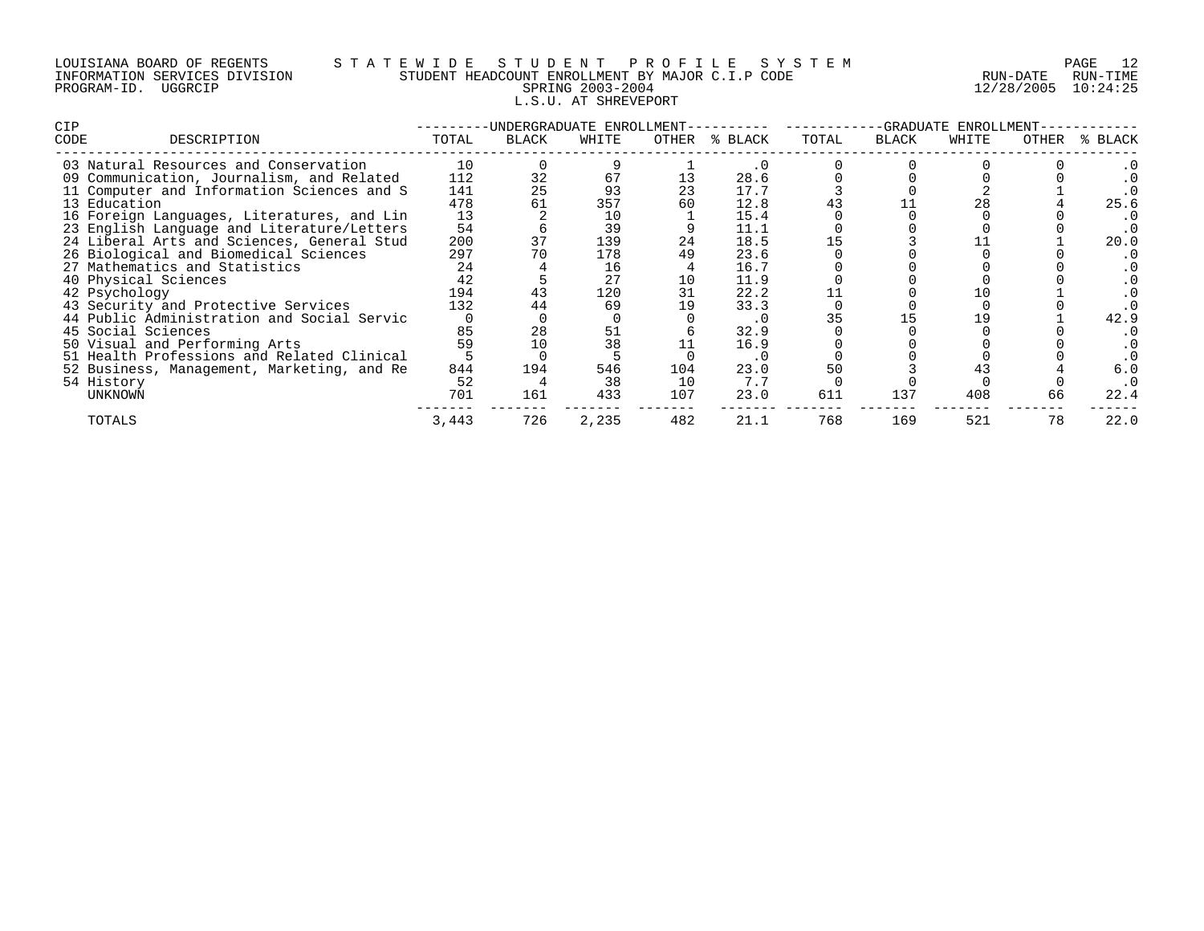LOUISIANA BOARD OF REGENTS — STATEWIDE STUDENT PROFILE SYSTEM
INFORMATION SERVICES DIVISION — STUDENT HEADCOUNT ENROLLMENT BY MAJOR C.I.P CODE — RUN-DATE 12/28/2005 RUN-TIME 10:24:25
PROGRAM-ID. UGGRCIP — SPRING 2003-2004

L.S.U. AT SHREVEPORT

| CIP CODE | DESCRIPTION | UNDERGRADUATE ENROLLMENT TOTAL | BLACK | WHITE | OTHER | % BLACK | GRADUATE ENROLLMENT TOTAL | BLACK | WHITE | OTHER | % BLACK |
|---|---|---|---|---|---|---|---|---|---|---|---|
| 03 | Natural Resources and Conservation | 10 | 0 | 9 | 1 | .0 | 0 | 0 | 0 | 0 | .0 |
| 09 | Communication, Journalism, and Related | 112 | 32 | 67 | 13 | 28.6 | 0 | 0 | 0 | 0 | .0 |
| 11 | Computer and Information Sciences and S | 141 | 25 | 93 | 23 | 17.7 | 3 | 0 | 2 | 1 | .0 |
| 13 | Education | 478 | 61 | 357 | 60 | 12.8 | 43 | 11 | 28 | 4 | 25.6 |
| 16 | Foreign Languages, Literatures, and Lin | 13 | 2 | 10 | 1 | 15.4 | 0 | 0 | 0 | 0 | .0 |
| 23 | English Language and Literature/Letters | 54 | 6 | 39 | 9 | 11.1 | 0 | 0 | 0 | 0 | .0 |
| 24 | Liberal Arts and Sciences, General Stud | 200 | 37 | 139 | 24 | 18.5 | 15 | 3 | 11 | 1 | 20.0 |
| 26 | Biological and Biomedical Sciences | 297 | 70 | 178 | 49 | 23.6 | 0 | 0 | 0 | 0 | .0 |
| 27 | Mathematics and Statistics | 24 | 4 | 16 | 4 | 16.7 | 0 | 0 | 0 | 0 | .0 |
| 40 | Physical Sciences | 42 | 5 | 27 | 10 | 11.9 | 0 | 0 | 0 | 0 | .0 |
| 42 | Psychology | 194 | 43 | 120 | 31 | 22.2 | 11 | 0 | 10 | 1 | .0 |
| 43 | Security and Protective Services | 132 | 44 | 69 | 19 | 33.3 | 0 | 0 | 0 | 0 | .0 |
| 44 | Public Administration and Social Servic | 0 | 0 | 0 | 0 | .0 | 35 | 15 | 19 | 1 | 42.9 |
| 45 | Social Sciences | 85 | 28 | 51 | 6 | 32.9 | 0 | 0 | 0 | 0 | .0 |
| 50 | Visual and Performing Arts | 59 | 10 | 38 | 11 | 16.9 | 0 | 0 | 0 | 0 | .0 |
| 51 | Health Professions and Related Clinical | 5 | 0 | 5 | 0 | .0 | 0 | 0 | 0 | 0 | .0 |
| 52 | Business, Management, Marketing, and Re | 844 | 194 | 546 | 104 | 23.0 | 50 | 3 | 43 | 4 | 6.0 |
| 54 | History | 52 | 4 | 38 | 10 | 7.7 | 0 | 0 | 0 | 0 | .0 |
| | UNKNOWN | 701 | 161 | 433 | 107 | 23.0 | 611 | 137 | 408 | 66 | 22.4 |
| | TOTALS | 3,443 | 726 | 2,235 | 482 | 21.1 | 768 | 169 | 521 | 78 | 22.0 |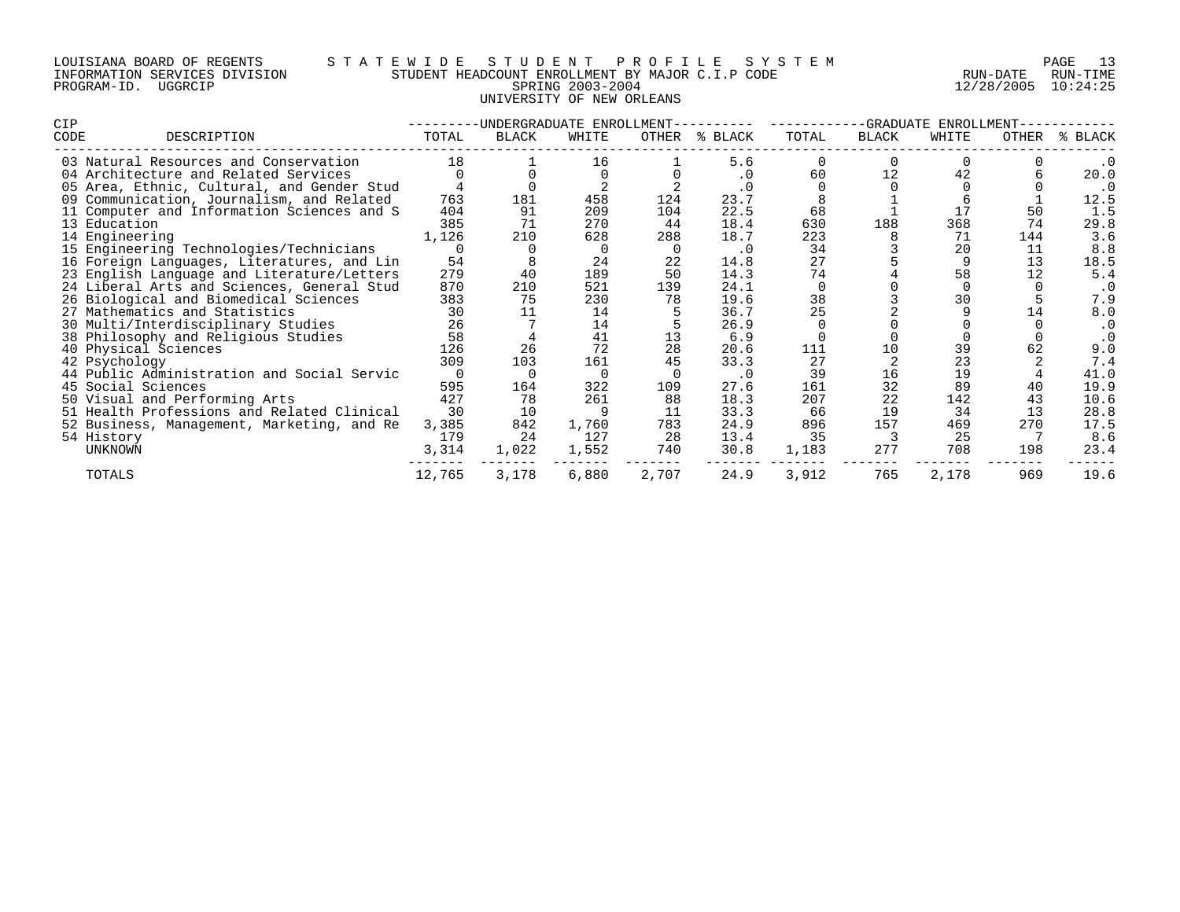LOUISIANA BOARD OF REGENTS — STATEWIDE STUDENT PROFILE SYSTEM
INFORMATION SERVICES DIVISION — STUDENT HEADCOUNT ENROLLMENT BY MAJOR C.I.P CODE — RUN-DATE 12/28/2005 RUN-TIME 10:24:25
PROGRAM-ID. UGGRCIP — SPRING 2003-2004

UNIVERSITY OF NEW ORLEANS

| CIP CODE | DESCRIPTION | UNDERGRADUATE ENROLLMENT TOTAL | BLACK | WHITE | OTHER | % BLACK | GRADUATE ENROLLMENT TOTAL | BLACK | WHITE | OTHER | % BLACK |
|---|---|---|---|---|---|---|---|---|---|---|---|
| 03 | Natural Resources and Conservation | 18 | 1 | 16 | 1 | 5.6 | 0 | 0 | 0 | 0 | .0 |
| 04 | Architecture and Related Services | 0 | 0 | 0 | 0 | .0 | 60 | 12 | 42 | 6 | 20.0 |
| 05 | Area, Ethnic, Cultural, and Gender Stud | 4 | 0 | 2 | 2 | .0 | 0 | 0 | 0 | 0 | .0 |
| 09 | Communication, Journalism, and Related | 763 | 181 | 458 | 124 | 23.7 | 8 | 1 | 6 | 1 | 12.5 |
| 11 | Computer and Information Sciences and S | 404 | 91 | 209 | 104 | 22.5 | 68 | 1 | 17 | 50 | 1.5 |
| 13 | Education | 385 | 71 | 270 | 44 | 18.4 | 630 | 188 | 368 | 74 | 29.8 |
| 14 | Engineering | 1,126 | 210 | 628 | 288 | 18.7 | 223 | 8 | 71 | 144 | 3.6 |
| 15 | Engineering Technologies/Technicians | 0 | 0 | 0 | 0 | .0 | 34 | 3 | 20 | 11 | 8.8 |
| 16 | Foreign Languages, Literatures, and Lin | 54 | 8 | 24 | 22 | 14.8 | 27 | 5 | 9 | 13 | 18.5 |
| 23 | English Language and Literature/Letters | 279 | 40 | 189 | 50 | 14.3 | 74 | 4 | 58 | 12 | 5.4 |
| 24 | Liberal Arts and Sciences, General Stud | 870 | 210 | 521 | 139 | 24.1 | 0 | 0 | 0 | 0 | .0 |
| 26 | Biological and Biomedical Sciences | 383 | 75 | 230 | 78 | 19.6 | 38 | 3 | 30 | 5 | 7.9 |
| 27 | Mathematics and Statistics | 30 | 11 | 14 | 5 | 36.7 | 25 | 2 | 9 | 14 | 8.0 |
| 30 | Multi/Interdisciplinary Studies | 26 | 7 | 14 | 5 | 26.9 | 0 | 0 | 0 | 0 | .0 |
| 38 | Philosophy and Religious Studies | 58 | 4 | 41 | 13 | 6.9 | 0 | 0 | 0 | 0 | .0 |
| 40 | Physical Sciences | 126 | 26 | 72 | 28 | 20.6 | 111 | 10 | 39 | 62 | 9.0 |
| 42 | Psychology | 309 | 103 | 161 | 45 | 33.3 | 27 | 2 | 23 | 2 | 7.4 |
| 44 | Public Administration and Social Servic | 0 | 0 | 0 | 0 | .0 | 39 | 16 | 19 | 4 | 41.0 |
| 45 | Social Sciences | 595 | 164 | 322 | 109 | 27.6 | 161 | 32 | 89 | 40 | 19.9 |
| 50 | Visual and Performing Arts | 427 | 78 | 261 | 88 | 18.3 | 207 | 22 | 142 | 43 | 10.6 |
| 51 | Health Professions and Related Clinical | 30 | 10 | 9 | 11 | 33.3 | 66 | 19 | 34 | 13 | 28.8 |
| 52 | Business, Management, Marketing, and Re | 3,385 | 842 | 1,760 | 783 | 24.9 | 896 | 157 | 469 | 270 | 17.5 |
| 54 | History | 179 | 24 | 127 | 28 | 13.4 | 35 | 3 | 25 | 7 | 8.6 |
| | UNKNOWN | 3,314 | 1,022 | 1,552 | 740 | 30.8 | 1,183 | 277 | 708 | 198 | 23.4 |
| | TOTALS | 12,765 | 3,178 | 6,880 | 2,707 | 24.9 | 3,912 | 765 | 2,178 | 969 | 19.6 |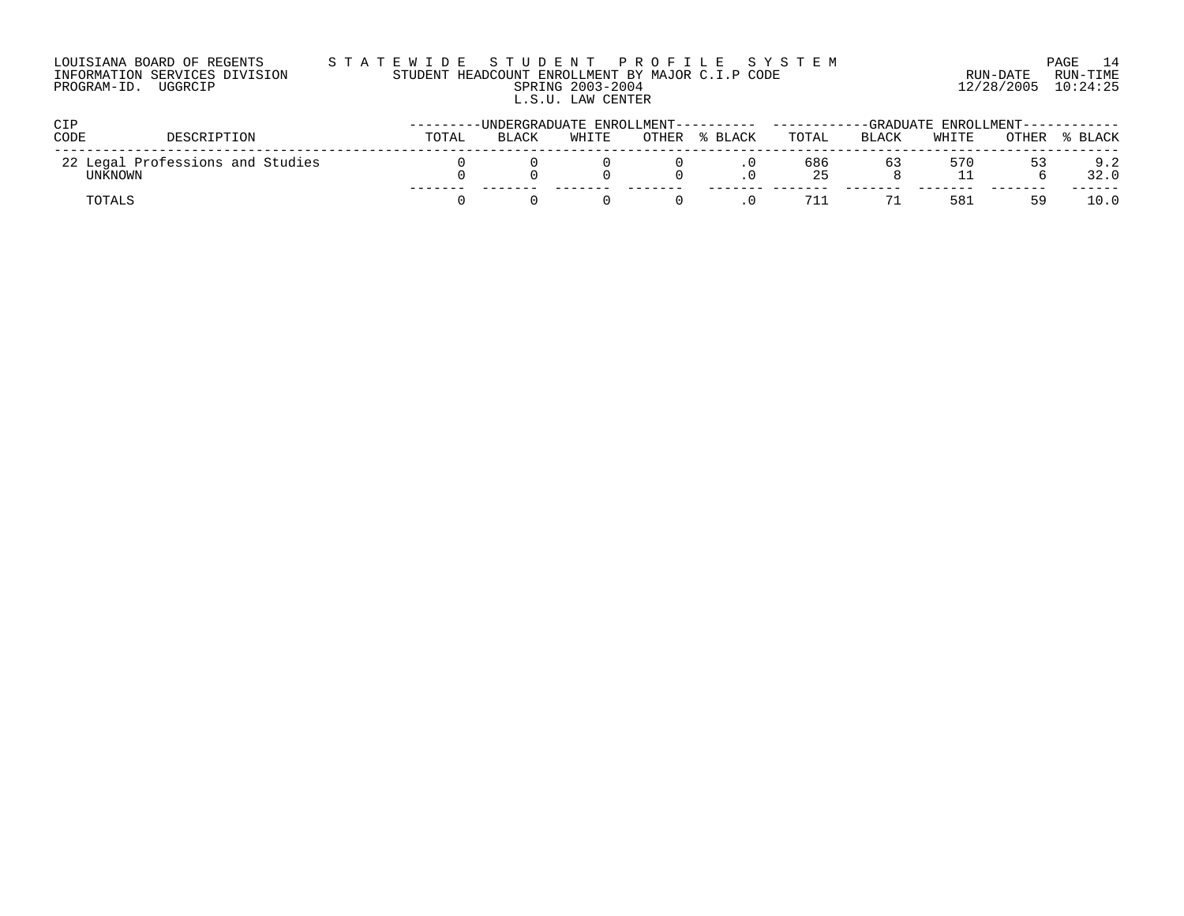LOUISIANA BOARD OF REGENTS
INFORMATION SERVICES DIVISION
PROGRAM-ID. UGGRCIP

S T A T E W I D E  S T U D E N T  P R O F I L E  S Y S T E M
STUDENT HEADCOUNT ENROLLMENT BY MAJOR C.I.P CODE
SPRING 2003-2004
L.S.U. LAW CENTER

RUN-DATE 12/28/2005 RUN-TIME 10:24:25

| CIP CODE | DESCRIPTION | UNDERGRADUATE ENROLLMENT | | | | | GRADUATE ENROLLMENT | | | | |
|---|---|---|---|---|---|---|---|---|---|---|---|
| | | TOTAL | BLACK | WHITE | OTHER | % BLACK | TOTAL | BLACK | WHITE | OTHER | % BLACK |
| 22 | Legal Professions and Studies | 0 | 0 | 0 | 0 | .0 | 686 | 63 | 570 | 53 | 9.2 |
| | UNKNOWN | 0 | 0 | 0 | 0 | .0 | 25 | 8 | 11 | 6 | 32.0 |
| | TOTALS | 0 | 0 | 0 | 0 | .0 | 711 | 71 | 581 | 59 | 10.0 |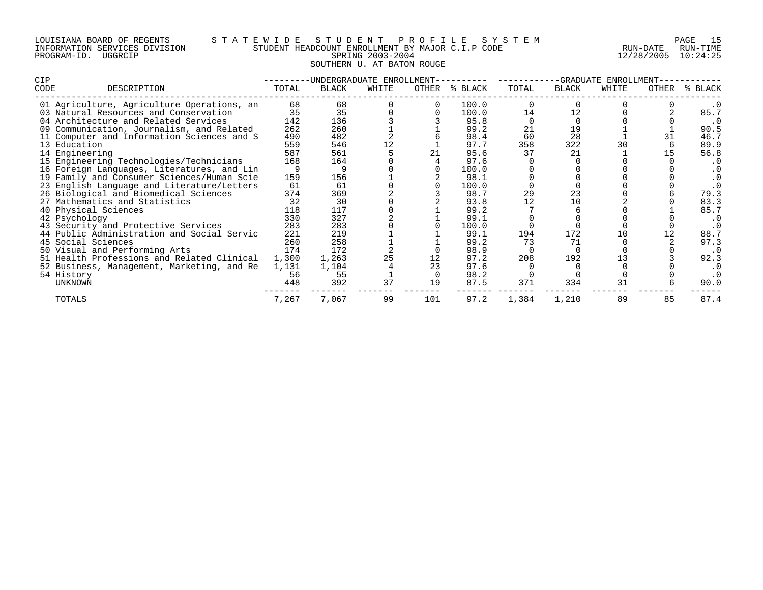LOUISIANA BOARD OF REGENTS — STATEWIDE STUDENT PROFILE SYSTEM
INFORMATION SERVICES DIVISION — STUDENT HEADCOUNT ENROLLMENT BY MAJOR C.I.P CODE — RUN-DATE 12/28/2005 RUN-TIME 10:24:25
PROGRAM-ID. UGGRCIP — SPRING 2003-2004

SOUTHERN U. AT BATON ROUGE

| CIP CODE | DESCRIPTION | UNDERGRADUATE ENROLLMENT TOTAL | BLACK | WHITE | OTHER | % BLACK | GRADUATE ENROLLMENT TOTAL | BLACK | WHITE | OTHER | % BLACK |
|---|---|---|---|---|---|---|---|---|---|---|---|
| 01 | Agriculture, Agriculture Operations, an | 68 | 68 | 0 | 0 | 100.0 | 0 | 0 | 0 | 0 | .0 |
| 03 | Natural Resources and Conservation | 35 | 35 | 0 | 0 | 100.0 | 14 | 12 | 0 | 2 | 85.7 |
| 04 | Architecture and Related Services | 142 | 136 | 3 | 3 | 95.8 | 0 | 0 | 0 | 0 | .0 |
| 09 | Communication, Journalism, and Related | 262 | 260 | 1 | 1 | 99.2 | 21 | 19 | 1 | 1 | 90.5 |
| 11 | Computer and Information Sciences and S | 490 | 482 | 2 | 6 | 98.4 | 60 | 28 | 1 | 31 | 46.7 |
| 13 | Education | 559 | 546 | 12 | 1 | 97.7 | 358 | 322 | 30 | 6 | 89.9 |
| 14 | Engineering | 587 | 561 | 5 | 21 | 95.6 | 37 | 21 | 1 | 15 | 56.8 |
| 15 | Engineering Technologies/Technicians | 168 | 164 | 0 | 4 | 97.6 | 0 | 0 | 0 | 0 | .0 |
| 16 | Foreign Languages, Literatures, and Lin | 9 | 9 | 0 | 0 | 100.0 | 0 | 0 | 0 | 0 | .0 |
| 19 | Family and Consumer Sciences/Human Scie | 159 | 156 | 1 | 2 | 98.1 | 0 | 0 | 0 | 0 | .0 |
| 23 | English Language and Literature/Letters | 61 | 61 | 0 | 0 | 100.0 | 0 | 0 | 0 | 0 | .0 |
| 26 | Biological and Biomedical Sciences | 374 | 369 | 2 | 3 | 98.7 | 29 | 23 | 0 | 6 | 79.3 |
| 27 | Mathematics and Statistics | 32 | 30 | 0 | 2 | 93.8 | 12 | 10 | 2 | 0 | 83.3 |
| 40 | Physical Sciences | 118 | 117 | 0 | 1 | 99.2 | 7 | 6 | 0 | 1 | 85.7 |
| 42 | Psychology | 330 | 327 | 2 | 1 | 99.1 | 0 | 0 | 0 | 0 | .0 |
| 43 | Security and Protective Services | 283 | 283 | 0 | 0 | 100.0 | 0 | 0 | 0 | 0 | .0 |
| 44 | Public Administration and Social Servic | 221 | 219 | 1 | 1 | 99.1 | 194 | 172 | 10 | 12 | 88.7 |
| 45 | Social Sciences | 260 | 258 | 1 | 1 | 99.2 | 73 | 71 | 0 | 2 | 97.3 |
| 50 | Visual and Performing Arts | 174 | 172 | 2 | 0 | 98.9 | 0 | 0 | 0 | 0 | .0 |
| 51 | Health Professions and Related Clinical | 1,300 | 1,263 | 25 | 12 | 97.2 | 208 | 192 | 13 | 3 | 92.3 |
| 52 | Business, Management, Marketing, and Re | 1,131 | 1,104 | 4 | 23 | 97.6 | 0 | 0 | 0 | 0 | .0 |
| 54 | History | 56 | 55 | 1 | 0 | 98.2 | 0 | 0 | 0 | 0 | .0 |
| | UNKNOWN | 448 | 392 | 37 | 19 | 87.5 | 371 | 334 | 31 | 6 | 90.0 |
| | TOTALS | 7,267 | 7,067 | 99 | 101 | 97.2 | 1,384 | 1,210 | 89 | 85 | 87.4 |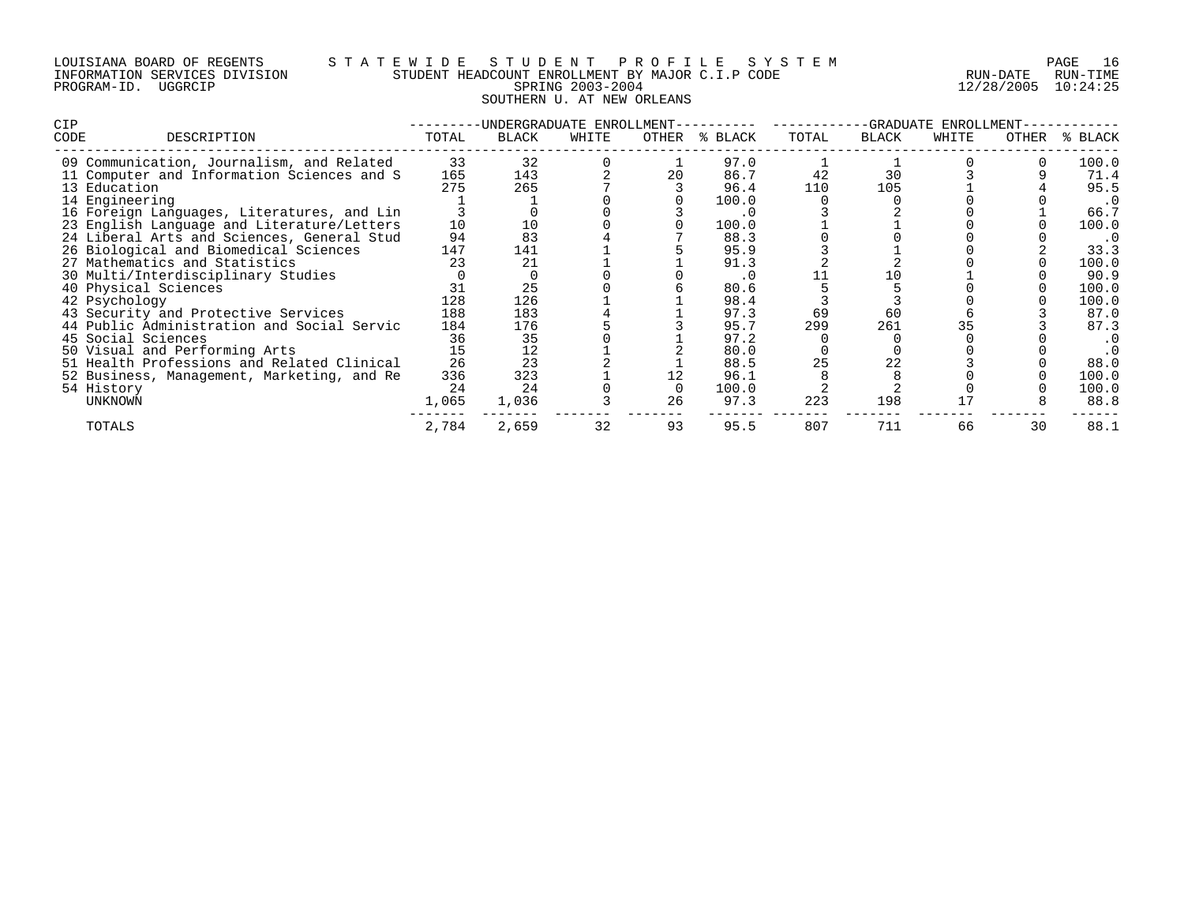LOUISIANA BOARD OF REGENTS — STATEWIDE STUDENT PROFILE SYSTEM
INFORMATION SERVICES DIVISION — STUDENT HEADCOUNT ENROLLMENT BY MAJOR C.I.P CODE — RUN-DATE 12/28/2005 RUN-TIME 10:24:25
PROGRAM-ID. UGGRCIP — SPRING 2003-2004

SOUTHERN U. AT NEW ORLEANS

| CIP | | UNDERGRADUATE ENROLLMENT | | | | | GRADUATE ENROLLMENT | | | | |
|---|---|---|---|---|---|---|---|---|---|---|---|
| CODE | DESCRIPTION | TOTAL | BLACK | WHITE | OTHER | % BLACK | TOTAL | BLACK | WHITE | OTHER | % BLACK |
| 09 | Communication, Journalism, and Related | 33 | 32 | 0 | 1 | 97.0 | 1 | 1 | 0 | 0 | 100.0 |
| 11 | Computer and Information Sciences and S | 165 | 143 | 2 | 20 | 86.7 | 42 | 30 | 3 | 9 | 71.4 |
| 13 | Education | 275 | 265 | 7 | 3 | 96.4 | 110 | 105 | 1 | 4 | 95.5 |
| 14 | Engineering | 1 | 1 | 0 | 0 | 100.0 | 0 | 0 | 0 | 0 | .0 |
| 16 | Foreign Languages, Literatures, and Lin | 3 | 0 | 0 | 3 | .0 | 3 | 2 | 0 | 1 | 66.7 |
| 23 | English Language and Literature/Letters | 10 | 10 | 0 | 0 | 100.0 | 1 | 1 | 0 | 0 | 100.0 |
| 24 | Liberal Arts and Sciences, General Stud | 94 | 83 | 4 | 7 | 88.3 | 0 | 0 | 0 | 0 | .0 |
| 26 | Biological and Biomedical Sciences | 147 | 141 | 1 | 5 | 95.9 | 3 | 1 | 0 | 2 | 33.3 |
| 27 | Mathematics and Statistics | 23 | 21 | 1 | 1 | 91.3 | 2 | 2 | 0 | 0 | 100.0 |
| 30 | Multi/Interdisciplinary Studies | 0 | 0 | 0 | 0 | .0 | 11 | 10 | 1 | 0 | 90.9 |
| 40 | Physical Sciences | 31 | 25 | 0 | 6 | 80.6 | 5 | 5 | 0 | 0 | 100.0 |
| 42 | Psychology | 128 | 126 | 1 | 1 | 98.4 | 3 | 3 | 0 | 0 | 100.0 |
| 43 | Security and Protective Services | 188 | 183 | 4 | 1 | 97.3 | 69 | 60 | 6 | 3 | 87.0 |
| 44 | Public Administration and Social Servic | 184 | 176 | 5 | 3 | 95.7 | 299 | 261 | 35 | 3 | 87.3 |
| 45 | Social Sciences | 36 | 35 | 0 | 1 | 97.2 | 0 | 0 | 0 | 0 | .0 |
| 50 | Visual and Performing Arts | 15 | 12 | 1 | 2 | 80.0 | 0 | 0 | 0 | 0 | .0 |
| 51 | Health Professions and Related Clinical | 26 | 23 | 2 | 1 | 88.5 | 25 | 22 | 3 | 0 | 88.0 |
| 52 | Business, Management, Marketing, and Re | 336 | 323 | 1 | 12 | 96.1 | 8 | 8 | 0 | 0 | 100.0 |
| 54 | History | 24 | 24 | 0 | 0 | 100.0 | 2 | 2 | 0 | 0 | 100.0 |
| | UNKNOWN | 1,065 | 1,036 | 3 | 26 | 97.3 | 223 | 198 | 17 | 8 | 88.8 |
| | TOTALS | 2,784 | 2,659 | 32 | 93 | 95.5 | 807 | 711 | 66 | 30 | 88.1 |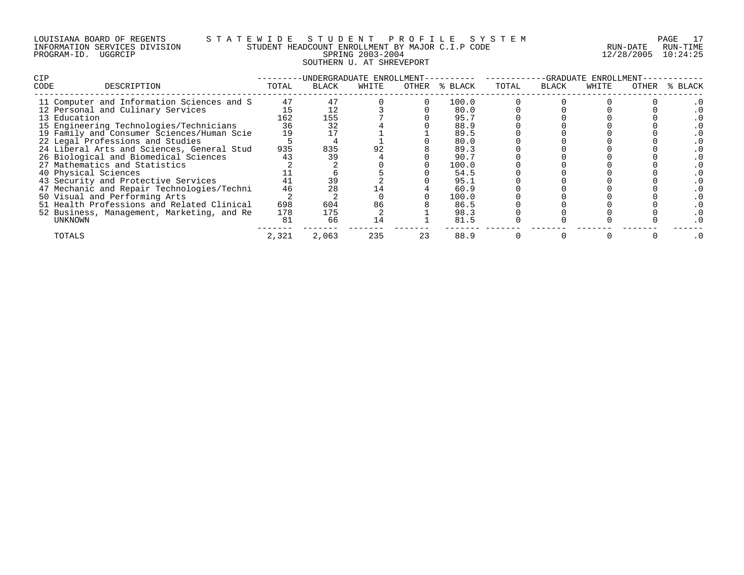LOUISIANA BOARD OF REGENTS — STATEWIDE STUDENT PROFILE SYSTEM
INFORMATION SERVICES DIVISION — STUDENT HEADCOUNT ENROLLMENT BY MAJOR C.I.P CODE — RUN-DATE 12/28/2005 RUN-TIME 10:24:25
PROGRAM-ID. UGGRCIP — SPRING 2003-2004

SOUTHERN U. AT SHREVEPORT

| CIP CODE | DESCRIPTION | UNDERGRADUATE ENROLLMENT TOTAL | BLACK | WHITE | OTHER | % BLACK | GRADUATE ENROLLMENT TOTAL | BLACK | WHITE | OTHER | % BLACK |
|---|---|---|---|---|---|---|---|---|---|---|---|
| 11 | Computer and Information Sciences and S | 47 | 47 | 0 | 0 | 100.0 | 0 | 0 | 0 | 0 | .0 |
| 12 | Personal and Culinary Services | 15 | 12 | 3 | 0 | 80.0 | 0 | 0 | 0 | 0 | .0 |
| 13 | Education | 162 | 155 | 7 | 0 | 95.7 | 0 | 0 | 0 | 0 | .0 |
| 15 | Engineering Technologies/Technicians | 36 | 32 | 4 | 0 | 88.9 | 0 | 0 | 0 | 0 | .0 |
| 19 | Family and Consumer Sciences/Human Scie | 19 | 17 | 1 | 1 | 89.5 | 0 | 0 | 0 | 0 | .0 |
| 22 | Legal Professions and Studies | 5 | 4 | 1 | 0 | 80.0 | 0 | 0 | 0 | 0 | .0 |
| 24 | Liberal Arts and Sciences, General Stud | 935 | 835 | 92 | 8 | 89.3 | 0 | 0 | 0 | 0 | .0 |
| 26 | Biological and Biomedical Sciences | 43 | 39 | 4 | 0 | 90.7 | 0 | 0 | 0 | 0 | .0 |
| 27 | Mathematics and Statistics | 2 | 2 | 0 | 0 | 100.0 | 0 | 0 | 0 | 0 | .0 |
| 40 | Physical Sciences | 11 | 6 | 5 | 0 | 54.5 | 0 | 0 | 0 | 0 | .0 |
| 43 | Security and Protective Services | 41 | 39 | 2 | 0 | 95.1 | 0 | 0 | 0 | 0 | .0 |
| 47 | Mechanic and Repair Technologies/Techni | 46 | 28 | 14 | 4 | 60.9 | 0 | 0 | 0 | 0 | .0 |
| 50 | Visual and Performing Arts | 2 | 2 | 0 | 0 | 100.0 | 0 | 0 | 0 | 0 | .0 |
| 51 | Health Professions and Related Clinical | 698 | 604 | 86 | 8 | 86.5 | 0 | 0 | 0 | 0 | .0 |
| 52 | Business, Management, Marketing, and Re | 178 | 175 | 2 | 1 | 98.3 | 0 | 0 | 0 | 0 | .0 |
| | UNKNOWN | 81 | 66 | 14 | 1 | 81.5 | 0 | 0 | 0 | 0 | .0 |
| | TOTALS | 2,321 | 2,063 | 235 | 23 | 88.9 | 0 | 0 | 0 | 0 | .0 |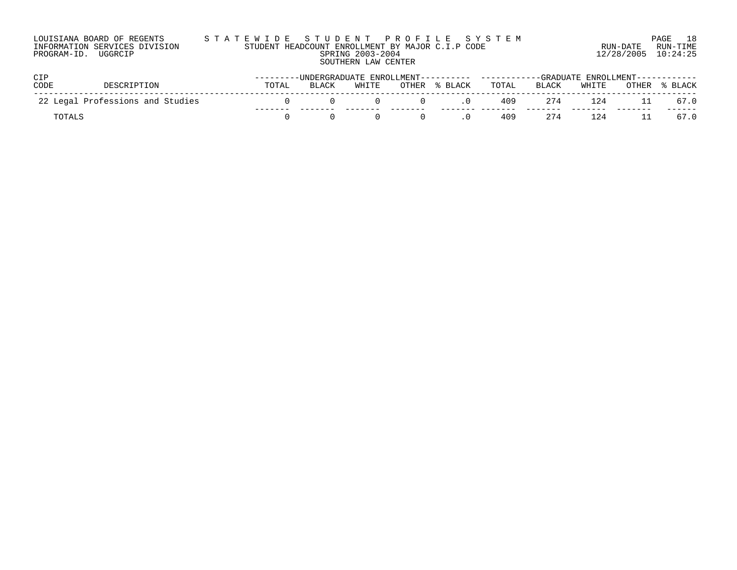LOUISIANA BOARD OF REGENTS
INFORMATION SERVICES DIVISION
PROGRAM-ID. UGGRCIP

# STATEWIDE STUDENT PROFILE SYSTEM

STUDENT HEADCOUNT ENROLLMENT BY MAJOR C.I.P CODE
SPRING 2003-2004
SOUTHERN LAW CENTER

RUN-DATE 12/28/2005 RUN-TIME 10:24:25

| CIP CODE | DESCRIPTION | UNDERGRADUATE ENROLLMENT | | | | | GRADUATE ENROLLMENT | | | | |
|---|---|---|---|---|---|---|---|---|---|---|---|
| | | TOTAL | BLACK | WHITE | OTHER | % BLACK | TOTAL | BLACK | WHITE | OTHER | % BLACK |
| 22 | Legal Professions and Studies | 0 | 0 | 0 | 0 | .0 | 409 | 274 | 124 | 11 | 67.0 |
| | TOTALS | 0 | 0 | 0 | 0 | .0 | 409 | 274 | 124 | 11 | 67.0 |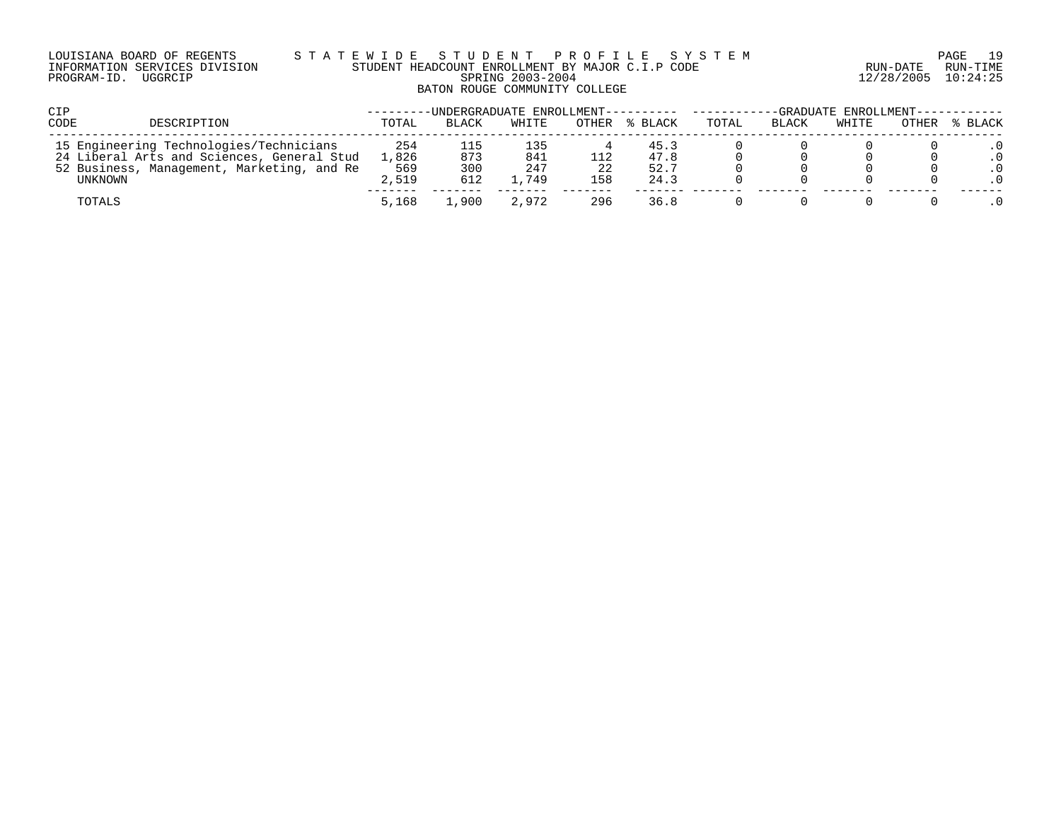LOUISIANA BOARD OF REGENTS — STATEWIDE STUDENT PROFILE SYSTEM
INFORMATION SERVICES DIVISION — STUDENT HEADCOUNT ENROLLMENT BY MAJOR C.I.P CODE — RUN-DATE 12/28/2005 RUN-TIME 10:24:25
PROGRAM-ID. UGGRCIP — SPRING 2003-2004

BATON ROUGE COMMUNITY COLLEGE

| CIP CODE | DESCRIPTION | UNDERGRADUATE ENROLLMENT | | | | | GRADUATE ENROLLMENT | | | | |
|---|---|---|---|---|---|---|---|---|---|---|---|
| | | TOTAL | BLACK | WHITE | OTHER | % BLACK | TOTAL | BLACK | WHITE | OTHER | % BLACK |
| 15 | Engineering Technologies/Technicians | 254 | 115 | 135 | 4 | 45.3 | 0 | 0 | 0 | 0 | .0 |
| 24 | Liberal Arts and Sciences, General Stud | 1,826 | 873 | 841 | 112 | 47.8 | 0 | 0 | 0 | 0 | .0 |
| 52 | Business, Management, Marketing, and Re | 569 | 300 | 247 | 22 | 52.7 | 0 | 0 | 0 | 0 | .0 |
| | UNKNOWN | 2,519 | 612 | 1,749 | 158 | 24.3 | 0 | 0 | 0 | 0 | .0 |
| | TOTALS | 5,168 | 1,900 | 2,972 | 296 | 36.8 | 0 | 0 | 0 | 0 | .0 |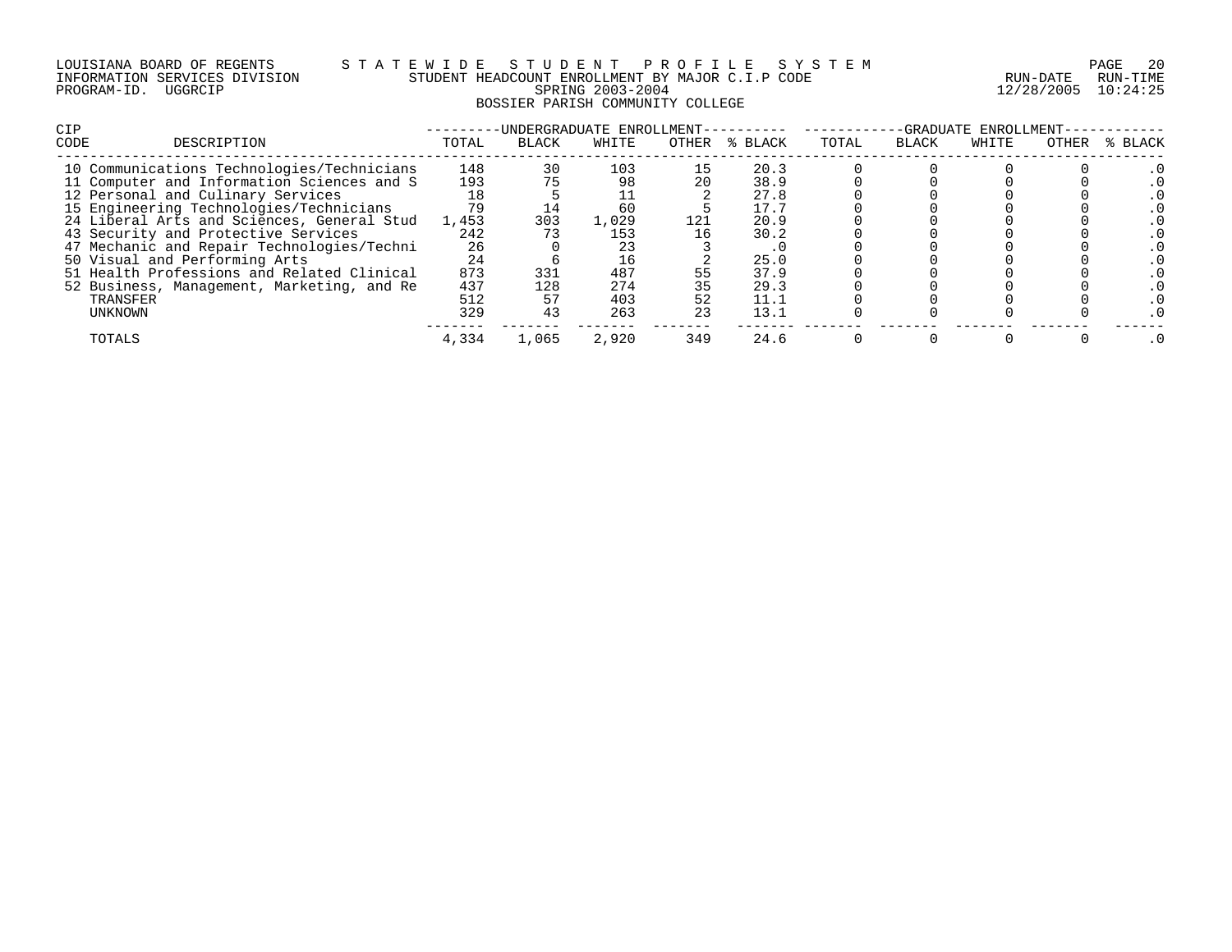LOUISIANA BOARD OF REGENTS — STATEWIDE STUDENT PROFILE SYSTEM
INFORMATION SERVICES DIVISION — STUDENT HEADCOUNT ENROLLMENT BY MAJOR C.I.P CODE — RUN-DATE 12/28/2005 RUN-TIME 10:24:25
PROGRAM-ID. UGGRCIP — SPRING 2003-2004

## BOSSIER PARISH COMMUNITY COLLEGE

| CIP CODE | DESCRIPTION | UNDERGRADUATE ENROLLMENT TOTAL | BLACK | WHITE | OTHER | % BLACK | GRADUATE ENROLLMENT TOTAL | BLACK | WHITE | OTHER | % BLACK |
|---|---|---|---|---|---|---|---|---|---|---|---|
| 10 | Communications Technologies/Technicians | 148 | 30 | 103 | 15 | 20.3 | 0 | 0 | 0 | 0 | .0 |
| 11 | Computer and Information Sciences and S | 193 | 75 | 98 | 20 | 38.9 | 0 | 0 | 0 | 0 | .0 |
| 12 | Personal and Culinary Services | 18 | 5 | 11 | 2 | 27.8 | 0 | 0 | 0 | 0 | .0 |
| 15 | Engineering Technologies/Technicians | 79 | 14 | 60 | 5 | 17.7 | 0 | 0 | 0 | 0 | .0 |
| 24 | Liberal Arts and Sciences, General Stud | 1,453 | 303 | 1,029 | 121 | 20.9 | 0 | 0 | 0 | 0 | .0 |
| 43 | Security and Protective Services | 242 | 73 | 153 | 16 | 30.2 | 0 | 0 | 0 | 0 | .0 |
| 47 | Mechanic and Repair Technologies/Techni | 26 | 0 | 23 | 3 | .0 | 0 | 0 | 0 | 0 | .0 |
| 50 | Visual and Performing Arts | 24 | 6 | 16 | 2 | 25.0 | 0 | 0 | 0 | 0 | .0 |
| 51 | Health Professions and Related Clinical | 873 | 331 | 487 | 55 | 37.9 | 0 | 0 | 0 | 0 | .0 |
| 52 | Business, Management, Marketing, and Re | 437 | 128 | 274 | 35 | 29.3 | 0 | 0 | 0 | 0 | .0 |
| | TRANSFER | 512 | 57 | 403 | 52 | 11.1 | 0 | 0 | 0 | 0 | .0 |
| | UNKNOWN | 329 | 43 | 263 | 23 | 13.1 | 0 | 0 | 0 | 0 | .0 |
| | TOTALS | 4,334 | 1,065 | 2,920 | 349 | 24.6 | 0 | 0 | 0 | 0 | .0 |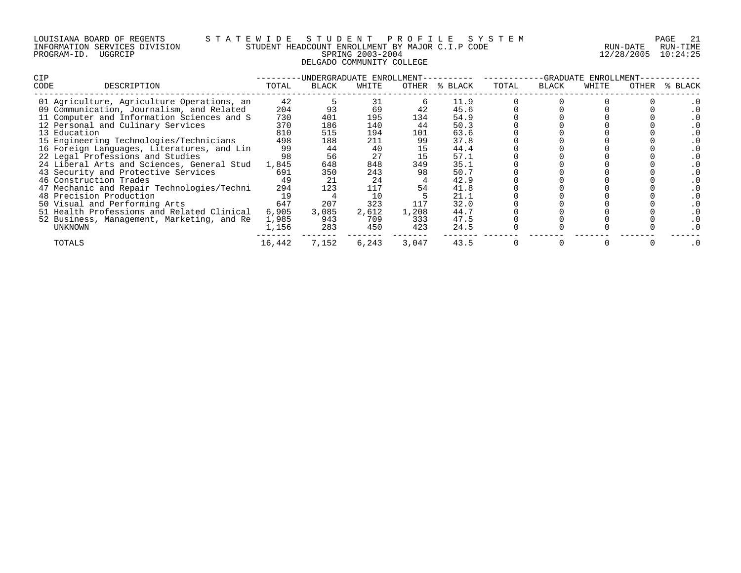LOUISIANA BOARD OF REGENTS — STATEWIDE STUDENT PROFILE SYSTEM
INFORMATION SERVICES DIVISION — STUDENT HEADCOUNT ENROLLMENT BY MAJOR C.I.P CODE — RUN-DATE 12/28/2005 RUN-TIME 10:24:25
PROGRAM-ID. UGGRCIP — SPRING 2003-2004

DELGADO COMMUNITY COLLEGE

| CIP CODE | DESCRIPTION | UNDERGRADUATE ENROLLMENT TOTAL | BLACK | WHITE | OTHER | % BLACK | GRADUATE ENROLLMENT TOTAL | BLACK | WHITE | OTHER | % BLACK |
|---|---|---|---|---|---|---|---|---|---|---|---|
| 01 | Agriculture, Agriculture Operations, an | 42 | 5 | 31 | 6 | 11.9 | 0 | 0 | 0 | 0 | .0 |
| 09 | Communication, Journalism, and Related | 204 | 93 | 69 | 42 | 45.6 | 0 | 0 | 0 | 0 | .0 |
| 11 | Computer and Information Sciences and S | 730 | 401 | 195 | 134 | 54.9 | 0 | 0 | 0 | 0 | .0 |
| 12 | Personal and Culinary Services | 370 | 186 | 140 | 44 | 50.3 | 0 | 0 | 0 | 0 | .0 |
| 13 | Education | 810 | 515 | 194 | 101 | 63.6 | 0 | 0 | 0 | 0 | .0 |
| 15 | Engineering Technologies/Technicians | 498 | 188 | 211 | 99 | 37.8 | 0 | 0 | 0 | 0 | .0 |
| 16 | Foreign Languages, Literatures, and Lin | 99 | 44 | 40 | 15 | 44.4 | 0 | 0 | 0 | 0 | .0 |
| 22 | Legal Professions and Studies | 98 | 56 | 27 | 15 | 57.1 | 0 | 0 | 0 | 0 | .0 |
| 24 | Liberal Arts and Sciences, General Stud | 1,845 | 648 | 848 | 349 | 35.1 | 0 | 0 | 0 | 0 | .0 |
| 43 | Security and Protective Services | 691 | 350 | 243 | 98 | 50.7 | 0 | 0 | 0 | 0 | .0 |
| 46 | Construction Trades | 49 | 21 | 24 | 4 | 42.9 | 0 | 0 | 0 | 0 | .0 |
| 47 | Mechanic and Repair Technologies/Techni | 294 | 123 | 117 | 54 | 41.8 | 0 | 0 | 0 | 0 | .0 |
| 48 | Precision Production | 19 | 4 | 10 | 5 | 21.1 | 0 | 0 | 0 | 0 | .0 |
| 50 | Visual and Performing Arts | 647 | 207 | 323 | 117 | 32.0 | 0 | 0 | 0 | 0 | .0 |
| 51 | Health Professions and Related Clinical | 6,905 | 3,085 | 2,612 | 1,208 | 44.7 | 0 | 0 | 0 | 0 | .0 |
| 52 | Business, Management, Marketing, and Re | 1,985 | 943 | 709 | 333 | 47.5 | 0 | 0 | 0 | 0 | .0 |
| | UNKNOWN | 1,156 | 283 | 450 | 423 | 24.5 | 0 | 0 | 0 | 0 | .0 |
| | TOTALS | 16,442 | 7,152 | 6,243 | 3,047 | 43.5 | 0 | 0 | 0 | 0 | .0 |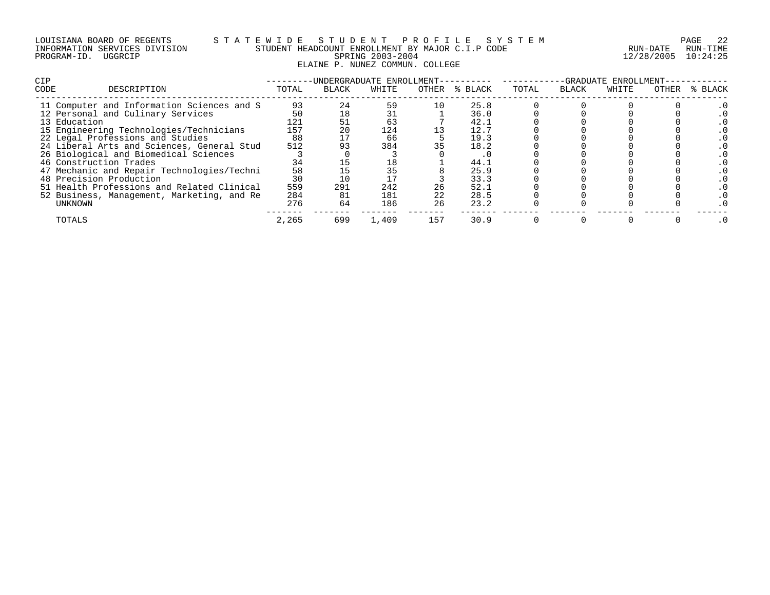LOUISIANA BOARD OF REGENTS — STATEWIDE STUDENT PROFILE SYSTEM
INFORMATION SERVICES DIVISION — STUDENT HEADCOUNT ENROLLMENT BY MAJOR C.I.P CODE — RUN-DATE 12/28/2005 RUN-TIME 10:24:25
PROGRAM-ID. UGGRCIP — SPRING 2003-2004

# ELAINE P. NUNEZ COMMUN. COLLEGE

| CIP CODE | DESCRIPTION | UNDERGRADUATE ENROLLMENT TOTAL | BLACK | WHITE | OTHER | % BLACK | GRADUATE ENROLLMENT TOTAL | BLACK | WHITE | OTHER | % BLACK |
|---|---|---|---|---|---|---|---|---|---|---|---|
| 11 | Computer and Information Sciences and S | 93 | 24 | 59 | 10 | 25.8 | 0 | 0 | 0 | 0 | .0 |
| 12 | Personal and Culinary Services | 50 | 18 | 31 | 1 | 36.0 | 0 | 0 | 0 | 0 | .0 |
| 13 | Education | 121 | 51 | 63 | 7 | 42.1 | 0 | 0 | 0 | 0 | .0 |
| 15 | Engineering Technologies/Technicians | 157 | 20 | 124 | 13 | 12.7 | 0 | 0 | 0 | 0 | .0 |
| 22 | Legal Professions and Studies | 88 | 17 | 66 | 5 | 19.3 | 0 | 0 | 0 | 0 | .0 |
| 24 | Liberal Arts and Sciences, General Stud | 512 | 93 | 384 | 35 | 18.2 | 0 | 0 | 0 | 0 | .0 |
| 26 | Biological and Biomedical Sciences | 3 | 0 | 3 | 0 | .0 | 0 | 0 | 0 | 0 | .0 |
| 46 | Construction Trades | 34 | 15 | 18 | 1 | 44.1 | 0 | 0 | 0 | 0 | .0 |
| 47 | Mechanic and Repair Technologies/Techni | 58 | 15 | 35 | 8 | 25.9 | 0 | 0 | 0 | 0 | .0 |
| 48 | Precision Production | 30 | 10 | 17 | 3 | 33.3 | 0 | 0 | 0 | 0 | .0 |
| 51 | Health Professions and Related Clinical | 559 | 291 | 242 | 26 | 52.1 | 0 | 0 | 0 | 0 | .0 |
| 52 | Business, Management, Marketing, and Re | 284 | 81 | 181 | 22 | 28.5 | 0 | 0 | 0 | 0 | .0 |
| | UNKNOWN | 276 | 64 | 186 | 26 | 23.2 | 0 | 0 | 0 | 0 | .0 |
| | TOTALS | 2,265 | 699 | 1,409 | 157 | 30.9 | 0 | 0 | 0 | 0 | .0 |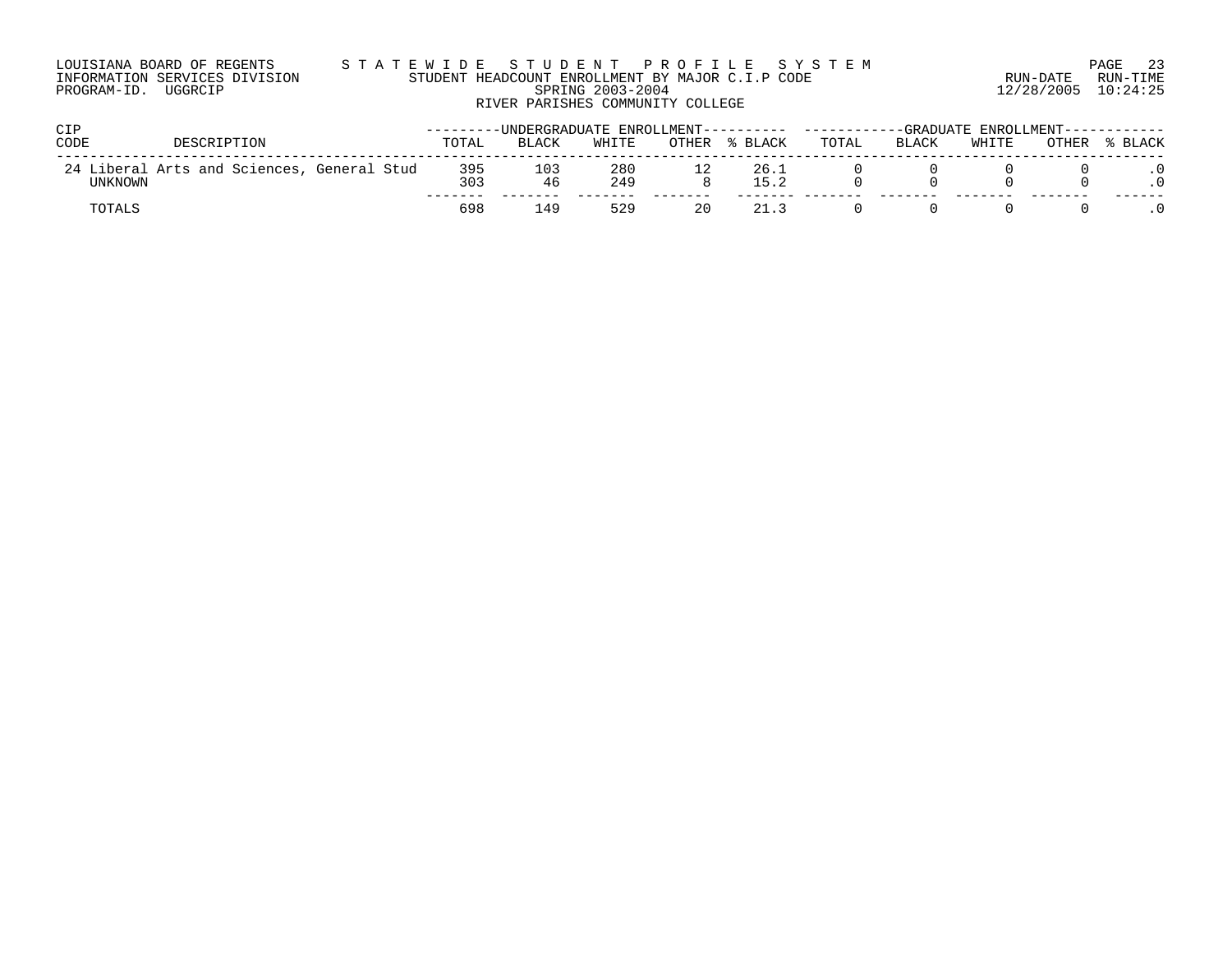LOUISIANA BOARD OF REGENTS — STATEWIDE STUDENT PROFILE SYSTEM
INFORMATION SERVICES DIVISION — STUDENT HEADCOUNT ENROLLMENT BY MAJOR C.I.P CODE
PROGRAM-ID. UGGRCIP — SPRING 2003-2004 — RUN-DATE 12/28/2005 RUN-TIME 10:24:25

## RIVER PARISHES COMMUNITY COLLEGE

| CIP CODE | DESCRIPTION | UNDERGRADUATE ENROLLMENT | | | | | GRADUATE ENROLLMENT | | | | |
|---|---|---|---|---|---|---|---|---|---|---|---|
| | | TOTAL | BLACK | WHITE | OTHER | % BLACK | TOTAL | BLACK | WHITE | OTHER | % BLACK |
| 24 | Liberal Arts and Sciences, General Stud | 395 | 103 | 280 | 12 | 26.1 | 0 | 0 | 0 | 0 | .0 |
| | UNKNOWN | 303 | 46 | 249 | 8 | 15.2 | 0 | 0 | 0 | 0 | .0 |
| | TOTALS | 698 | 149 | 529 | 20 | 21.3 | 0 | 0 | 0 | 0 | .0 |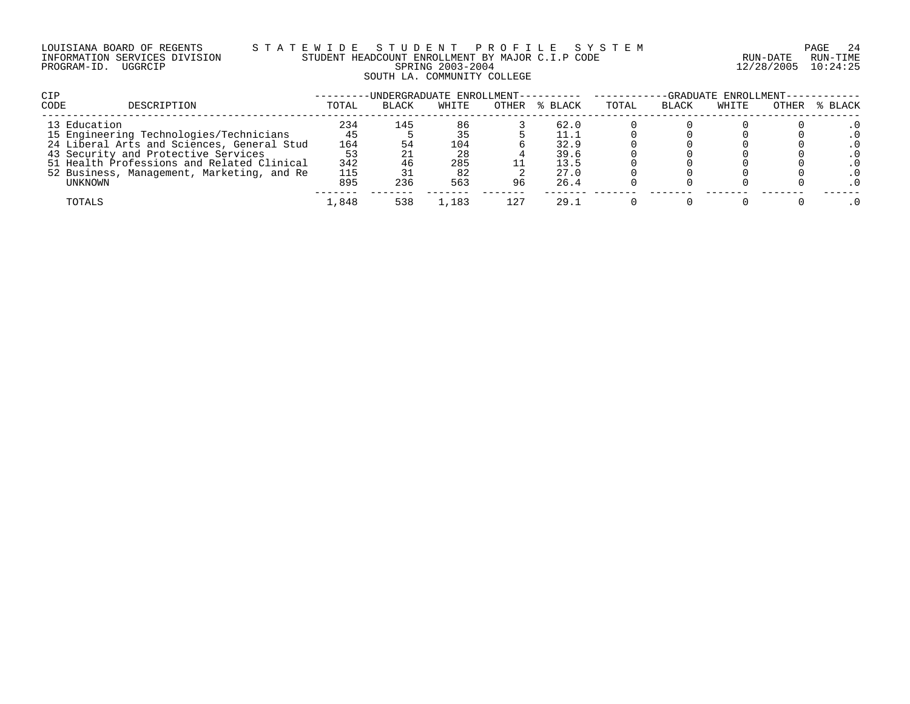LOUISIANA BOARD OF REGENTS
INFORMATION SERVICES DIVISION
PROGRAM-ID. UGGRCIP

STATEWIDE STUDENT PROFILE SYSTEM
STUDENT HEADCOUNT ENROLLMENT BY MAJOR C.I.P CODE
SPRING 2003-2004
SOUTH LA. COMMUNITY COLLEGE

RUN-DATE 12/28/2005 RUN-TIME 10:24:25

| CIP CODE | DESCRIPTION | UNDERGRADUATE ENROLLMENT | | | | | GRADUATE ENROLLMENT | | | | |
|---|---|---|---|---|---|---|---|---|---|---|---|
| | | TOTAL | BLACK | WHITE | OTHER | % BLACK | TOTAL | BLACK | WHITE | OTHER | % BLACK |
| 13 | Education | 234 | 145 | 86 | 3 | 62.0 | 0 | 0 | 0 | 0 | .0 |
| 15 | Engineering Technologies/Technicians | 45 | 5 | 35 | 5 | 11.1 | 0 | 0 | 0 | 0 | .0 |
| 24 | Liberal Arts and Sciences, General Stud | 164 | 54 | 104 | 6 | 32.9 | 0 | 0 | 0 | 0 | .0 |
| 43 | Security and Protective Services | 53 | 21 | 28 | 4 | 39.6 | 0 | 0 | 0 | 0 | .0 |
| 51 | Health Professions and Related Clinical | 342 | 46 | 285 | 11 | 13.5 | 0 | 0 | 0 | 0 | .0 |
| 52 | Business, Management, Marketing, and Re | 115 | 31 | 82 | 2 | 27.0 | 0 | 0 | 0 | 0 | .0 |
| | UNKNOWN | 895 | 236 | 563 | 96 | 26.4 | 0 | 0 | 0 | 0 | .0 |
| | TOTALS | 1,848 | 538 | 1,183 | 127 | 29.1 | 0 | 0 | 0 | 0 | .0 |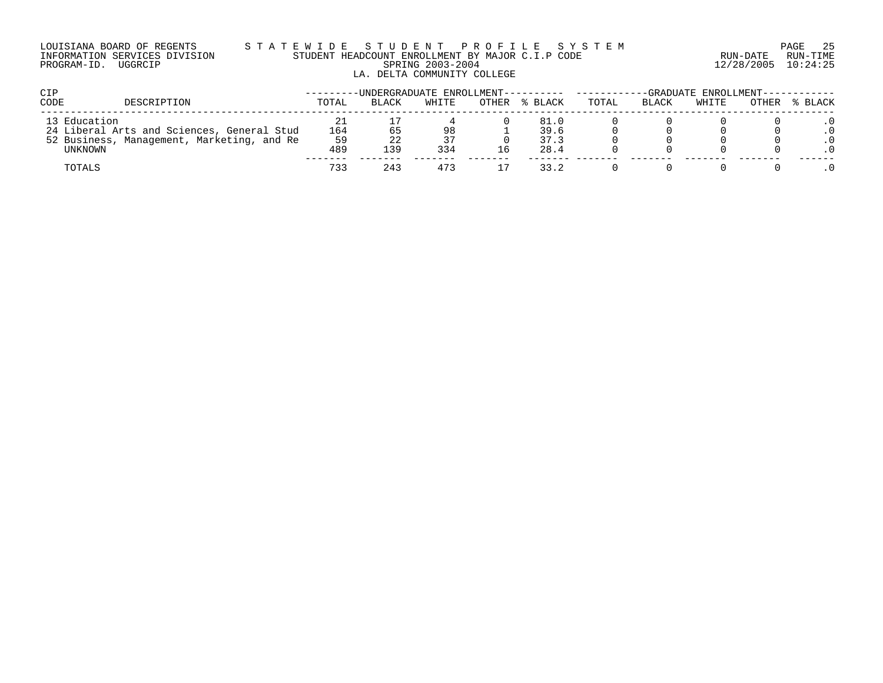LOUISIANA BOARD OF REGENTS — STATEWIDE STUDENT PROFILE SYSTEM
INFORMATION SERVICES DIVISION — STUDENT HEADCOUNT ENROLLMENT BY MAJOR C.I.P CODE — RUN-DATE 12/28/2005 RUN-TIME 10:24:25
PROGRAM-ID. UGGRCIP — SPRING 2003-2004

LA. DELTA COMMUNITY COLLEGE

| CIP CODE | DESCRIPTION | UNDERGRADUATE ENROLLMENT | | | | | GRADUATE ENROLLMENT | | | | |
|---|---|---|---|---|---|---|---|---|---|---|---|
| | | TOTAL | BLACK | WHITE | OTHER | % BLACK | TOTAL | BLACK | WHITE | OTHER | % BLACK |
| 13 | Education | 21 | 17 | 4 | 0 | 81.0 | 0 | 0 | 0 | 0 | .0 |
| 24 | Liberal Arts and Sciences, General Stud | 164 | 65 | 98 | 1 | 39.6 | 0 | 0 | 0 | 0 | .0 |
| 52 | Business, Management, Marketing, and Re | 59 | 22 | 37 | 0 | 37.3 | 0 | 0 | 0 | 0 | .0 |
| | UNKNOWN | 489 | 139 | 334 | 16 | 28.4 | 0 | 0 | 0 | 0 | .0 |
| | TOTALS | 733 | 243 | 473 | 17 | 33.2 | 0 | 0 | 0 | 0 | .0 |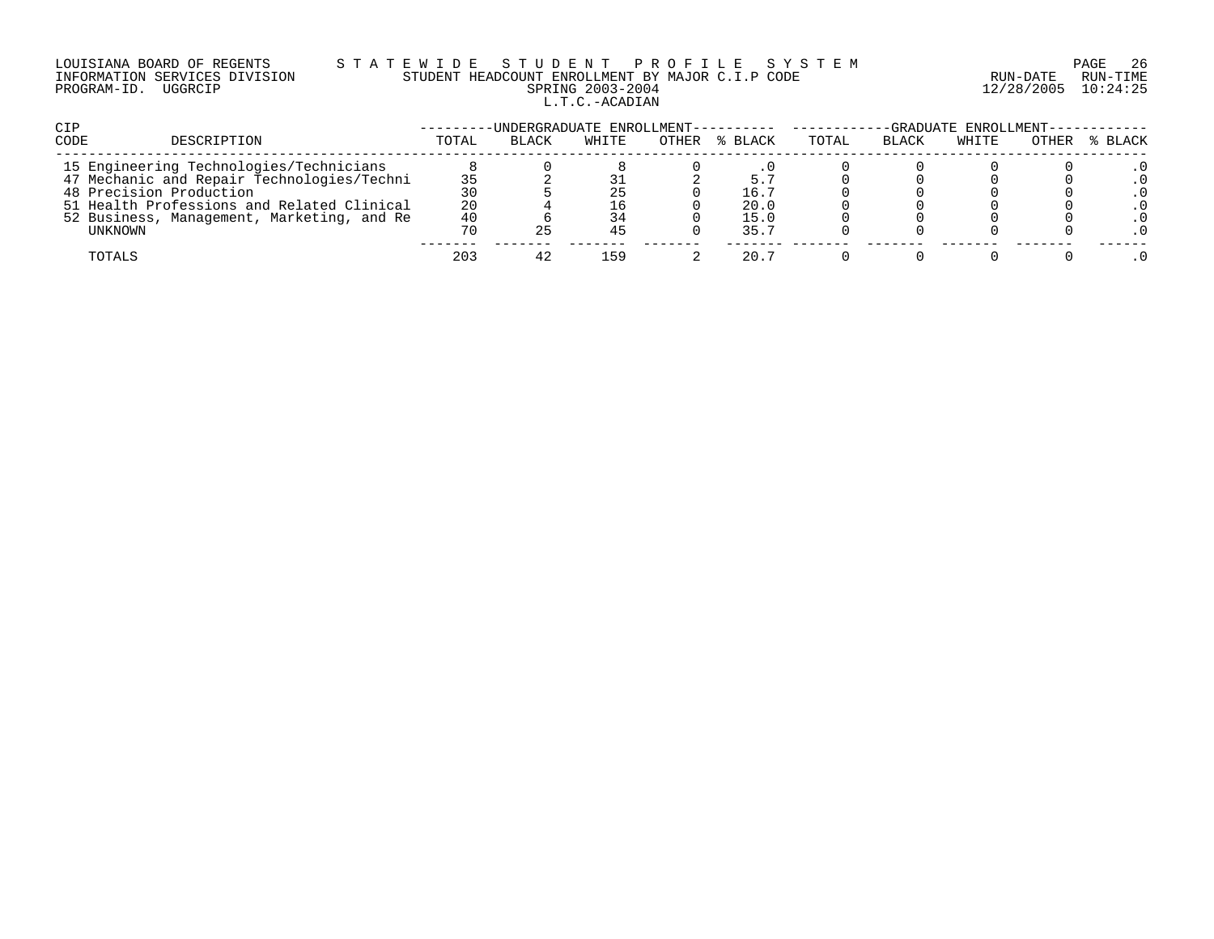LOUISIANA BOARD OF REGENTS — STATEWIDE STUDENT PROFILE SYSTEM

INFORMATION SERVICES DIVISION — STUDENT HEADCOUNT ENROLLMENT BY MAJOR C.I.P CODE — RUN-DATE 12/28/2005 RUN-TIME 10:24:25

PROGRAM-ID. UGGRCIP — SPRING 2003-2004

L.T.C.-ACADIAN

| CIP CODE | DESCRIPTION | UNDERGRADUATE ENROLLMENT | | | | | GRADUATE ENROLLMENT | | | | |
|---|---|---|---|---|---|---|---|---|---|---|---|
| | | TOTAL | BLACK | WHITE | OTHER | % BLACK | TOTAL | BLACK | WHITE | OTHER | % BLACK |
| 15 | Engineering Technologies/Technicians | 8 | 0 | 8 | 0 | .0 | 0 | 0 | 0 | 0 | .0 |
| 47 | Mechanic and Repair Technologies/Techni | 35 | 2 | 31 | 2 | 5.7 | 0 | 0 | 0 | 0 | .0 |
| 48 | Precision Production | 30 | 5 | 25 | 0 | 16.7 | 0 | 0 | 0 | 0 | .0 |
| 51 | Health Professions and Related Clinical | 20 | 4 | 16 | 0 | 20.0 | 0 | 0 | 0 | 0 | .0 |
| 52 | Business, Management, Marketing, and Re | 40 | 6 | 34 | 0 | 15.0 | 0 | 0 | 0 | 0 | .0 |
| | UNKNOWN | 70 | 25 | 45 | 0 | 35.7 | 0 | 0 | 0 | 0 | .0 |
| | TOTALS | 203 | 42 | 159 | 2 | 20.7 | 0 | 0 | 0 | 0 | .0 |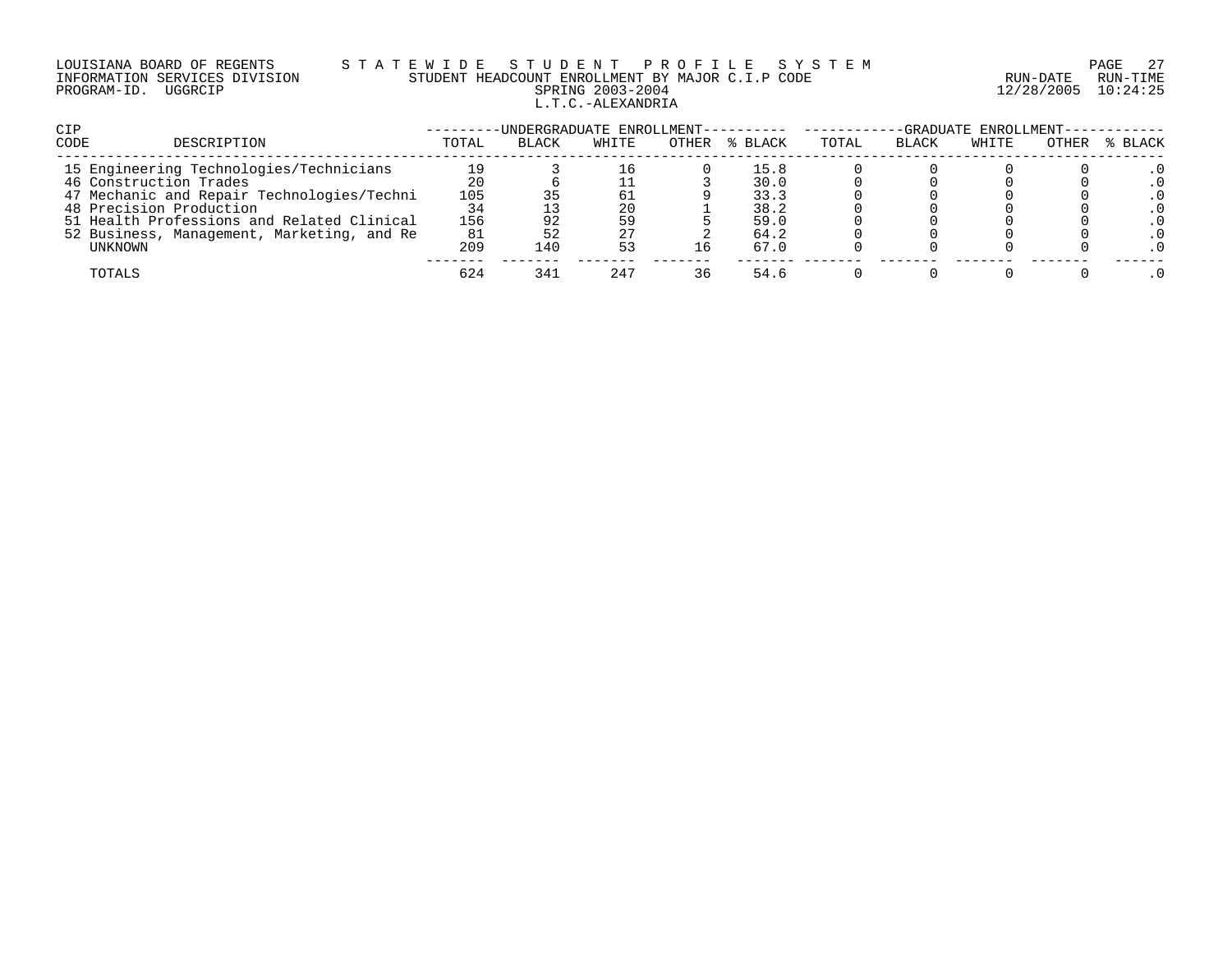LOUISIANA BOARD OF REGENTS — STATEWIDE STUDENT PROFILE SYSTEM
INFORMATION SERVICES DIVISION — STUDENT HEADCOUNT ENROLLMENT BY MAJOR C.I.P CODE — RUN-DATE 12/28/2005 RUN-TIME 10:24:25
PROGRAM-ID. UGGRCIP — SPRING 2003-2004

L.T.C.-ALEXANDRIA

| CIP CODE | DESCRIPTION | UNDERGRADUATE ENROLLMENT TOTAL | BLACK | WHITE | OTHER | % BLACK | GRADUATE ENROLLMENT TOTAL | BLACK | WHITE | OTHER | % BLACK |
|---|---|---|---|---|---|---|---|---|---|---|---|
| 15 | Engineering Technologies/Technicians | 19 | 3 | 16 | 0 | 15.8 | 0 | 0 | 0 | 0 | .0 |
| 46 | Construction Trades | 20 | 6 | 11 | 3 | 30.0 | 0 | 0 | 0 | 0 | .0 |
| 47 | Mechanic and Repair Technologies/Techni | 105 | 35 | 61 | 9 | 33.3 | 0 | 0 | 0 | 0 | .0 |
| 48 | Precision Production | 34 | 13 | 20 | 1 | 38.2 | 0 | 0 | 0 | 0 | .0 |
| 51 | Health Professions and Related Clinical | 156 | 92 | 59 | 5 | 59.0 | 0 | 0 | 0 | 0 | .0 |
| 52 | Business, Management, Marketing, and Re | 81 | 52 | 27 | 2 | 64.2 | 0 | 0 | 0 | 0 | .0 |
| | UNKNOWN | 209 | 140 | 53 | 16 | 67.0 | 0 | 0 | 0 | 0 | .0 |
| | TOTALS | 624 | 341 | 247 | 36 | 54.6 | 0 | 0 | 0 | 0 | .0 |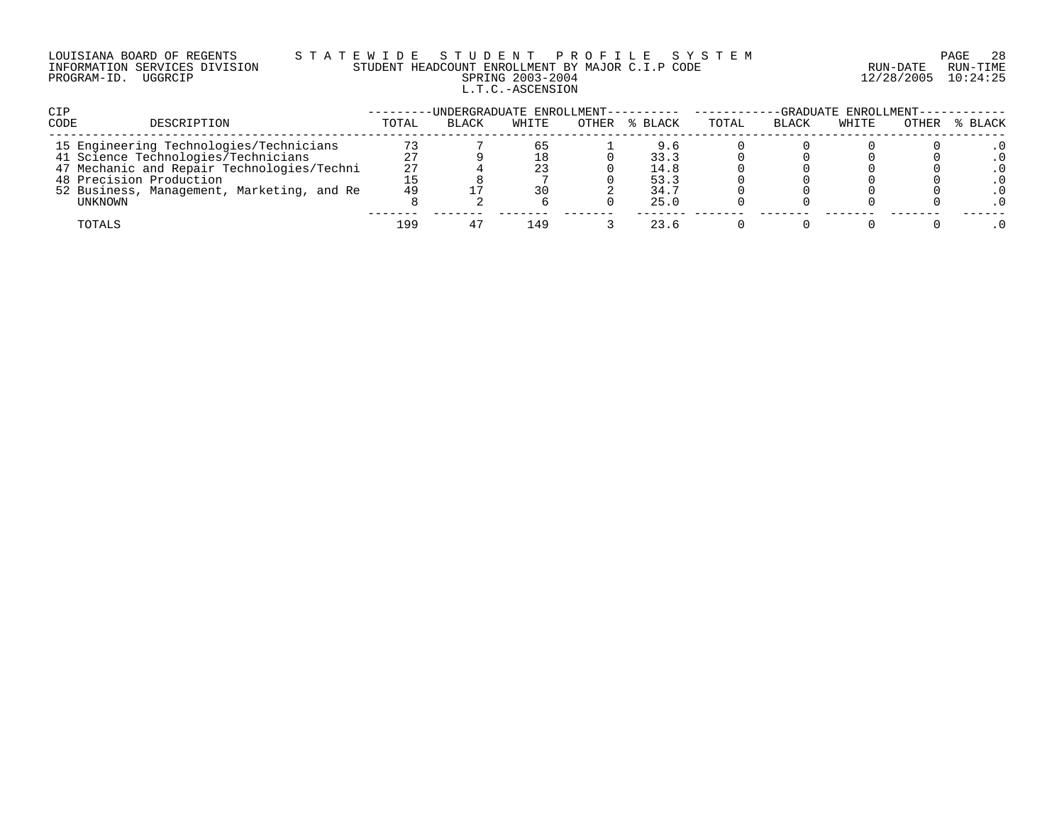LOUISIANA BOARD OF REGENTS — STATEWIDE STUDENT PROFILE SYSTEM
INFORMATION SERVICES DIVISION — STUDENT HEADCOUNT ENROLLMENT BY MAJOR C.I.P CODE
PROGRAM-ID. UGGRCIP — SPRING 2003-2004 — RUN-DATE 12/28/2005 RUN-TIME 10:24:25

L.T.C.-ASCENSION

| CIP CODE | DESCRIPTION | UNDERGRADUATE ENROLLMENT | | | | | GRADUATE ENROLLMENT | | | | |
|---|---|---|---|---|---|---|---|---|---|---|---|
| | | TOTAL | BLACK | WHITE | OTHER | % BLACK | TOTAL | BLACK | WHITE | OTHER | % BLACK |
| 15 | Engineering Technologies/Technicians | 73 | 7 | 65 | 1 | 9.6 | 0 | 0 | 0 | 0 | .0 |
| 41 | Science Technologies/Technicians | 27 | 9 | 18 | 0 | 33.3 | 0 | 0 | 0 | 0 | .0 |
| 47 | Mechanic and Repair Technologies/Techni | 27 | 4 | 23 | 0 | 14.8 | 0 | 0 | 0 | 0 | .0 |
| 48 | Precision Production | 15 | 8 | 7 | 0 | 53.3 | 0 | 0 | 0 | 0 | .0 |
| 52 | Business, Management, Marketing, and Re | 49 | 17 | 30 | 2 | 34.7 | 0 | 0 | 0 | 0 | .0 |
| | UNKNOWN | 8 | 2 | 6 | 0 | 25.0 | 0 | 0 | 0 | 0 | .0 |
| | TOTALS | 199 | 47 | 149 | 3 | 23.6 | 0 | 0 | 0 | 0 | .0 |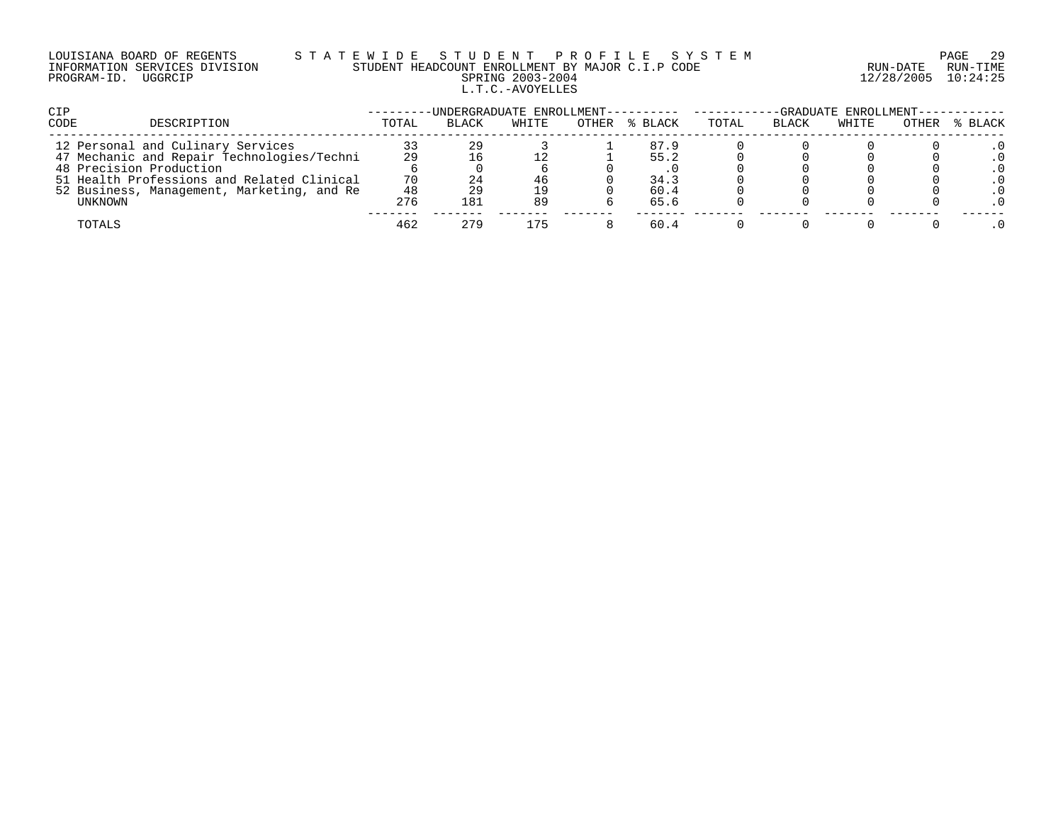LOUISIANA BOARD OF REGENTS — STATEWIDE STUDENT PROFILE SYSTEM
INFORMATION SERVICES DIVISION — STUDENT HEADCOUNT ENROLLMENT BY MAJOR C.I.P CODE — RUN-DATE 12/28/2005 RUN-TIME 10:24:25
PROGRAM-ID. UGGRCIP

SPRING 2003-2004

L.T.C.-AVOYELLES

| CIP CODE | DESCRIPTION | UNDERGRADUATE ENROLLMENT | | | | | GRADUATE ENROLLMENT | | | | |
|---|---|---|---|---|---|---|---|---|---|---|---|
| | | TOTAL | BLACK | WHITE | OTHER | % BLACK | TOTAL | BLACK | WHITE | OTHER | % BLACK |
| 12 | Personal and Culinary Services | 33 | 29 | 3 | 1 | 87.9 | 0 | 0 | 0 | 0 | .0 |
| 47 | Mechanic and Repair Technologies/Techni | 29 | 16 | 12 | 1 | 55.2 | 0 | 0 | 0 | 0 | .0 |
| 48 | Precision Production | 6 | 0 | 6 | 0 | .0 | 0 | 0 | 0 | 0 | .0 |
| 51 | Health Professions and Related Clinical | 70 | 24 | 46 | 0 | 34.3 | 0 | 0 | 0 | 0 | .0 |
| 52 | Business, Management, Marketing, and Re | 48 | 29 | 19 | 0 | 60.4 | 0 | 0 | 0 | 0 | .0 |
| | UNKNOWN | 276 | 181 | 89 | 6 | 65.6 | 0 | 0 | 0 | 0 | .0 |
| | TOTALS | 462 | 279 | 175 | 8 | 60.4 | 0 | 0 | 0 | 0 | .0 |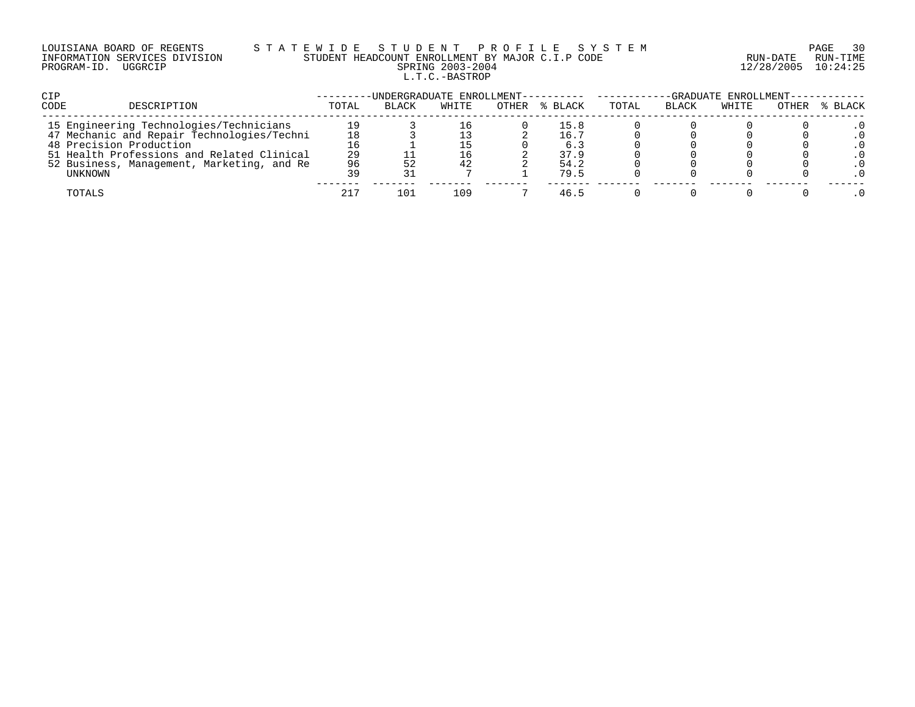LOUISIANA BOARD OF REGENTS — STATEWIDE STUDENT PROFILE SYSTEM
INFORMATION SERVICES DIVISION — STUDENT HEADCOUNT ENROLLMENT BY MAJOR C.I.P CODE
PROGRAM-ID. UGGRCIP — SPRING 2003-2004 — RUN-DATE 12/28/2005 RUN-TIME 10:24:25

L.T.C.-BASTROP

| CIP CODE | DESCRIPTION | UNDERGRADUATE ENROLLMENT | | | | | GRADUATE ENROLLMENT | | | | |
|---|---|---|---|---|---|---|---|---|---|---|---|
| | | TOTAL | BLACK | WHITE | OTHER | % BLACK | TOTAL | BLACK | WHITE | OTHER | % BLACK |
| 15 | Engineering Technologies/Technicians | 19 | 3 | 16 | 0 | 15.8 | 0 | 0 | 0 | 0 | .0 |
| 47 | Mechanic and Repair Technologies/Techni | 18 | 3 | 13 | 2 | 16.7 | 0 | 0 | 0 | 0 | .0 |
| 48 | Precision Production | 16 | 1 | 15 | 0 | 6.3 | 0 | 0 | 0 | 0 | .0 |
| 51 | Health Professions and Related Clinical | 29 | 11 | 16 | 2 | 37.9 | 0 | 0 | 0 | 0 | .0 |
| 52 | Business, Management, Marketing, and Re | 96 | 52 | 42 | 2 | 54.2 | 0 | 0 | 0 | 0 | .0 |
| | UNKNOWN | 39 | 31 | 7 | 1 | 79.5 | 0 | 0 | 0 | 0 | .0 |
| | TOTALS | 217 | 101 | 109 | 7 | 46.5 | 0 | 0 | 0 | 0 | .0 |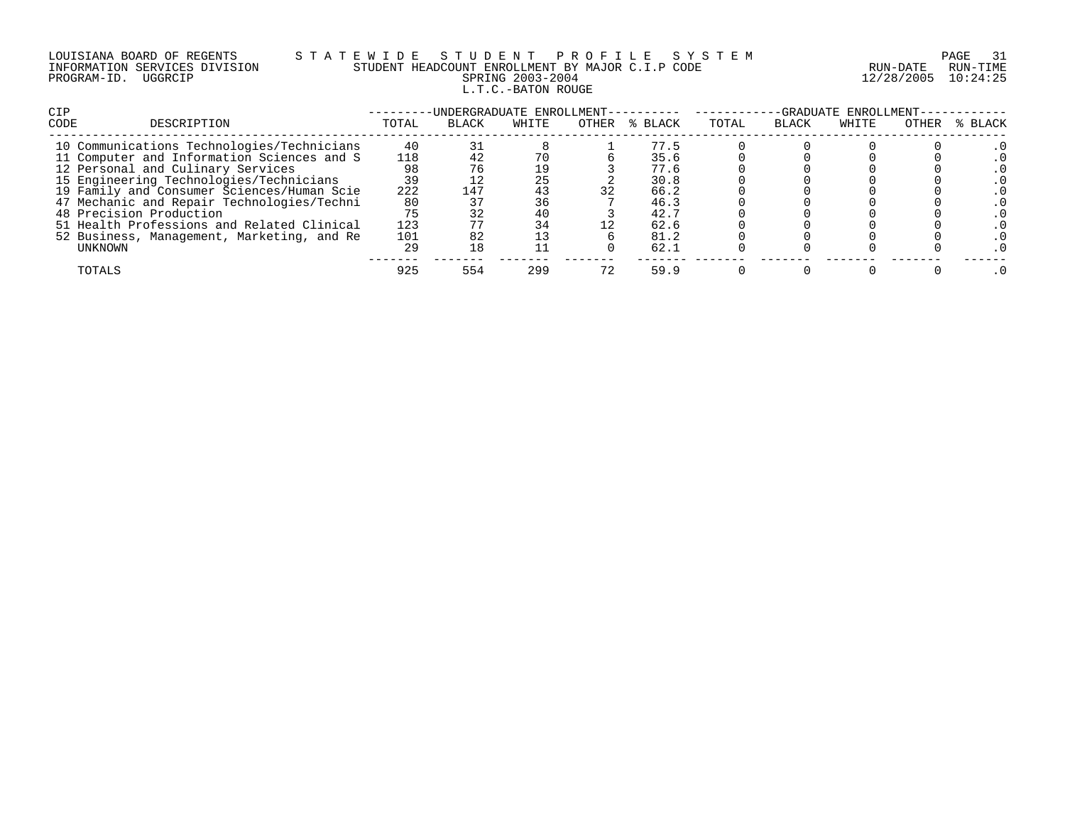LOUISIANA BOARD OF REGENTS — STATEWIDE STUDENT PROFILE SYSTEM
INFORMATION SERVICES DIVISION — STUDENT HEADCOUNT ENROLLMENT BY MAJOR C.I.P CODE — RUN-DATE 12/28/2005 RUN-TIME 10:24:25
PROGRAM-ID. UGGRCIP — SPRING 2003-2004

L.T.C.-BATON ROUGE

| CIP CODE | DESCRIPTION | UNDERGRADUATE ENROLLMENT | | | | | GRADUATE ENROLLMENT | | | | |
|---|---|---|---|---|---|---|---|---|---|---|---|
| | | TOTAL | BLACK | WHITE | OTHER | % BLACK | TOTAL | BLACK | WHITE | OTHER | % BLACK |
| 10 | Communications Technologies/Technicians | 40 | 31 | 8 | 1 | 77.5 | 0 | 0 | 0 | 0 | .0 |
| 11 | Computer and Information Sciences and S | 118 | 42 | 70 | 6 | 35.6 | 0 | 0 | 0 | 0 | .0 |
| 12 | Personal and Culinary Services | 98 | 76 | 19 | 3 | 77.6 | 0 | 0 | 0 | 0 | .0 |
| 15 | Engineering Technologies/Technicians | 39 | 12 | 25 | 2 | 30.8 | 0 | 0 | 0 | 0 | .0 |
| 19 | Family and Consumer Sciences/Human Scie | 222 | 147 | 43 | 32 | 66.2 | 0 | 0 | 0 | 0 | .0 |
| 47 | Mechanic and Repair Technologies/Techni | 80 | 37 | 36 | 7 | 46.3 | 0 | 0 | 0 | 0 | .0 |
| 48 | Precision Production | 75 | 32 | 40 | 3 | 42.7 | 0 | 0 | 0 | 0 | .0 |
| 51 | Health Professions and Related Clinical | 123 | 77 | 34 | 12 | 62.6 | 0 | 0 | 0 | 0 | .0 |
| 52 | Business, Management, Marketing, and Re | 101 | 82 | 13 | 6 | 81.2 | 0 | 0 | 0 | 0 | .0 |
| | UNKNOWN | 29 | 18 | 11 | 0 | 62.1 | 0 | 0 | 0 | 0 | .0 |
| | TOTALS | 925 | 554 | 299 | 72 | 59.9 | 0 | 0 | 0 | 0 | .0 |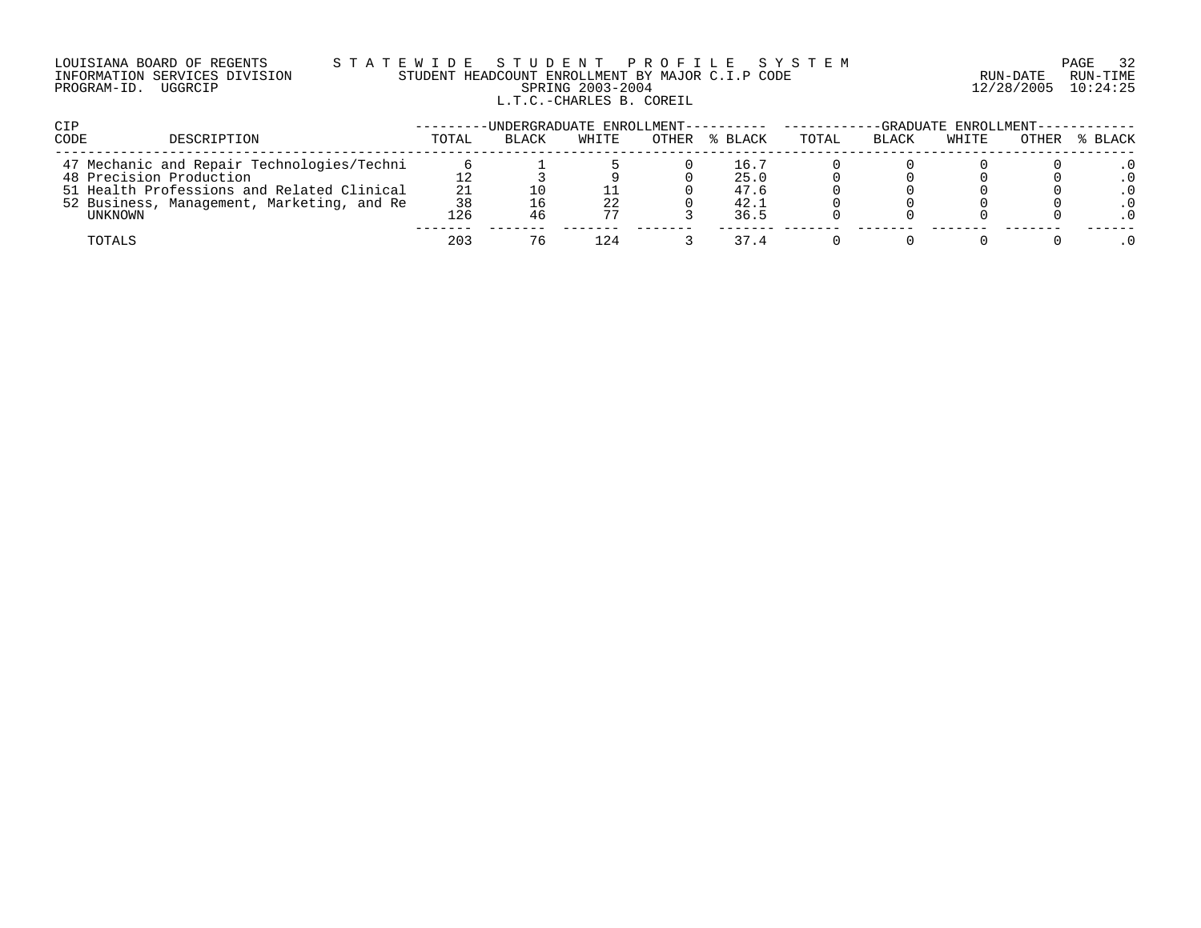LOUISIANA BOARD OF REGENTS — STATEWIDE STUDENT PROFILE SYSTEM
INFORMATION SERVICES DIVISION — STUDENT HEADCOUNT ENROLLMENT BY MAJOR C.I.P CODE — RUN-DATE 12/28/2005 RUN-TIME 10:24:25
PROGRAM-ID. UGGRCIP — SPRING 2003-2004

L.T.C.-CHARLES B. COREIL

| CIP CODE | DESCRIPTION | UNDERGRADUATE ENROLLMENT | | | | | GRADUATE ENROLLMENT | | | | |
|---|---|---|---|---|---|---|---|---|---|---|---|
| | | TOTAL | BLACK | WHITE | OTHER | % BLACK | TOTAL | BLACK | WHITE | OTHER | % BLACK |
| 47 | Mechanic and Repair Technologies/Techni | 6 | 1 | 5 | 0 | 16.7 | 0 | 0 | 0 | 0 | .0 |
| 48 | Precision Production | 12 | 3 | 9 | 0 | 25.0 | 0 | 0 | 0 | 0 | .0 |
| 51 | Health Professions and Related Clinical | 21 | 10 | 11 | 0 | 47.6 | 0 | 0 | 0 | 0 | .0 |
| 52 | Business, Management, Marketing, and Re | 38 | 16 | 22 | 0 | 42.1 | 0 | 0 | 0 | 0 | .0 |
| | UNKNOWN | 126 | 46 | 77 | 3 | 36.5 | 0 | 0 | 0 | 0 | .0 |
| | TOTALS | 203 | 76 | 124 | 3 | 37.4 | 0 | 0 | 0 | 0 | .0 |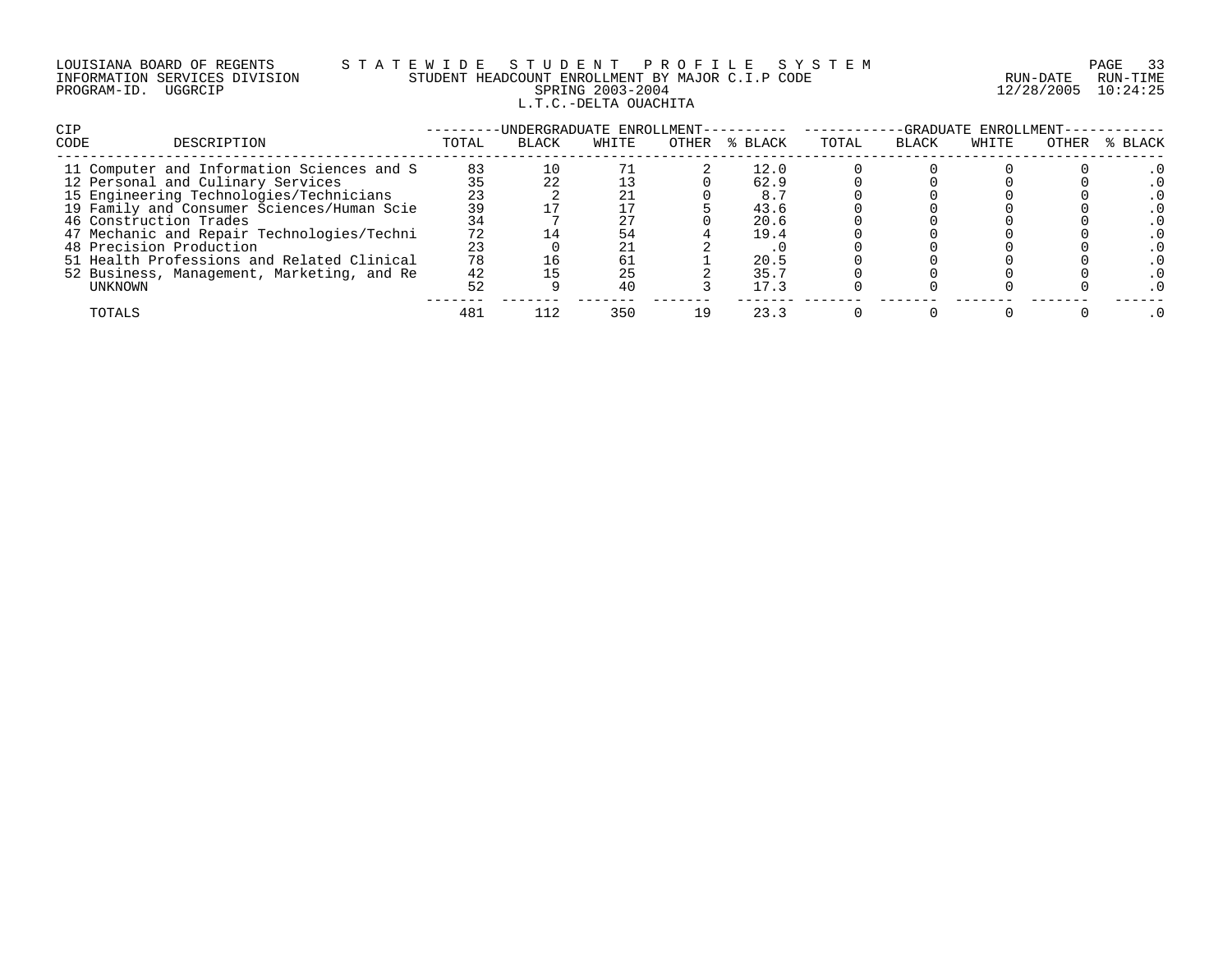LOUISIANA BOARD OF REGENTS — STATEWIDE STUDENT PROFILE SYSTEM
INFORMATION SERVICES DIVISION — STUDENT HEADCOUNT ENROLLMENT BY MAJOR C.I.P CODE — RUN-DATE 12/28/2005 RUN-TIME 10:24:25
PROGRAM-ID. UGGRCIP — SPRING 2003-2004

## L.T.C.-DELTA OUACHITA

| CIP CODE | DESCRIPTION | UNDERGRADUATE ENROLLMENT TOTAL | BLACK | WHITE | OTHER | % BLACK | GRADUATE ENROLLMENT TOTAL | BLACK | WHITE | OTHER | % BLACK |
|---|---|---|---|---|---|---|---|---|---|---|---|
| 11 | Computer and Information Sciences and S | 83 | 10 | 71 | 2 | 12.0 | 0 | 0 | 0 | 0 | .0 |
| 12 | Personal and Culinary Services | 35 | 22 | 13 | 0 | 62.9 | 0 | 0 | 0 | 0 | .0 |
| 15 | Engineering Technologies/Technicians | 23 | 2 | 21 | 0 | 8.7 | 0 | 0 | 0 | 0 | .0 |
| 19 | Family and Consumer Sciences/Human Scie | 39 | 17 | 17 | 5 | 43.6 | 0 | 0 | 0 | 0 | .0 |
| 46 | Construction Trades | 34 | 7 | 27 | 0 | 20.6 | 0 | 0 | 0 | 0 | .0 |
| 47 | Mechanic and Repair Technologies/Techni | 72 | 14 | 54 | 4 | 19.4 | 0 | 0 | 0 | 0 | .0 |
| 48 | Precision Production | 23 | 0 | 21 | 2 | .0 | 0 | 0 | 0 | 0 | .0 |
| 51 | Health Professions and Related Clinical | 78 | 16 | 61 | 1 | 20.5 | 0 | 0 | 0 | 0 | .0 |
| 52 | Business, Management, Marketing, and Re | 42 | 15 | 25 | 2 | 35.7 | 0 | 0 | 0 | 0 | .0 |
| | UNKNOWN | 52 | 9 | 40 | 3 | 17.3 | 0 | 0 | 0 | 0 | .0 |
| | TOTALS | 481 | 112 | 350 | 19 | 23.3 | 0 | 0 | 0 | 0 | .0 |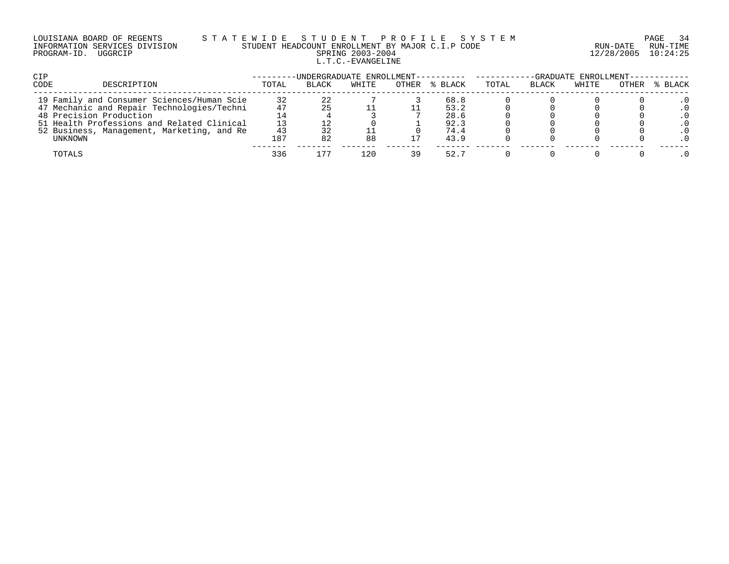LOUISIANA BOARD OF REGENTS — STATEWIDE STUDENT PROFILE SYSTEM
INFORMATION SERVICES DIVISION — STUDENT HEADCOUNT ENROLLMENT BY MAJOR C.I.P CODE — RUN-DATE 12/28/2005 RUN-TIME 10:24:25
PROGRAM-ID. UGGRCIP — SPRING 2003-2004

L.T.C.-EVANGELINE

| CIP CODE | DESCRIPTION | UNDERGRADUATE ENROLLMENT | | | | | GRADUATE ENROLLMENT | | | | |
|---|---|---|---|---|---|---|---|---|---|---|---|
| | | TOTAL | BLACK | WHITE | OTHER | % BLACK | TOTAL | BLACK | WHITE | OTHER | % BLACK |
| 19 | Family and Consumer Sciences/Human Scie | 32 | 22 | 7 | 3 | 68.8 | 0 | 0 | 0 | 0 | .0 |
| 47 | Mechanic and Repair Technologies/Techni | 47 | 25 | 11 | 11 | 53.2 | 0 | 0 | 0 | 0 | .0 |
| 48 | Precision Production | 14 | 4 | 3 | 7 | 28.6 | 0 | 0 | 0 | 0 | .0 |
| 51 | Health Professions and Related Clinical | 13 | 12 | 0 | 1 | 92.3 | 0 | 0 | 0 | 0 | .0 |
| 52 | Business, Management, Marketing, and Re | 43 | 32 | 11 | 0 | 74.4 | 0 | 0 | 0 | 0 | .0 |
| | UNKNOWN | 187 | 82 | 88 | 17 | 43.9 | 0 | 0 | 0 | 0 | .0 |
| | TOTALS | 336 | 177 | 120 | 39 | 52.7 | 0 | 0 | 0 | 0 | .0 |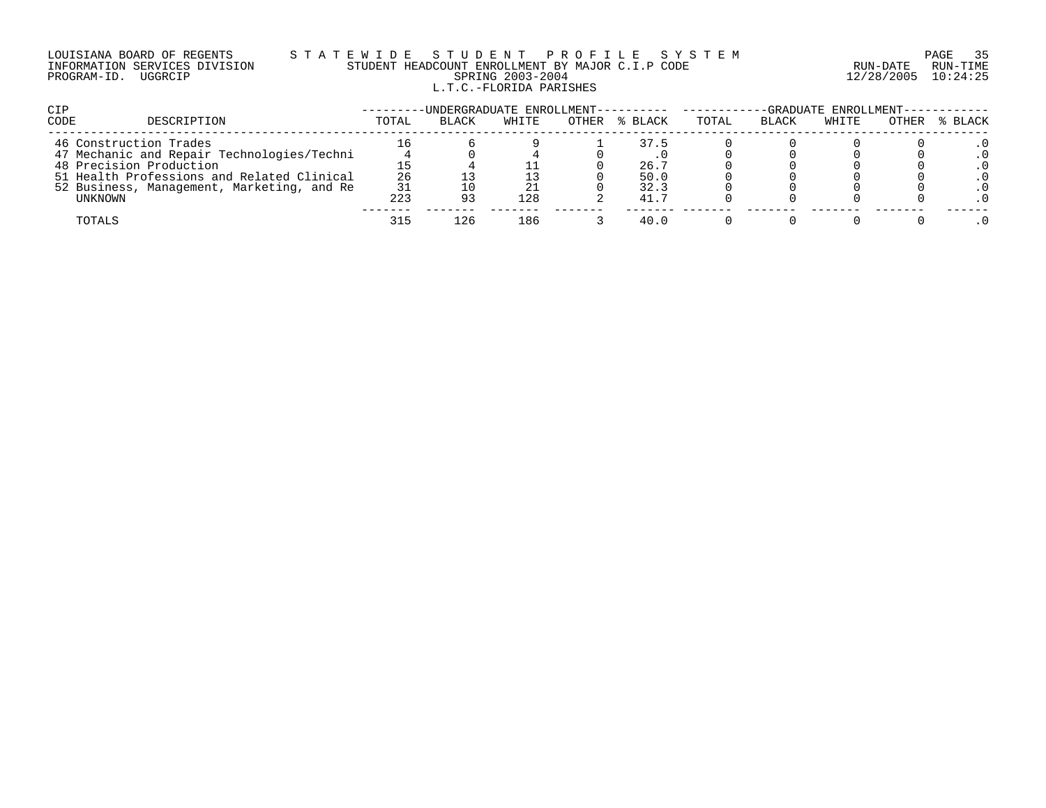LOUISIANA BOARD OF REGENTS — STATEWIDE STUDENT PROFILE SYSTEM
INFORMATION SERVICES DIVISION — STUDENT HEADCOUNT ENROLLMENT BY MAJOR C.I.P CODE — RUN-DATE 12/28/2005 RUN-TIME 10:24:25
PROGRAM-ID. UGGRCIP — SPRING 2003-2004

L.T.C.-FLORIDA PARISHES

| CIP CODE | DESCRIPTION | UNDERGRADUATE ENROLLMENT TOTAL | BLACK | WHITE | OTHER | % BLACK | GRADUATE ENROLLMENT TOTAL | BLACK | WHITE | OTHER | % BLACK |
|---|---|---|---|---|---|---|---|---|---|---|---|
| 46 | Construction Trades | 16 | 6 | 9 | 1 | 37.5 | 0 | 0 | 0 | 0 | .0 |
| 47 | Mechanic and Repair Technologies/Techni | 4 | 0 | 4 | 0 | .0 | 0 | 0 | 0 | 0 | .0 |
| 48 | Precision Production | 15 | 4 | 11 | 0 | 26.7 | 0 | 0 | 0 | 0 | .0 |
| 51 | Health Professions and Related Clinical | 26 | 13 | 13 | 0 | 50.0 | 0 | 0 | 0 | 0 | .0 |
| 52 | Business, Management, Marketing, and Re | 31 | 10 | 21 | 0 | 32.3 | 0 | 0 | 0 | 0 | .0 |
| | UNKNOWN | 223 | 93 | 128 | 2 | 41.7 | 0 | 0 | 0 | 0 | .0 |
| | TOTALS | 315 | 126 | 186 | 3 | 40.0 | 0 | 0 | 0 | 0 | .0 |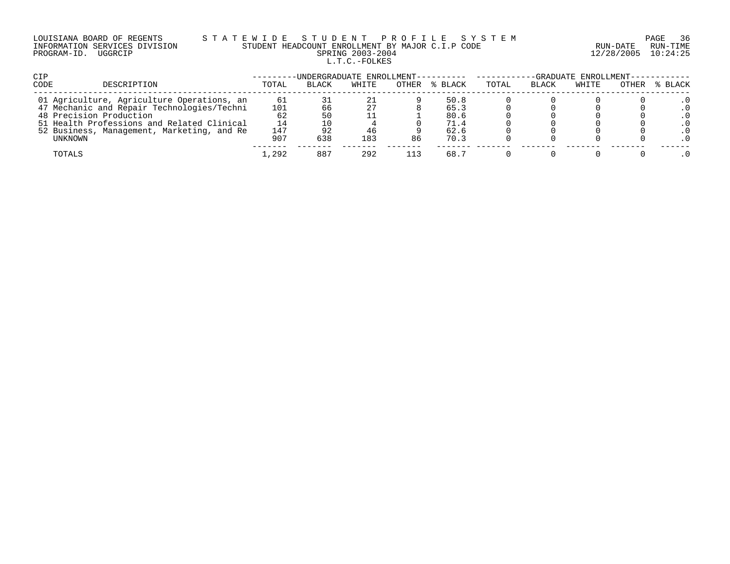LOUISIANA BOARD OF REGENTS — STATEWIDE STUDENT PROFILE SYSTEM
INFORMATION SERVICES DIVISION — STUDENT HEADCOUNT ENROLLMENT BY MAJOR C.I.P CODE — RUN-DATE 12/28/2005 RUN-TIME 10:24:25
PROGRAM-ID. UGGRCIP — SPRING 2003-2004

L.T.C.-FOLKES

| CIP CODE | DESCRIPTION | UNDERGRADUATE ENROLLMENT | | | | | GRADUATE ENROLLMENT | | | | |
|---|---|---|---|---|---|---|---|---|---|---|---|
| | | TOTAL | BLACK | WHITE | OTHER | % BLACK | TOTAL | BLACK | WHITE | OTHER | % BLACK |
| 01 | Agriculture, Agriculture Operations, an | 61 | 31 | 21 | 9 | 50.8 | 0 | 0 | 0 | 0 | .0 |
| 47 | Mechanic and Repair Technologies/Techni | 101 | 66 | 27 | 8 | 65.3 | 0 | 0 | 0 | 0 | .0 |
| 48 | Precision Production | 62 | 50 | 11 | 1 | 80.6 | 0 | 0 | 0 | 0 | .0 |
| 51 | Health Professions and Related Clinical | 14 | 10 | 4 | 0 | 71.4 | 0 | 0 | 0 | 0 | .0 |
| 52 | Business, Management, Marketing, and Re | 147 | 92 | 46 | 9 | 62.6 | 0 | 0 | 0 | 0 | .0 |
| | UNKNOWN | 907 | 638 | 183 | 86 | 70.3 | 0 | 0 | 0 | 0 | .0 |
| | TOTALS | 1,292 | 887 | 292 | 113 | 68.7 | 0 | 0 | 0 | 0 | .0 |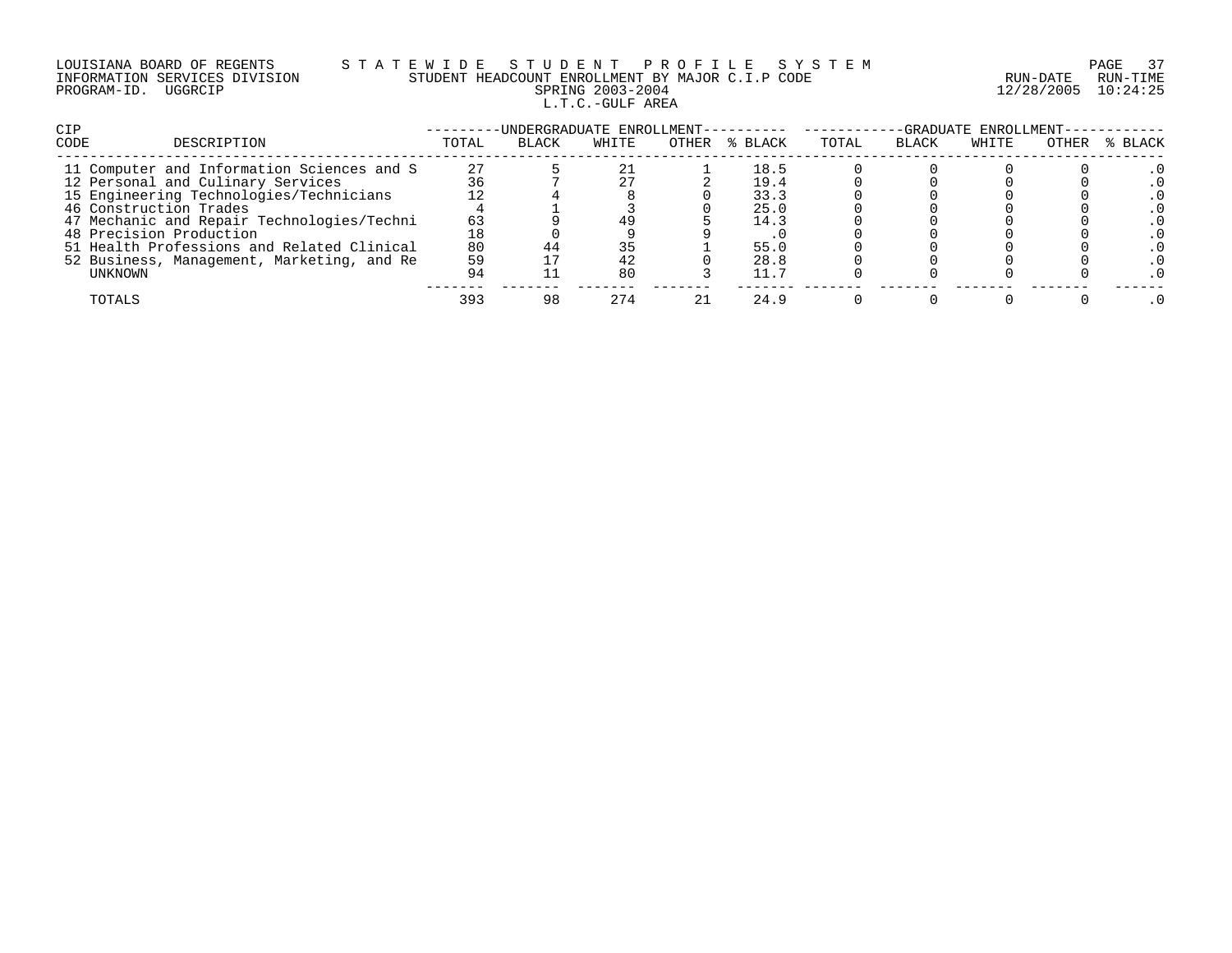LOUISIANA BOARD OF REGENTS — STATEWIDE STUDENT PROFILE SYSTEM
INFORMATION SERVICES DIVISION — STUDENT HEADCOUNT ENROLLMENT BY MAJOR C.I.P CODE — RUN-DATE 12/28/2005 RUN-TIME 10:24:25
PROGRAM-ID. UGGRCIP — SPRING 2003-2004

L.T.C.-GULF AREA

| CIP CODE | DESCRIPTION | UNDERGRADUATE ENROLLMENT | | | | | GRADUATE ENROLLMENT | | | | |
|---|---|---|---|---|---|---|---|---|---|---|---|
| | | TOTAL | BLACK | WHITE | OTHER | % BLACK | TOTAL | BLACK | WHITE | OTHER | % BLACK |
| 11 | Computer and Information Sciences and S | 27 | 5 | 21 | 1 | 18.5 | 0 | 0 | 0 | 0 | .0 |
| 12 | Personal and Culinary Services | 36 | 7 | 27 | 2 | 19.4 | 0 | 0 | 0 | 0 | .0 |
| 15 | Engineering Technologies/Technicians | 12 | 4 | 8 | 0 | 33.3 | 0 | 0 | 0 | 0 | .0 |
| 46 | Construction Trades | 4 | 1 | 3 | 0 | 25.0 | 0 | 0 | 0 | 0 | .0 |
| 47 | Mechanic and Repair Technologies/Techni | 63 | 9 | 49 | 5 | 14.3 | 0 | 0 | 0 | 0 | .0 |
| 48 | Precision Production | 18 | 0 | 9 | 9 | .0 | 0 | 0 | 0 | 0 | .0 |
| 51 | Health Professions and Related Clinical | 80 | 44 | 35 | 1 | 55.0 | 0 | 0 | 0 | 0 | .0 |
| 52 | Business, Management, Marketing, and Re | 59 | 17 | 42 | 0 | 28.8 | 0 | 0 | 0 | 0 | .0 |
| | UNKNOWN | 94 | 11 | 80 | 3 | 11.7 | 0 | 0 | 0 | 0 | .0 |
| | TOTALS | 393 | 98 | 274 | 21 | 24.9 | 0 | 0 | 0 | 0 | .0 |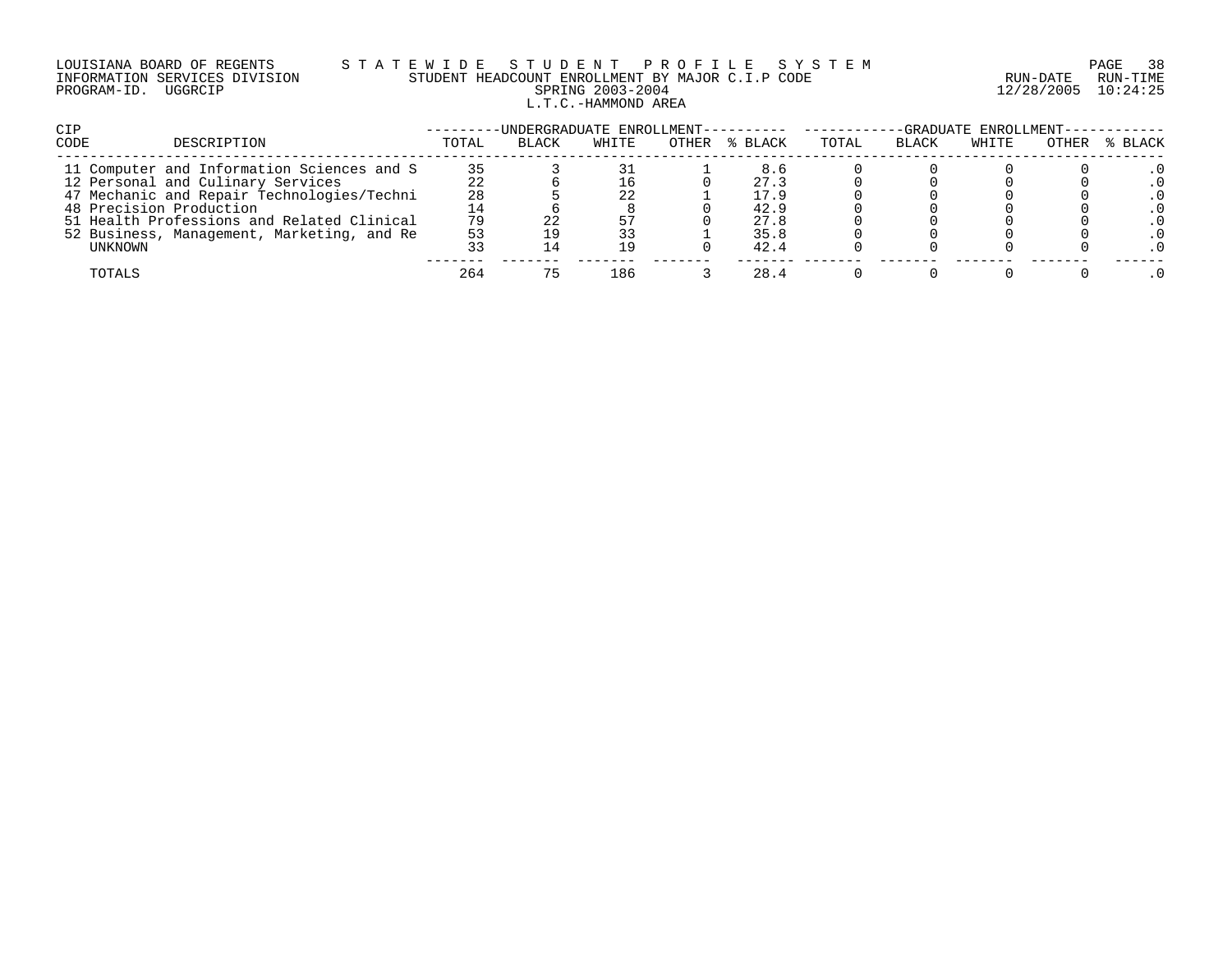LOUISIANA BOARD OF REGENTS — STATEWIDE STUDENT PROFILE SYSTEM
INFORMATION SERVICES DIVISION — STUDENT HEADCOUNT ENROLLMENT BY MAJOR C.I.P CODE — RUN-DATE 12/28/2005 RUN-TIME 10:24:25
PROGRAM-ID. UGGRCIP — SPRING 2003-2004

L.T.C.-HAMMOND AREA

| CIP CODE | DESCRIPTION | UNDERGRADUATE ENROLLMENT | | | | | GRADUATE ENROLLMENT | | | | |
|---|---|---|---|---|---|---|---|---|---|---|---|
| | | TOTAL | BLACK | WHITE | OTHER | % BLACK | TOTAL | BLACK | WHITE | OTHER | % BLACK |
| 11 | Computer and Information Sciences and S | 35 | 3 | 31 | 1 | 8.6 | 0 | 0 | 0 | 0 | .0 |
| 12 | Personal and Culinary Services | 22 | 6 | 16 | 0 | 27.3 | 0 | 0 | 0 | 0 | .0 |
| 47 | Mechanic and Repair Technologies/Techni | 28 | 5 | 22 | 1 | 17.9 | 0 | 0 | 0 | 0 | .0 |
| 48 | Precision Production | 14 | 6 | 8 | 0 | 42.9 | 0 | 0 | 0 | 0 | .0 |
| 51 | Health Professions and Related Clinical | 79 | 22 | 57 | 0 | 27.8 | 0 | 0 | 0 | 0 | .0 |
| 52 | Business, Management, Marketing, and Re | 53 | 19 | 33 | 1 | 35.8 | 0 | 0 | 0 | 0 | .0 |
| | UNKNOWN | 33 | 14 | 19 | 0 | 42.4 | 0 | 0 | 0 | 0 | .0 |
| | TOTALS | 264 | 75 | 186 | 3 | 28.4 | 0 | 0 | 0 | 0 | .0 |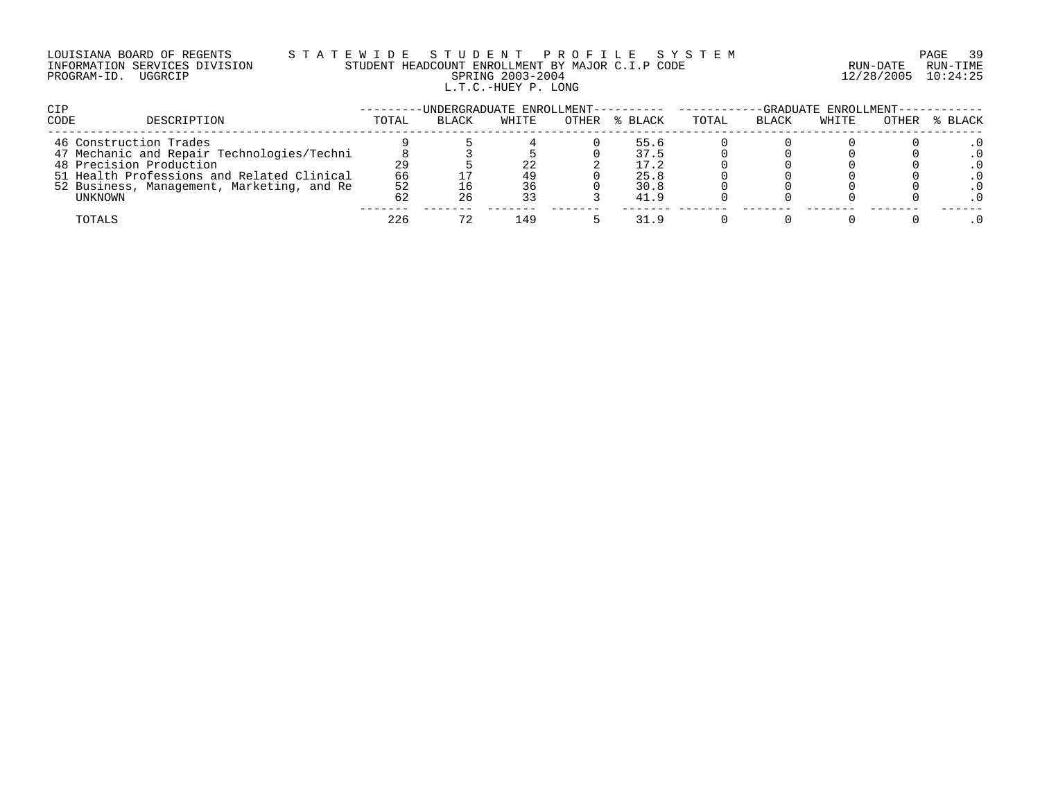LOUISIANA BOARD OF REGENTS — STATEWIDE STUDENT PROFILE SYSTEM
INFORMATION SERVICES DIVISION — STUDENT HEADCOUNT ENROLLMENT BY MAJOR C.I.P CODE — RUN-DATE 12/28/2005 RUN-TIME 10:24:25
PROGRAM-ID. UGGRCIP — SPRING 2003-2004

L.T.C.-HUEY P. LONG

| CIP CODE | DESCRIPTION | UNDERGRADUATE ENROLLMENT | | | | | GRADUATE ENROLLMENT | | | | |
|---|---|---|---|---|---|---|---|---|---|---|---|
| | | TOTAL | BLACK | WHITE | OTHER | % BLACK | TOTAL | BLACK | WHITE | OTHER | % BLACK |
| 46 | Construction Trades | 9 | 5 | 4 | 0 | 55.6 | 0 | 0 | 0 | 0 | .0 |
| 47 | Mechanic and Repair Technologies/Techni | 8 | 3 | 5 | 0 | 37.5 | 0 | 0 | 0 | 0 | .0 |
| 48 | Precision Production | 29 | 5 | 22 | 2 | 17.2 | 0 | 0 | 0 | 0 | .0 |
| 51 | Health Professions and Related Clinical | 66 | 17 | 49 | 0 | 25.8 | 0 | 0 | 0 | 0 | .0 |
| 52 | Business, Management, Marketing, and Re | 52 | 16 | 36 | 0 | 30.8 | 0 | 0 | 0 | 0 | .0 |
| | UNKNOWN | 62 | 26 | 33 | 3 | 41.9 | 0 | 0 | 0 | 0 | .0 |
| | TOTALS | 226 | 72 | 149 | 5 | 31.9 | 0 | 0 | 0 | 0 | .0 |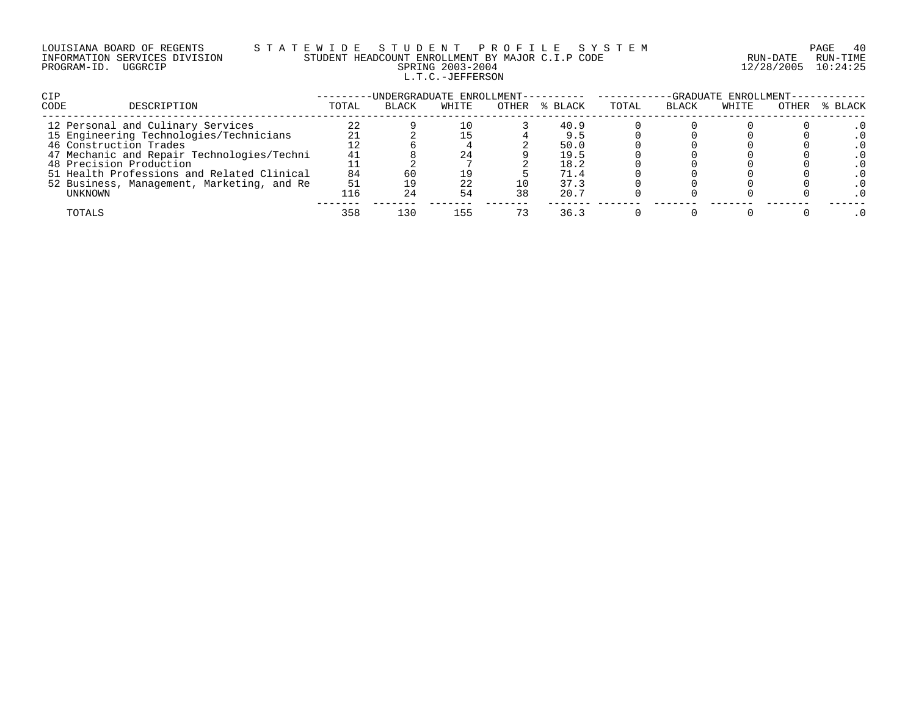LOUISIANA BOARD OF REGENTS — STATEWIDE STUDENT PROFILE SYSTEM
INFORMATION SERVICES DIVISION — STUDENT HEADCOUNT ENROLLMENT BY MAJOR C.I.P CODE — RUN-DATE 12/28/2005 RUN-TIME 10:24:25
PROGRAM-ID. UGGRCIP — SPRING 2003-2004

L.T.C.-JEFFERSON

| CIP CODE | DESCRIPTION | UNDERGRADUATE ENROLLMENT | | | | | GRADUATE ENROLLMENT | | | | |
|---|---|---|---|---|---|---|---|---|---|---|---|
| | | TOTAL | BLACK | WHITE | OTHER | % BLACK | TOTAL | BLACK | WHITE | OTHER | % BLACK |
| 12 | Personal and Culinary Services | 22 | 9 | 10 | 3 | 40.9 | 0 | 0 | 0 | 0 | .0 |
| 15 | Engineering Technologies/Technicians | 21 | 2 | 15 | 4 | 9.5 | 0 | 0 | 0 | 0 | .0 |
| 46 | Construction Trades | 12 | 6 | 4 | 2 | 50.0 | 0 | 0 | 0 | 0 | .0 |
| 47 | Mechanic and Repair Technologies/Techni | 41 | 8 | 24 | 9 | 19.5 | 0 | 0 | 0 | 0 | .0 |
| 48 | Precision Production | 11 | 2 | 7 | 2 | 18.2 | 0 | 0 | 0 | 0 | .0 |
| 51 | Health Professions and Related Clinical | 84 | 60 | 19 | 5 | 71.4 | 0 | 0 | 0 | 0 | .0 |
| 52 | Business, Management, Marketing, and Re | 51 | 19 | 22 | 10 | 37.3 | 0 | 0 | 0 | 0 | .0 |
| | UNKNOWN | 116 | 24 | 54 | 38 | 20.7 | 0 | 0 | 0 | 0 | .0 |
| | TOTALS | 358 | 130 | 155 | 73 | 36.3 | 0 | 0 | 0 | 0 | .0 |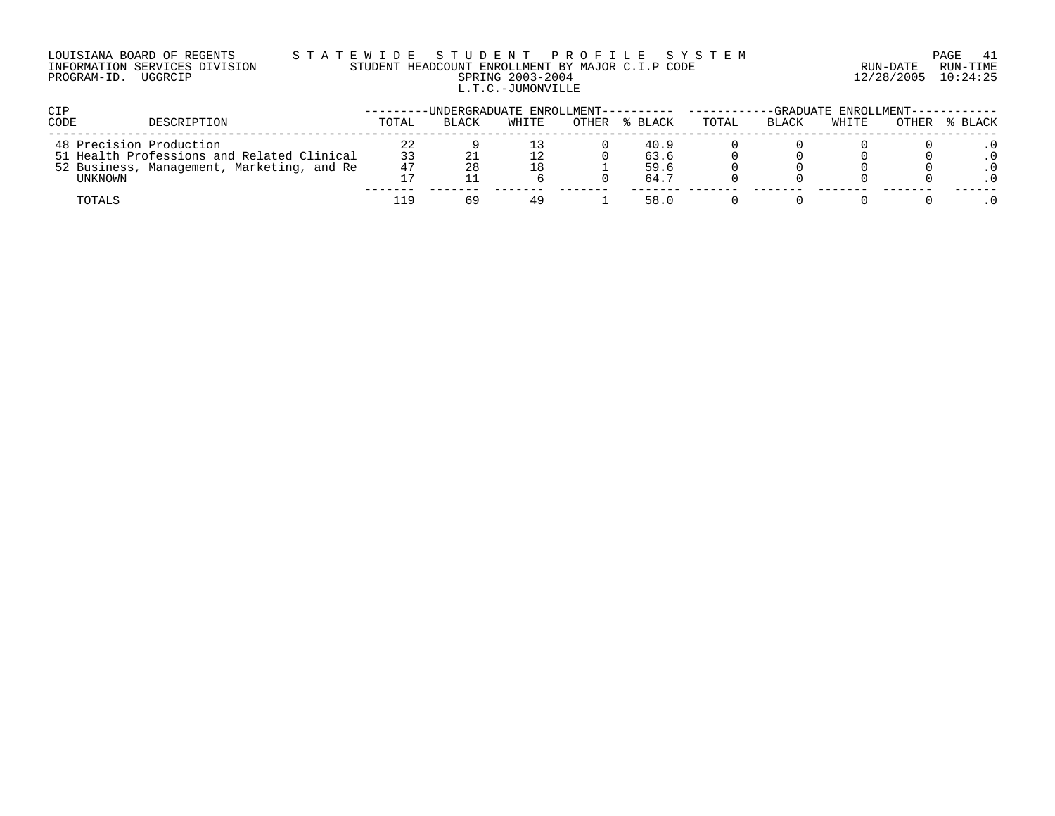LOUISIANA BOARD OF REGENTS — S T A T E W I D E   S T U D E N T   P R O F I L E   S Y S T E M

INFORMATION SERVICES DIVISION — STUDENT HEADCOUNT ENROLLMENT BY MAJOR C.I.P CODE — RUN-DATE 12/28/2005 RUN-TIME 10:24:25

PROGRAM-ID. UGGRCIP — SPRING 2003-2004

L.T.C.-JUMONVILLE

| CIP CODE | DESCRIPTION | UNDERGRADUATE ENROLLMENT | | | | | GRADUATE ENROLLMENT | | | | |
|---|---|---|---|---|---|---|---|---|---|---|---|
| | | TOTAL | BLACK | WHITE | OTHER | % BLACK | TOTAL | BLACK | WHITE | OTHER | % BLACK |
| 48 | Precision Production | 22 | 9 | 13 | 0 | 40.9 | 0 | 0 | 0 | 0 | .0 |
| 51 | Health Professions and Related Clinical | 33 | 21 | 12 | 0 | 63.6 | 0 | 0 | 0 | 0 | .0 |
| 52 | Business, Management, Marketing, and Re | 47 | 28 | 18 | 1 | 59.6 | 0 | 0 | 0 | 0 | .0 |
| | UNKNOWN | 17 | 11 | 6 | 0 | 64.7 | 0 | 0 | 0 | 0 | .0 |
| | TOTALS | 119 | 69 | 49 | 1 | 58.0 | 0 | 0 | 0 | 0 | .0 |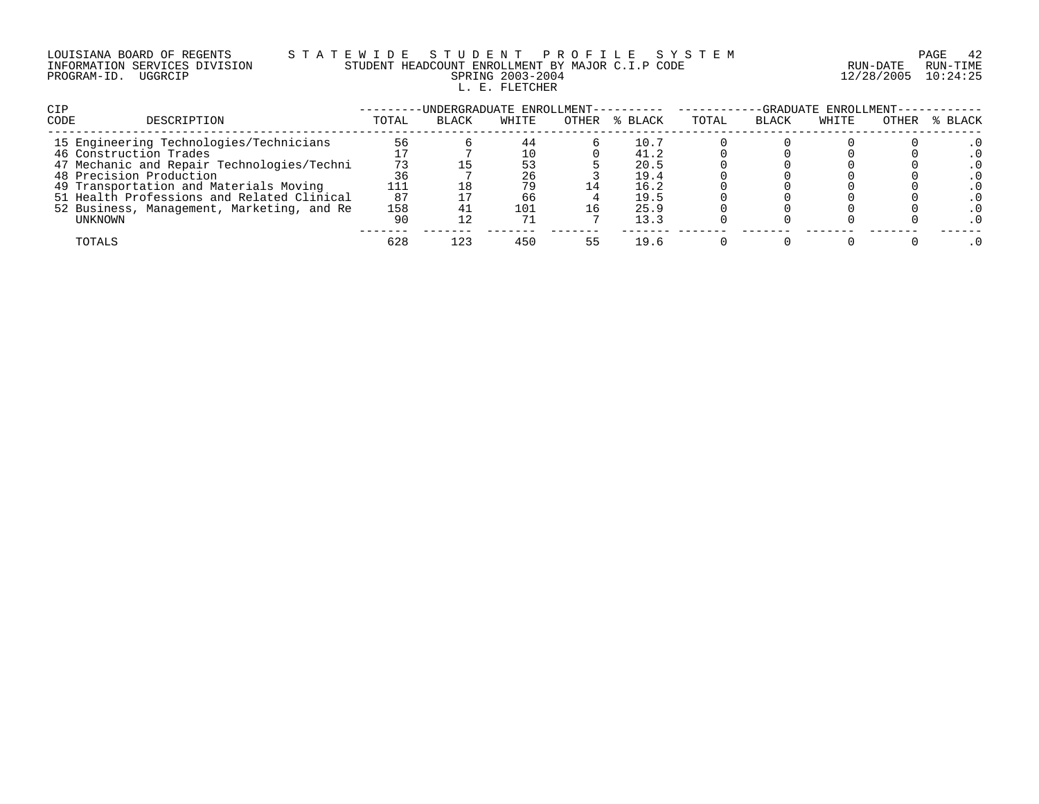LOUISIANA BOARD OF REGENTS — STATEWIDE STUDENT PROFILE SYSTEM
INFORMATION SERVICES DIVISION — STUDENT HEADCOUNT ENROLLMENT BY MAJOR C.I.P CODE — RUN-DATE 12/28/2005 RUN-TIME 10:24:25
PROGRAM-ID. UGGRCIP — SPRING 2003-2004

L. E. FLETCHER

| CIP CODE | DESCRIPTION | UNDERGRADUATE ENROLLMENT TOTAL | BLACK | WHITE | OTHER | % BLACK | GRADUATE ENROLLMENT TOTAL | BLACK | WHITE | OTHER | % BLACK |
|---|---|---|---|---|---|---|---|---|---|---|---|
| 15 | Engineering Technologies/Technicians | 56 | 6 | 44 | 6 | 10.7 | 0 | 0 | 0 | 0 | .0 |
| 46 | Construction Trades | 17 | 7 | 10 | 0 | 41.2 | 0 | 0 | 0 | 0 | .0 |
| 47 | Mechanic and Repair Technologies/Techni | 73 | 15 | 53 | 5 | 20.5 | 0 | 0 | 0 | 0 | .0 |
| 48 | Precision Production | 36 | 7 | 26 | 3 | 19.4 | 0 | 0 | 0 | 0 | .0 |
| 49 | Transportation and Materials Moving | 111 | 18 | 79 | 14 | 16.2 | 0 | 0 | 0 | 0 | .0 |
| 51 | Health Professions and Related Clinical | 87 | 17 | 66 | 4 | 19.5 | 0 | 0 | 0 | 0 | .0 |
| 52 | Business, Management, Marketing, and Re | 158 | 41 | 101 | 16 | 25.9 | 0 | 0 | 0 | 0 | .0 |
| | UNKNOWN | 90 | 12 | 71 | 7 | 13.3 | 0 | 0 | 0 | 0 | .0 |
| | TOTALS | 628 | 123 | 450 | 55 | 19.6 | 0 | 0 | 0 | 0 | .0 |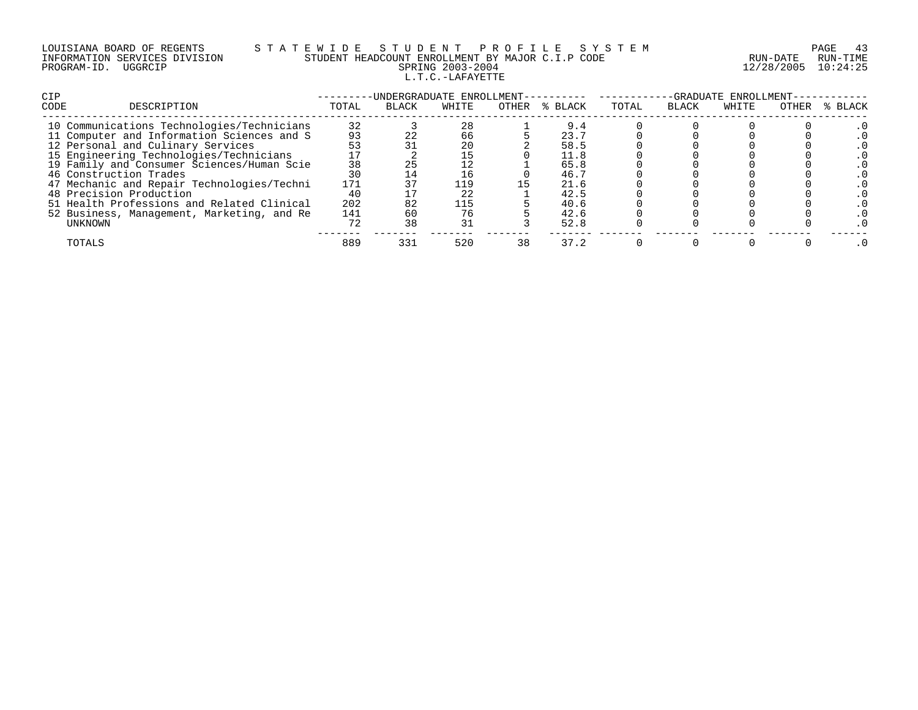LOUISIANA BOARD OF REGENTS — STATEWIDE STUDENT PROFILE SYSTEM
INFORMATION SERVICES DIVISION — STUDENT HEADCOUNT ENROLLMENT BY MAJOR C.I.P CODE
PROGRAM-ID. UGGRCIP — SPRING 2003-2004 — RUN-DATE 12/28/2005 RUN-TIME 10:24:25

L.T.C.-LAFAYETTE

| CIP CODE | DESCRIPTION | UNDERGRADUATE ENROLLMENT TOTAL | BLACK | WHITE | OTHER | % BLACK | GRADUATE ENROLLMENT TOTAL | BLACK | WHITE | OTHER | % BLACK |
|---|---|---|---|---|---|---|---|---|---|---|---|
| 10 | Communications Technologies/Technicians | 32 | 3 | 28 | 1 | 9.4 | 0 | 0 | 0 | 0 | .0 |
| 11 | Computer and Information Sciences and S | 93 | 22 | 66 | 5 | 23.7 | 0 | 0 | 0 | 0 | .0 |
| 12 | Personal and Culinary Services | 53 | 31 | 20 | 2 | 58.5 | 0 | 0 | 0 | 0 | .0 |
| 15 | Engineering Technologies/Technicians | 17 | 2 | 15 | 0 | 11.8 | 0 | 0 | 0 | 0 | .0 |
| 19 | Family and Consumer Sciences/Human Scie | 38 | 25 | 12 | 1 | 65.8 | 0 | 0 | 0 | 0 | .0 |
| 46 | Construction Trades | 30 | 14 | 16 | 0 | 46.7 | 0 | 0 | 0 | 0 | .0 |
| 47 | Mechanic and Repair Technologies/Techni | 171 | 37 | 119 | 15 | 21.6 | 0 | 0 | 0 | 0 | .0 |
| 48 | Precision Production | 40 | 17 | 22 | 1 | 42.5 | 0 | 0 | 0 | 0 | .0 |
| 51 | Health Professions and Related Clinical | 202 | 82 | 115 | 5 | 40.6 | 0 | 0 | 0 | 0 | .0 |
| 52 | Business, Management, Marketing, and Re | 141 | 60 | 76 | 5 | 42.6 | 0 | 0 | 0 | 0 | .0 |
| | UNKNOWN | 72 | 38 | 31 | 3 | 52.8 | 0 | 0 | 0 | 0 | .0 |
| | TOTALS | 889 | 331 | 520 | 38 | 37.2 | 0 | 0 | 0 | 0 | .0 |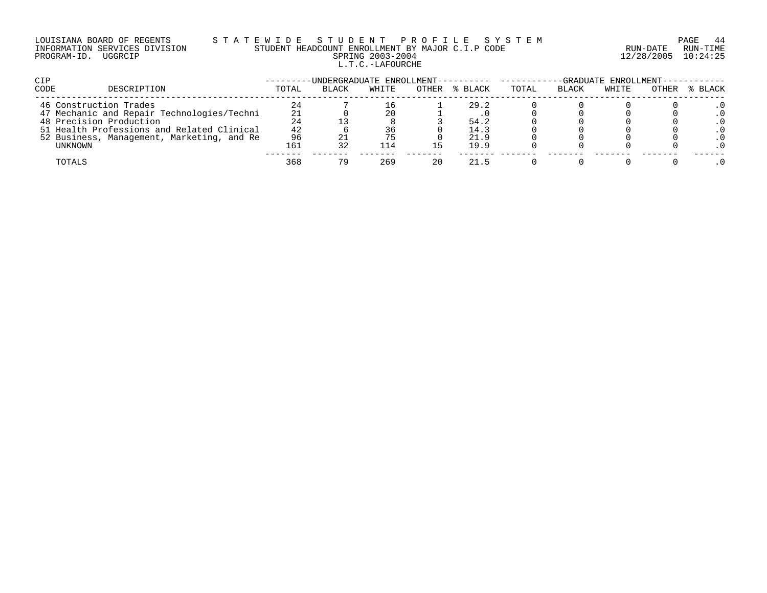LOUISIANA BOARD OF REGENTS — S T A T E W I D E   S T U D E N T   P R O F I L E   S Y S T E M

INFORMATION SERVICES DIVISION — STUDENT HEADCOUNT ENROLLMENT BY MAJOR C.I.P CODE — RUN-DATE 12/28/2005 RUN-TIME 10:24:25

PROGRAM-ID. UGGRCIP — SPRING 2003-2004

L.T.C.-LAFOURCHE

| CIP CODE | DESCRIPTION | UNDERGRADUATE ENROLLMENT | | | | | GRADUATE ENROLLMENT | | | | |
|---|---|---|---|---|---|---|---|---|---|---|---|
| | | TOTAL | BLACK | WHITE | OTHER | % BLACK | TOTAL | BLACK | WHITE | OTHER | % BLACK |
| 46 | Construction Trades | 24 | 7 | 16 | 1 | 29.2 | 0 | 0 | 0 | 0 | .0 |
| 47 | Mechanic and Repair Technologies/Techni | 21 | 0 | 20 | 1 | .0 | 0 | 0 | 0 | 0 | .0 |
| 48 | Precision Production | 24 | 13 | 8 | 3 | 54.2 | 0 | 0 | 0 | 0 | .0 |
| 51 | Health Professions and Related Clinical | 42 | 6 | 36 | 0 | 14.3 | 0 | 0 | 0 | 0 | .0 |
| 52 | Business, Management, Marketing, and Re | 96 | 21 | 75 | 0 | 21.9 | 0 | 0 | 0 | 0 | .0 |
| | UNKNOWN | 161 | 32 | 114 | 15 | 19.9 | 0 | 0 | 0 | 0 | .0 |
| | TOTALS | 368 | 79 | 269 | 20 | 21.5 | 0 | 0 | 0 | 0 | .0 |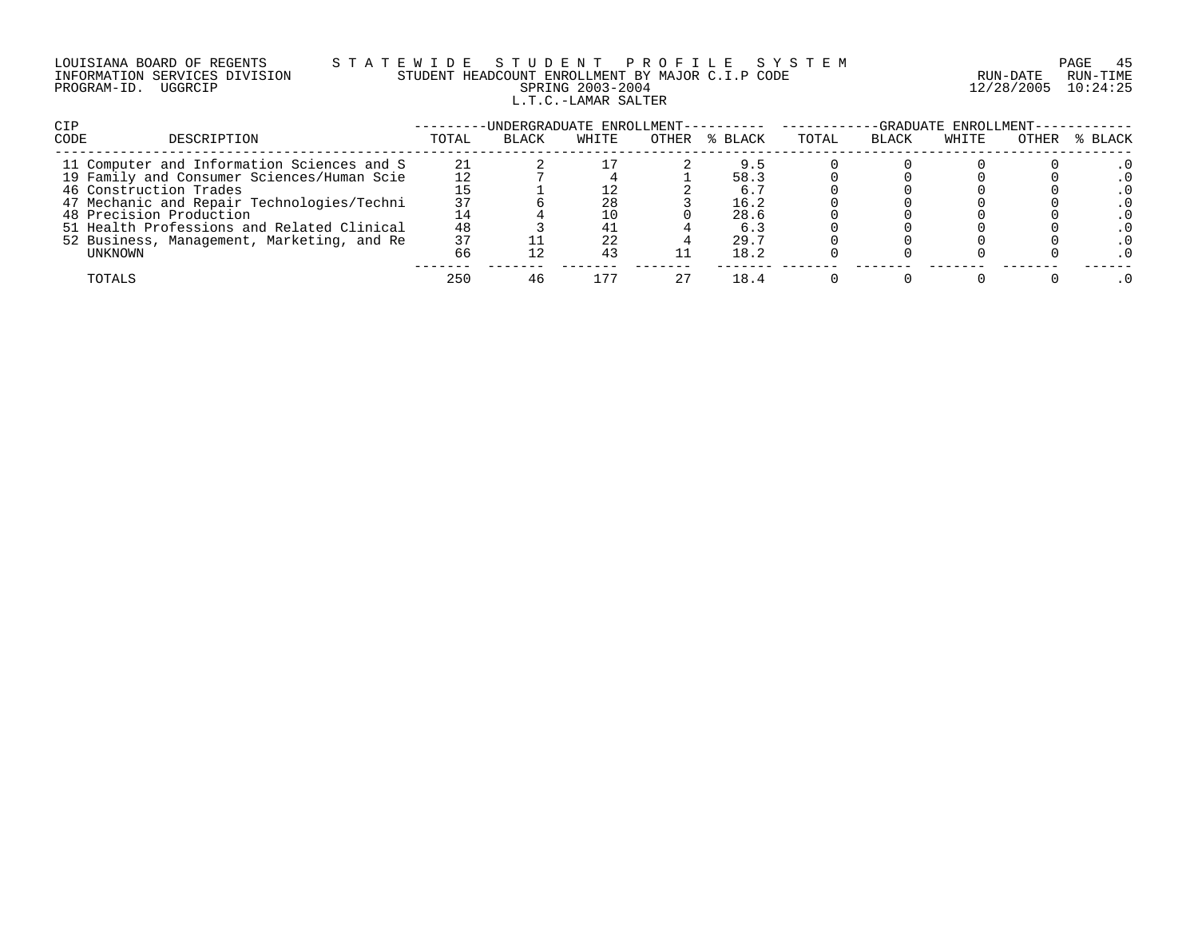LOUISIANA BOARD OF REGENTS — STATEWIDE STUDENT PROFILE SYSTEM
INFORMATION SERVICES DIVISION — STUDENT HEADCOUNT ENROLLMENT BY MAJOR C.I.P CODE — RUN-DATE 12/28/2005 RUN-TIME 10:24:25
PROGRAM-ID. UGGRCIP — SPRING 2003-2004

L.T.C.-LAMAR SALTER

| CIP CODE | DESCRIPTION | UNDERGRADUATE ENROLLMENT TOTAL | BLACK | WHITE | OTHER | % BLACK | GRADUATE ENROLLMENT TOTAL | BLACK | WHITE | OTHER | % BLACK |
|---|---|---|---|---|---|---|---|---|---|---|---|
| 11 | Computer and Information Sciences and S | 21 | 2 | 17 | 2 | 9.5 | 0 | 0 | 0 | 0 | .0 |
| 19 | Family and Consumer Sciences/Human Scie | 12 | 7 | 4 | 1 | 58.3 | 0 | 0 | 0 | 0 | .0 |
| 46 | Construction Trades | 15 | 1 | 12 | 2 | 6.7 | 0 | 0 | 0 | 0 | .0 |
| 47 | Mechanic and Repair Technologies/Techni | 37 | 6 | 28 | 3 | 16.2 | 0 | 0 | 0 | 0 | .0 |
| 48 | Precision Production | 14 | 4 | 10 | 0 | 28.6 | 0 | 0 | 0 | 0 | .0 |
| 51 | Health Professions and Related Clinical | 48 | 3 | 41 | 4 | 6.3 | 0 | 0 | 0 | 0 | .0 |
| 52 | Business, Management, Marketing, and Re | 37 | 11 | 22 | 4 | 29.7 | 0 | 0 | 0 | 0 | .0 |
| | UNKNOWN | 66 | 12 | 43 | 11 | 18.2 | 0 | 0 | 0 | 0 | .0 |
| | TOTALS | 250 | 46 | 177 | 27 | 18.4 | 0 | 0 | 0 | 0 | .0 |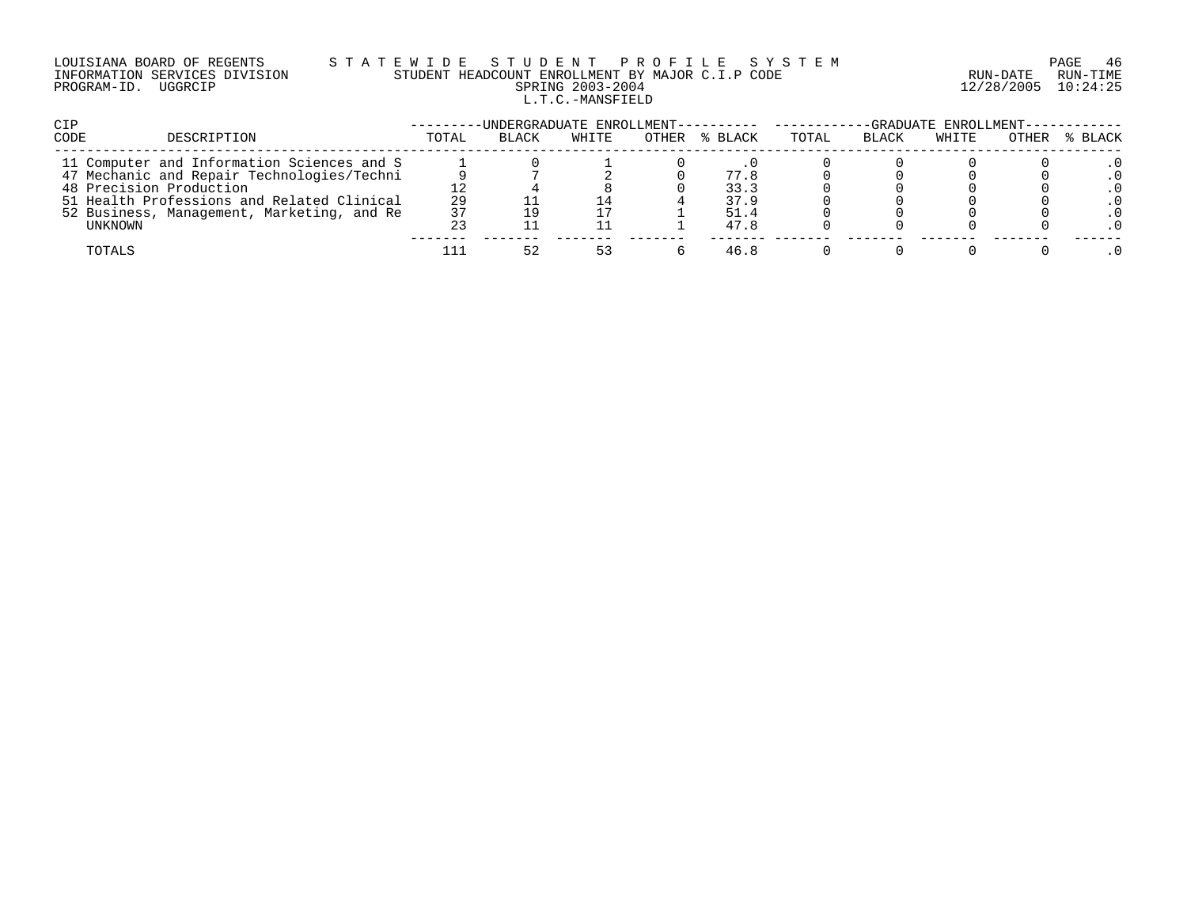LOUISIANA BOARD OF REGENTS — STATEWIDE STUDENT PROFILE SYSTEM
INFORMATION SERVICES DIVISION — STUDENT HEADCOUNT ENROLLMENT BY MAJOR C.I.P CODE — RUN-DATE 12/28/2005 RUN-TIME 10:24:25
PROGRAM-ID. UGGRCIP — SPRING 2003-2004

L.T.C.-MANSFIELD

| CIP CODE | DESCRIPTION | UNDERGRADUATE ENROLLMENT TOTAL | BLACK | WHITE | OTHER | % BLACK | GRADUATE ENROLLMENT TOTAL | BLACK | WHITE | OTHER | % BLACK |
|---|---|---|---|---|---|---|---|---|---|---|---|
| 11 | Computer and Information Sciences and S | 1 | 0 | 1 | 0 | .0 | 0 | 0 | 0 | 0 | .0 |
| 47 | Mechanic and Repair Technologies/Techni | 9 | 7 | 2 | 0 | 77.8 | 0 | 0 | 0 | 0 | .0 |
| 48 | Precision Production | 12 | 4 | 8 | 0 | 33.3 | 0 | 0 | 0 | 0 | .0 |
| 51 | Health Professions and Related Clinical | 29 | 11 | 14 | 4 | 37.9 | 0 | 0 | 0 | 0 | .0 |
| 52 | Business, Management, Marketing, and Re | 37 | 19 | 17 | 1 | 51.4 | 0 | 0 | 0 | 0 | .0 |
| | UNKNOWN | 23 | 11 | 11 | 1 | 47.8 | 0 | 0 | 0 | 0 | .0 |
| | TOTALS | 111 | 52 | 53 | 6 | 46.8 | 0 | 0 | 0 | 0 | .0 |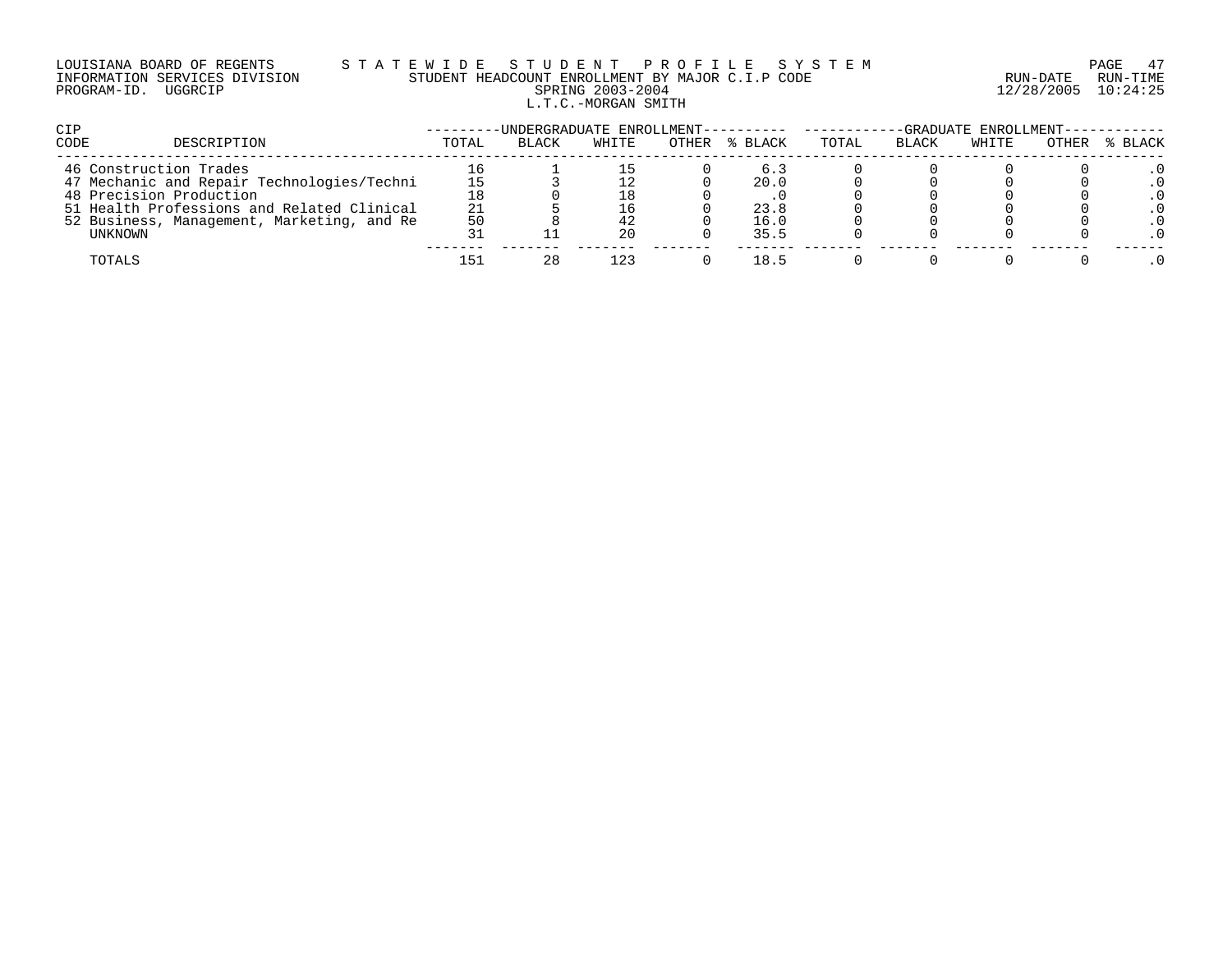LOUISIANA BOARD OF REGENTS — S T A T E W I D E   S T U D E N T   P R O F I L E   S Y S T E M

INFORMATION SERVICES DIVISION — STUDENT HEADCOUNT ENROLLMENT BY MAJOR C.I.P CODE — RUN-DATE 12/28/2005 RUN-TIME 10:24:25

PROGRAM-ID. UGGRCIP — SPRING 2003-2004

L.T.C.-MORGAN SMITH

| CIP CODE | DESCRIPTION | UNDERGRADUATE ENROLLMENT | | | | | GRADUATE ENROLLMENT | | | | |
|---|---|---|---|---|---|---|---|---|---|---|---|
| | | TOTAL | BLACK | WHITE | OTHER | % BLACK | TOTAL | BLACK | WHITE | OTHER | % BLACK |
| 46 | Construction Trades | 16 | 1 | 15 | 0 | 6.3 | 0 | 0 | 0 | 0 | .0 |
| 47 | Mechanic and Repair Technologies/Techni | 15 | 3 | 12 | 0 | 20.0 | 0 | 0 | 0 | 0 | .0 |
| 48 | Precision Production | 18 | 0 | 18 | 0 | .0 | 0 | 0 | 0 | 0 | .0 |
| 51 | Health Professions and Related Clinical | 21 | 5 | 16 | 0 | 23.8 | 0 | 0 | 0 | 0 | .0 |
| 52 | Business, Management, Marketing, and Re | 50 | 8 | 42 | 0 | 16.0 | 0 | 0 | 0 | 0 | .0 |
| | UNKNOWN | 31 | 11 | 20 | 0 | 35.5 | 0 | 0 | 0 | 0 | .0 |
| | TOTALS | 151 | 28 | 123 | 0 | 18.5 | 0 | 0 | 0 | 0 | .0 |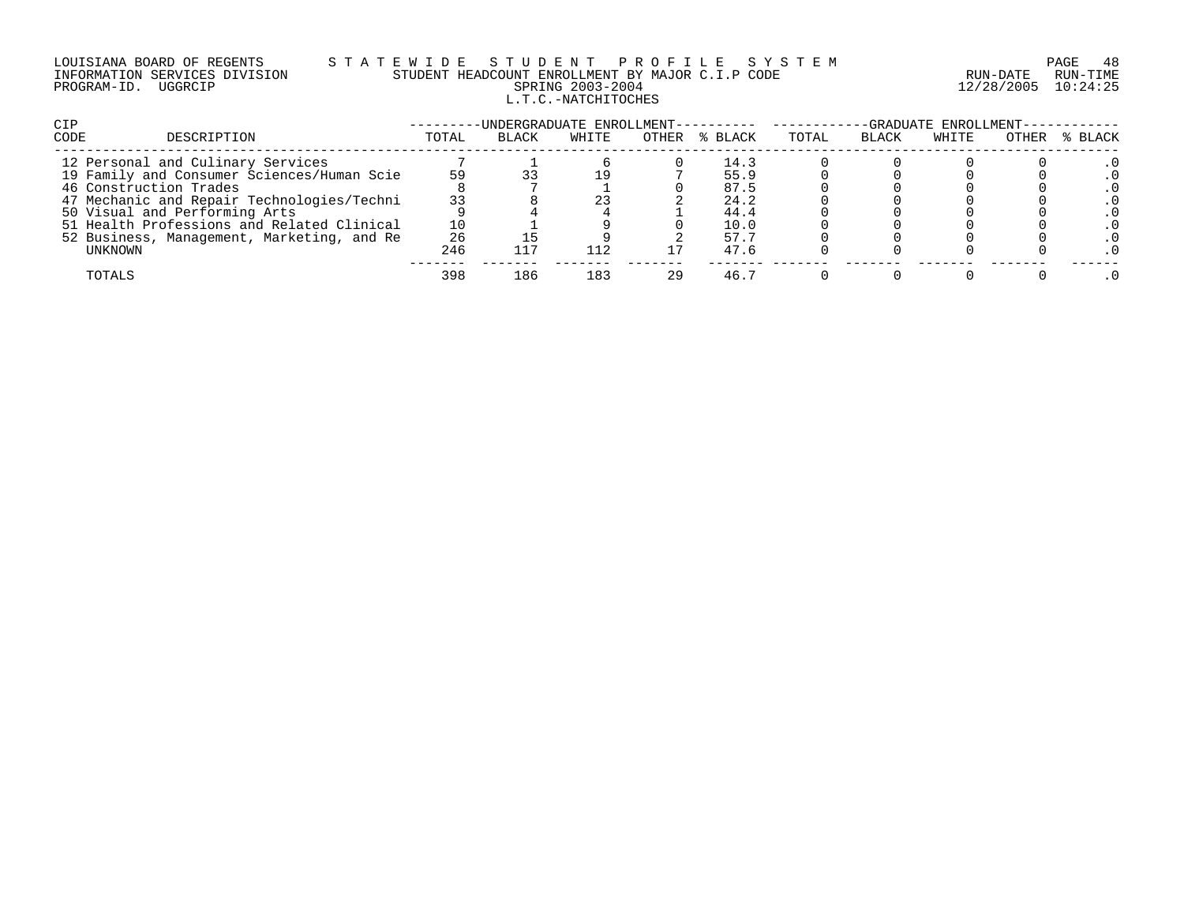LOUISIANA BOARD OF REGENTS — STATEWIDE STUDENT PROFILE SYSTEM
INFORMATION SERVICES DIVISION — STUDENT HEADCOUNT ENROLLMENT BY MAJOR C.I.P CODE — RUN-DATE 12/28/2005 RUN-TIME 10:24:25
PROGRAM-ID. UGGRCIP — SPRING 2003-2004

L.T.C.-NATCHITOCHES

| CIP CODE | DESCRIPTION | UNDERGRADUATE ENROLLMENT | | | | | GRADUATE ENROLLMENT | | | | |
|---|---|---|---|---|---|---|---|---|---|---|---|
| | | TOTAL | BLACK | WHITE | OTHER | % BLACK | TOTAL | BLACK | WHITE | OTHER | % BLACK |
| 12 | Personal and Culinary Services | 7 | 1 | 6 | 0 | 14.3 | 0 | 0 | 0 | 0 | .0 |
| 19 | Family and Consumer Sciences/Human Scie | 59 | 33 | 19 | 7 | 55.9 | 0 | 0 | 0 | 0 | .0 |
| 46 | Construction Trades | 8 | 7 | 1 | 0 | 87.5 | 0 | 0 | 0 | 0 | .0 |
| 47 | Mechanic and Repair Technologies/Techni | 33 | 8 | 23 | 2 | 24.2 | 0 | 0 | 0 | 0 | .0 |
| 50 | Visual and Performing Arts | 9 | 4 | 4 | 1 | 44.4 | 0 | 0 | 0 | 0 | .0 |
| 51 | Health Professions and Related Clinical | 10 | 1 | 9 | 0 | 10.0 | 0 | 0 | 0 | 0 | .0 |
| 52 | Business, Management, Marketing, and Re | 26 | 15 | 9 | 2 | 57.7 | 0 | 0 | 0 | 0 | .0 |
| | UNKNOWN | 246 | 117 | 112 | 17 | 47.6 | 0 | 0 | 0 | 0 | .0 |
| | TOTALS | 398 | 186 | 183 | 29 | 46.7 | 0 | 0 | 0 | 0 | .0 |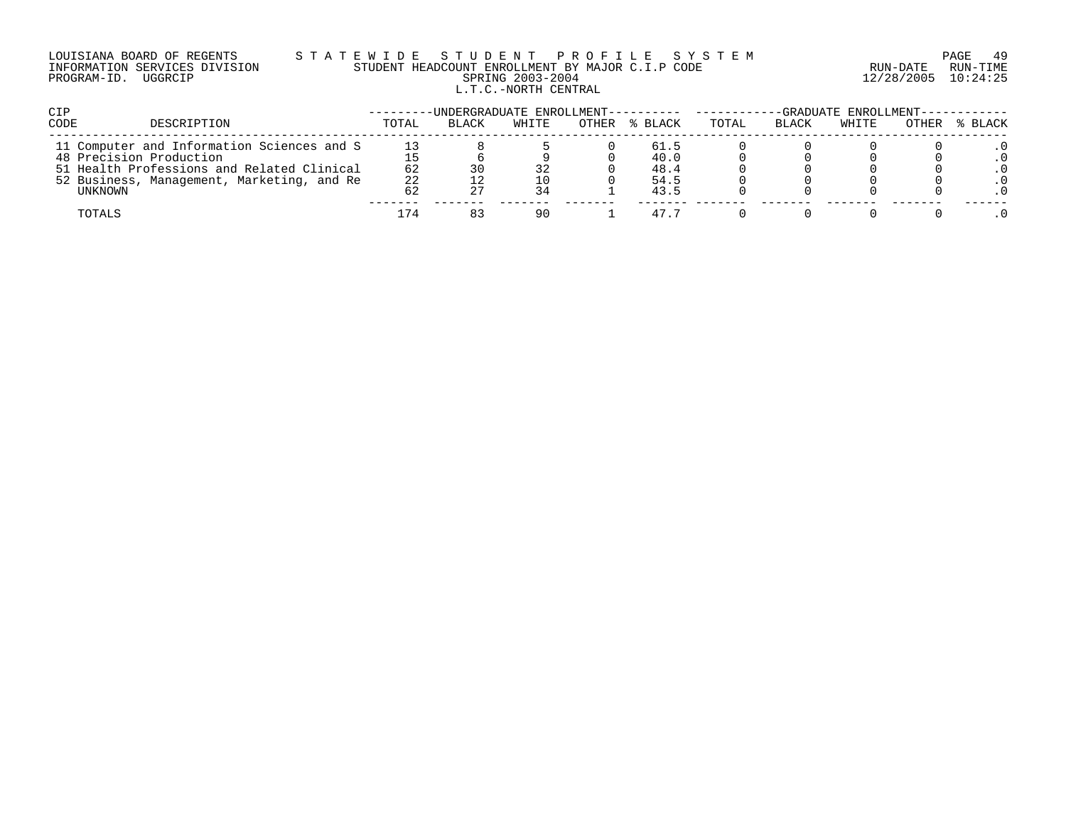LOUISIANA BOARD OF REGENTS — STATEWIDE STUDENT PROFILE SYSTEM
INFORMATION SERVICES DIVISION — STUDENT HEADCOUNT ENROLLMENT BY MAJOR C.I.P CODE — RUN-DATE 12/28/2005 RUN-TIME 10:24:25
PROGRAM-ID. UGGRCIP — SPRING 2003-2004

L.T.C.-NORTH CENTRAL

| CIP CODE | DESCRIPTION | UNDERGRADUATE ENROLLMENT | | | | | GRADUATE ENROLLMENT | | | | |
|---|---|---|---|---|---|---|---|---|---|---|---|
| | | TOTAL | BLACK | WHITE | OTHER | % BLACK | TOTAL | BLACK | WHITE | OTHER | % BLACK |
| 11 | Computer and Information Sciences and S | 13 | 8 | 5 | 0 | 61.5 | 0 | 0 | 0 | 0 | .0 |
| 48 | Precision Production | 15 | 6 | 9 | 0 | 40.0 | 0 | 0 | 0 | 0 | .0 |
| 51 | Health Professions and Related Clinical | 62 | 30 | 32 | 0 | 48.4 | 0 | 0 | 0 | 0 | .0 |
| 52 | Business, Management, Marketing, and Re | 22 | 12 | 10 | 0 | 54.5 | 0 | 0 | 0 | 0 | .0 |
| | UNKNOWN | 62 | 27 | 34 | 1 | 43.5 | 0 | 0 | 0 | 0 | .0 |
| | TOTALS | 174 | 83 | 90 | 1 | 47.7 | 0 | 0 | 0 | 0 | .0 |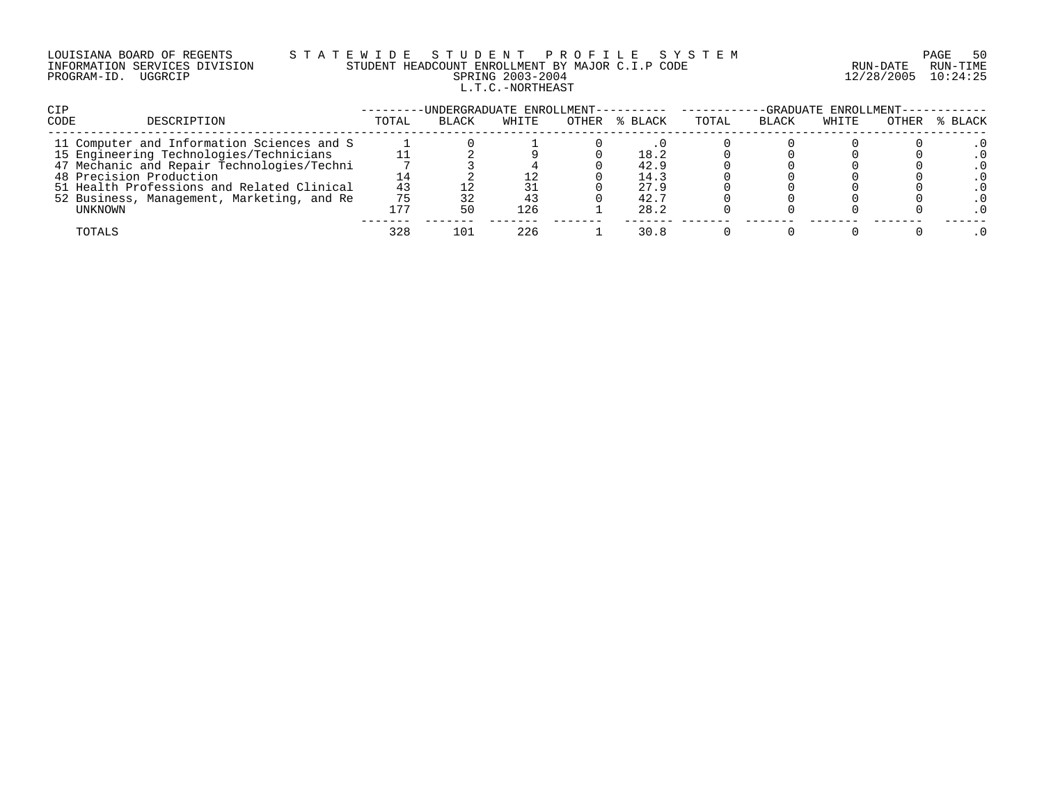LOUISIANA BOARD OF REGENTS — STATEWIDE STUDENT PROFILE SYSTEM
INFORMATION SERVICES DIVISION — STUDENT HEADCOUNT ENROLLMENT BY MAJOR C.I.P CODE — RUN-DATE 12/28/2005 RUN-TIME 10:24:25
PROGRAM-ID. UGGRCIP — SPRING 2003-2004

L.T.C.-NORTHEAST

| CIP CODE | DESCRIPTION | UNDERGRADUATE ENROLLMENT | | | | | GRADUATE ENROLLMENT | | | | |
|---|---|---|---|---|---|---|---|---|---|---|---|
| | | TOTAL | BLACK | WHITE | OTHER | % BLACK | TOTAL | BLACK | WHITE | OTHER | % BLACK |
| 11 | Computer and Information Sciences and S | 1 | 0 | 1 | 0 | .0 | 0 | 0 | 0 | 0 | .0 |
| 15 | Engineering Technologies/Technicians | 11 | 2 | 9 | 0 | 18.2 | 0 | 0 | 0 | 0 | .0 |
| 47 | Mechanic and Repair Technologies/Techni | 7 | 3 | 4 | 0 | 42.9 | 0 | 0 | 0 | 0 | .0 |
| 48 | Precision Production | 14 | 2 | 12 | 0 | 14.3 | 0 | 0 | 0 | 0 | .0 |
| 51 | Health Professions and Related Clinical | 43 | 12 | 31 | 0 | 27.9 | 0 | 0 | 0 | 0 | .0 |
| 52 | Business, Management, Marketing, and Re | 75 | 32 | 43 | 0 | 42.7 | 0 | 0 | 0 | 0 | .0 |
| | UNKNOWN | 177 | 50 | 126 | 1 | 28.2 | 0 | 0 | 0 | 0 | .0 |
| | TOTALS | 328 | 101 | 226 | 1 | 30.8 | 0 | 0 | 0 | 0 | .0 |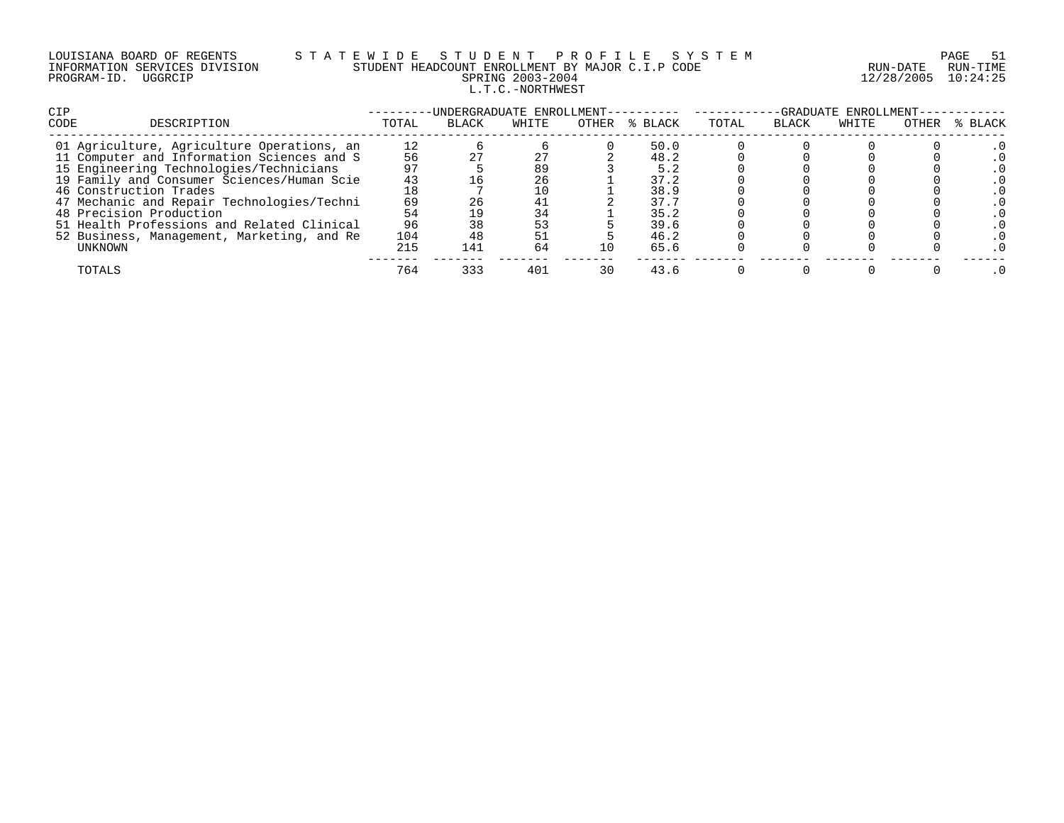LOUISIANA BOARD OF REGENTS — STATEWIDE STUDENT PROFILE SYSTEM
INFORMATION SERVICES DIVISION — STUDENT HEADCOUNT ENROLLMENT BY MAJOR C.I.P CODE — RUN-DATE 12/28/2005 RUN-TIME 10:24:25
PROGRAM-ID. UGGRCIP — SPRING 2003-2004

L.T.C.-NORTHWEST

| CIP CODE | DESCRIPTION | UNDERGRADUATE ENROLLMENT TOTAL | BLACK | WHITE | OTHER | % BLACK | GRADUATE ENROLLMENT TOTAL | BLACK | WHITE | OTHER | % BLACK |
|---|---|---|---|---|---|---|---|---|---|---|---|
| 01 | Agriculture, Agriculture Operations, an | 12 | 6 | 6 | 0 | 50.0 | 0 | 0 | 0 | 0 | .0 |
| 11 | Computer and Information Sciences and S | 56 | 27 | 27 | 2 | 48.2 | 0 | 0 | 0 | 0 | .0 |
| 15 | Engineering Technologies/Technicians | 97 | 5 | 89 | 3 | 5.2 | 0 | 0 | 0 | 0 | .0 |
| 19 | Family and Consumer Sciences/Human Scie | 43 | 16 | 26 | 1 | 37.2 | 0 | 0 | 0 | 0 | .0 |
| 46 | Construction Trades | 18 | 7 | 10 | 1 | 38.9 | 0 | 0 | 0 | 0 | .0 |
| 47 | Mechanic and Repair Technologies/Techni | 69 | 26 | 41 | 2 | 37.7 | 0 | 0 | 0 | 0 | .0 |
| 48 | Precision Production | 54 | 19 | 34 | 1 | 35.2 | 0 | 0 | 0 | 0 | .0 |
| 51 | Health Professions and Related Clinical | 96 | 38 | 53 | 5 | 39.6 | 0 | 0 | 0 | 0 | .0 |
| 52 | Business, Management, Marketing, and Re | 104 | 48 | 51 | 5 | 46.2 | 0 | 0 | 0 | 0 | .0 |
| | UNKNOWN | 215 | 141 | 64 | 10 | 65.6 | 0 | 0 | 0 | 0 | .0 |
| | TOTALS | 764 | 333 | 401 | 30 | 43.6 | 0 | 0 | 0 | 0 | .0 |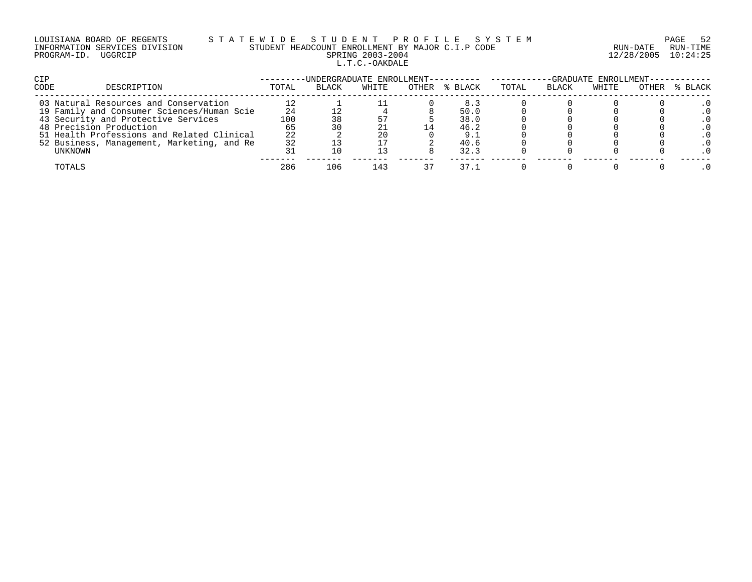LOUISIANA BOARD OF REGENTS — STATEWIDE STUDENT PROFILE SYSTEM
INFORMATION SERVICES DIVISION — STUDENT HEADCOUNT ENROLLMENT BY MAJOR C.I.P CODE — RUN-DATE 12/28/2005 RUN-TIME 10:24:25
PROGRAM-ID. UGGRCIP — SPRING 2003-2004

L.T.C.-OAKDALE

| CIP CODE | DESCRIPTION | UNDERGRADUATE ENROLLMENT TOTAL | BLACK | WHITE | OTHER | % BLACK | GRADUATE ENROLLMENT TOTAL | BLACK | WHITE | OTHER | % BLACK |
|---|---|---|---|---|---|---|---|---|---|---|---|
| 03 | Natural Resources and Conservation | 12 | 1 | 11 | 0 | 8.3 | 0 | 0 | 0 | 0 | .0 |
| 19 | Family and Consumer Sciences/Human Scie | 24 | 12 | 4 | 8 | 50.0 | 0 | 0 | 0 | 0 | .0 |
| 43 | Security and Protective Services | 100 | 38 | 57 | 5 | 38.0 | 0 | 0 | 0 | 0 | .0 |
| 48 | Precision Production | 65 | 30 | 21 | 14 | 46.2 | 0 | 0 | 0 | 0 | .0 |
| 51 | Health Professions and Related Clinical | 22 | 2 | 20 | 0 | 9.1 | 0 | 0 | 0 | 0 | .0 |
| 52 | Business, Management, Marketing, and Re | 32 | 13 | 17 | 2 | 40.6 | 0 | 0 | 0 | 0 | .0 |
| | UNKNOWN | 31 | 10 | 13 | 8 | 32.3 | 0 | 0 | 0 | 0 | .0 |
| | TOTALS | 286 | 106 | 143 | 37 | 37.1 | 0 | 0 | 0 | 0 | .0 |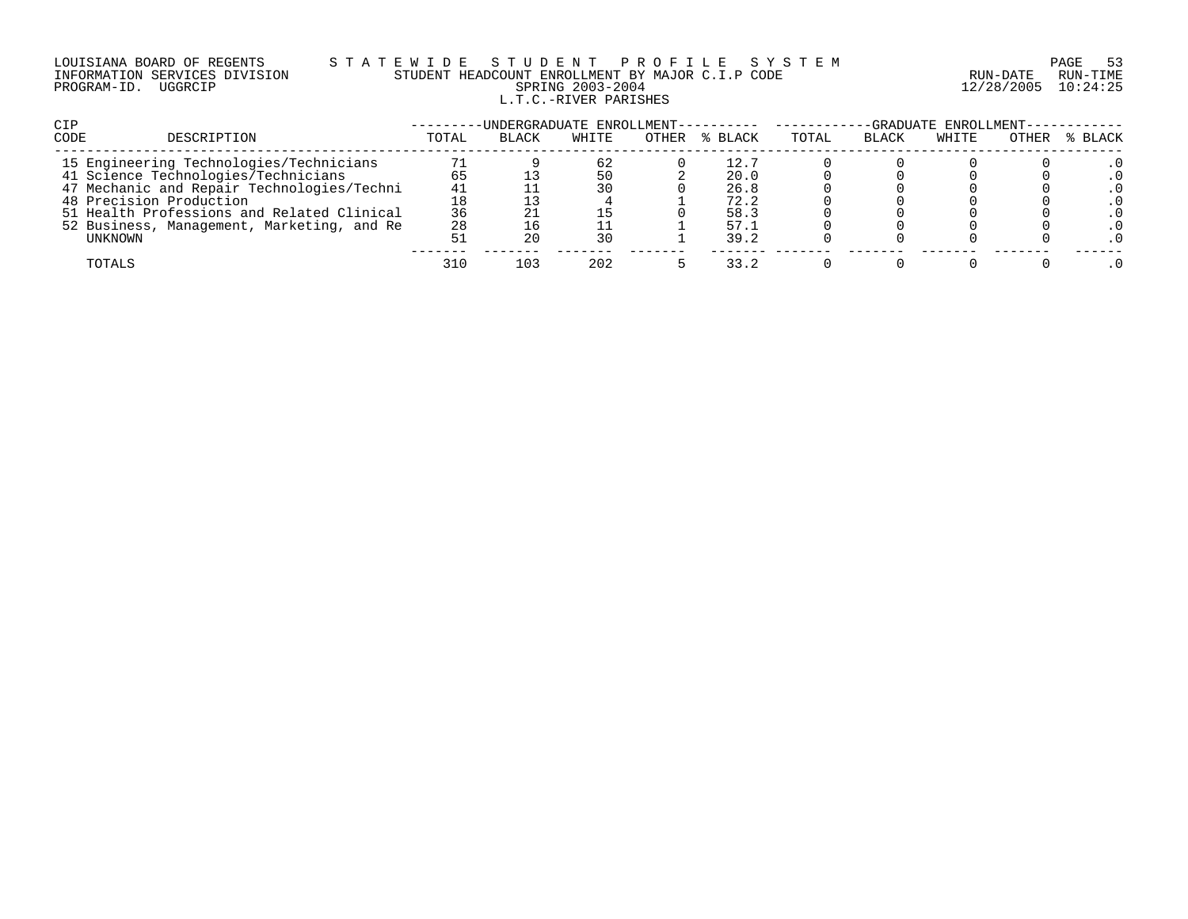LOUISIANA BOARD OF REGENTS — STATEWIDE STUDENT PROFILE SYSTEM
INFORMATION SERVICES DIVISION — STUDENT HEADCOUNT ENROLLMENT BY MAJOR C.I.P CODE — RUN-DATE 12/28/2005 RUN-TIME 10:24:25
PROGRAM-ID. UGGRCIP — SPRING 2003-2004

L.T.C.-RIVER PARISHES

| CIP CODE | DESCRIPTION | UNDERGRADUATE ENROLLMENT | | | | | GRADUATE ENROLLMENT | | | | |
|---|---|---|---|---|---|---|---|---|---|---|---|
| | | TOTAL | BLACK | WHITE | OTHER | % BLACK | TOTAL | BLACK | WHITE | OTHER | % BLACK |
| 15 | Engineering Technologies/Technicians | 71 | 9 | 62 | 0 | 12.7 | 0 | 0 | 0 | 0 | .0 |
| 41 | Science Technologies/Technicians | 65 | 13 | 50 | 2 | 20.0 | 0 | 0 | 0 | 0 | .0 |
| 47 | Mechanic and Repair Technologies/Techni | 41 | 11 | 30 | 0 | 26.8 | 0 | 0 | 0 | 0 | .0 |
| 48 | Precision Production | 18 | 13 | 4 | 1 | 72.2 | 0 | 0 | 0 | 0 | .0 |
| 51 | Health Professions and Related Clinical | 36 | 21 | 15 | 0 | 58.3 | 0 | 0 | 0 | 0 | .0 |
| 52 | Business, Management, Marketing, and Re | 28 | 16 | 11 | 1 | 57.1 | 0 | 0 | 0 | 0 | .0 |
| | UNKNOWN | 51 | 20 | 30 | 1 | 39.2 | 0 | 0 | 0 | 0 | .0 |
| | TOTALS | 310 | 103 | 202 | 5 | 33.2 | 0 | 0 | 0 | 0 | .0 |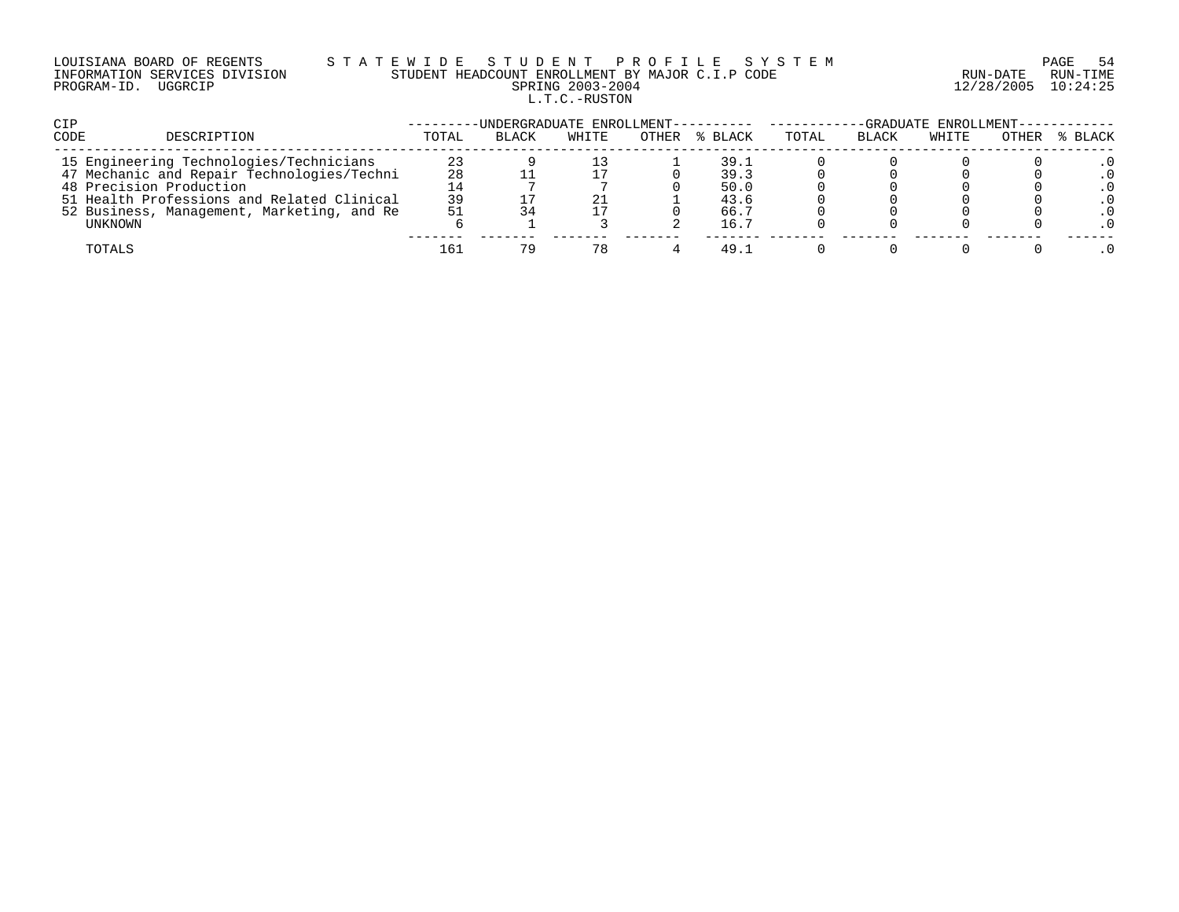LOUISIANA BOARD OF REGENTS — STATEWIDE STUDENT PROFILE SYSTEM
INFORMATION SERVICES DIVISION — STUDENT HEADCOUNT ENROLLMENT BY MAJOR C.I.P CODE — RUN-DATE 12/28/2005 RUN-TIME 10:24:25
PROGRAM-ID. UGGRCIP — SPRING 2003-2004

L.T.C.-RUSTON

| CIP CODE | DESCRIPTION | UNDERGRADUATE ENROLLMENT | | | | | GRADUATE ENROLLMENT | | | | |
|---|---|---|---|---|---|---|---|---|---|---|---|
| | | TOTAL | BLACK | WHITE | OTHER | % BLACK | TOTAL | BLACK | WHITE | OTHER | % BLACK |
| 15 | Engineering Technologies/Technicians | 23 | 9 | 13 | 1 | 39.1 | 0 | 0 | 0 | 0 | .0 |
| 47 | Mechanic and Repair Technologies/Techni | 28 | 11 | 17 | 0 | 39.3 | 0 | 0 | 0 | 0 | .0 |
| 48 | Precision Production | 14 | 7 | 7 | 0 | 50.0 | 0 | 0 | 0 | 0 | .0 |
| 51 | Health Professions and Related Clinical | 39 | 17 | 21 | 1 | 43.6 | 0 | 0 | 0 | 0 | .0 |
| 52 | Business, Management, Marketing, and Re | 51 | 34 | 17 | 0 | 66.7 | 0 | 0 | 0 | 0 | .0 |
| | UNKNOWN | 6 | 1 | 3 | 2 | 16.7 | 0 | 0 | 0 | 0 | .0 |
| | TOTALS | 161 | 79 | 78 | 4 | 49.1 | 0 | 0 | 0 | 0 | .0 |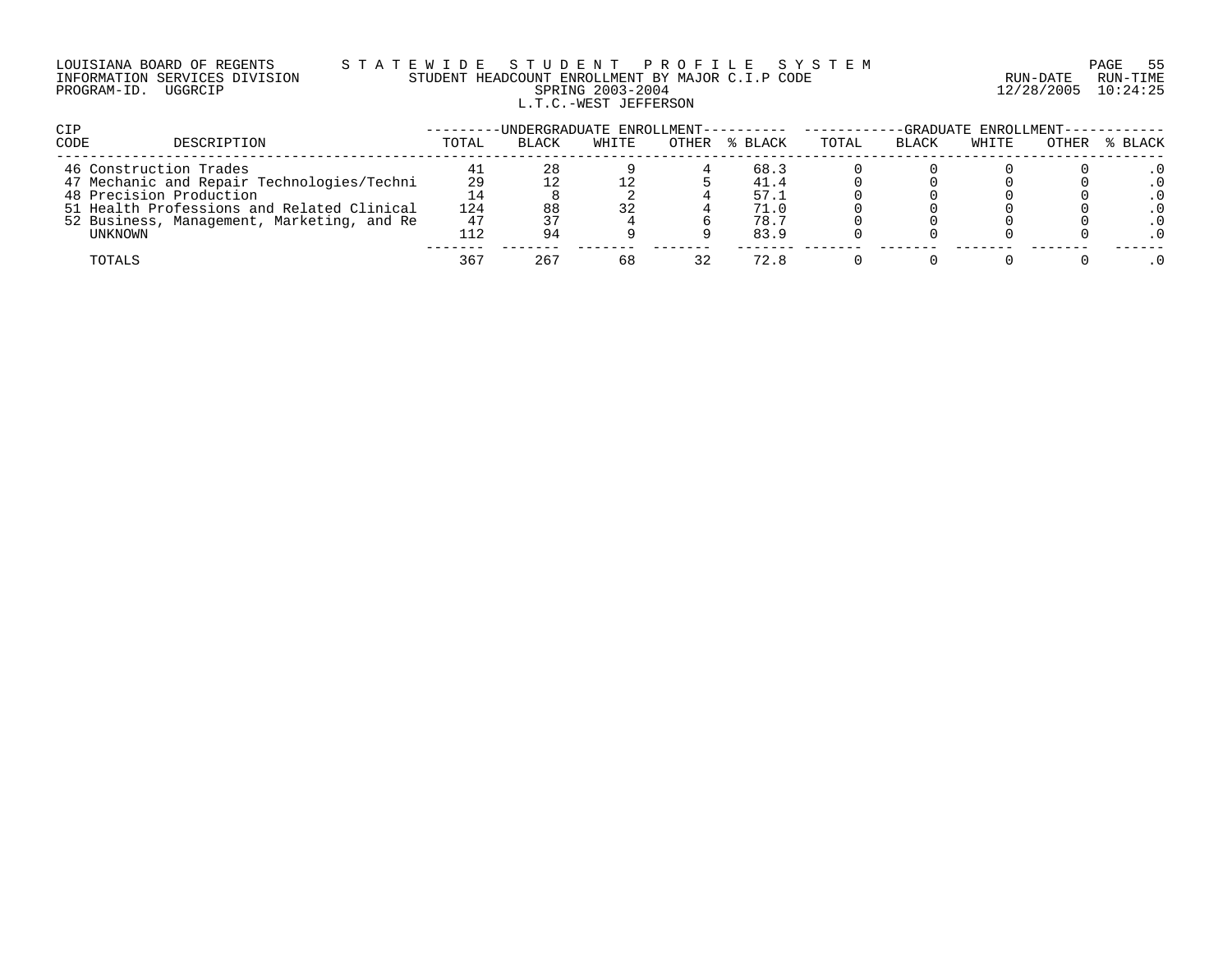LOUISIANA BOARD OF REGENTS — STATEWIDE STUDENT PROFILE SYSTEM
INFORMATION SERVICES DIVISION — STUDENT HEADCOUNT ENROLLMENT BY MAJOR C.I.P CODE — RUN-DATE 12/28/2005 RUN-TIME 10:24:25
PROGRAM-ID. UGGRCIP — SPRING 2003-2004

## L.T.C.-WEST JEFFERSON

| CIP CODE | DESCRIPTION | UNDERGRADUATE ENROLLMENT | | | | | GRADUATE ENROLLMENT | | | | |
|---|---|---|---|---|---|---|---|---|---|---|---|
| | | TOTAL | BLACK | WHITE | OTHER | % BLACK | TOTAL | BLACK | WHITE | OTHER | % BLACK |
| 46 | Construction Trades | 41 | 28 | 9 | 4 | 68.3 | 0 | 0 | 0 | 0 | .0 |
| 47 | Mechanic and Repair Technologies/Techni | 29 | 12 | 12 | 5 | 41.4 | 0 | 0 | 0 | 0 | .0 |
| 48 | Precision Production | 14 | 8 | 2 | 4 | 57.1 | 0 | 0 | 0 | 0 | .0 |
| 51 | Health Professions and Related Clinical | 124 | 88 | 32 | 4 | 71.0 | 0 | 0 | 0 | 0 | .0 |
| 52 | Business, Management, Marketing, and Re | 47 | 37 | 4 | 6 | 78.7 | 0 | 0 | 0 | 0 | .0 |
| | UNKNOWN | 112 | 94 | 9 | 9 | 83.9 | 0 | 0 | 0 | 0 | .0 |
| | TOTALS | 367 | 267 | 68 | 32 | 72.8 | 0 | 0 | 0 | 0 | .0 |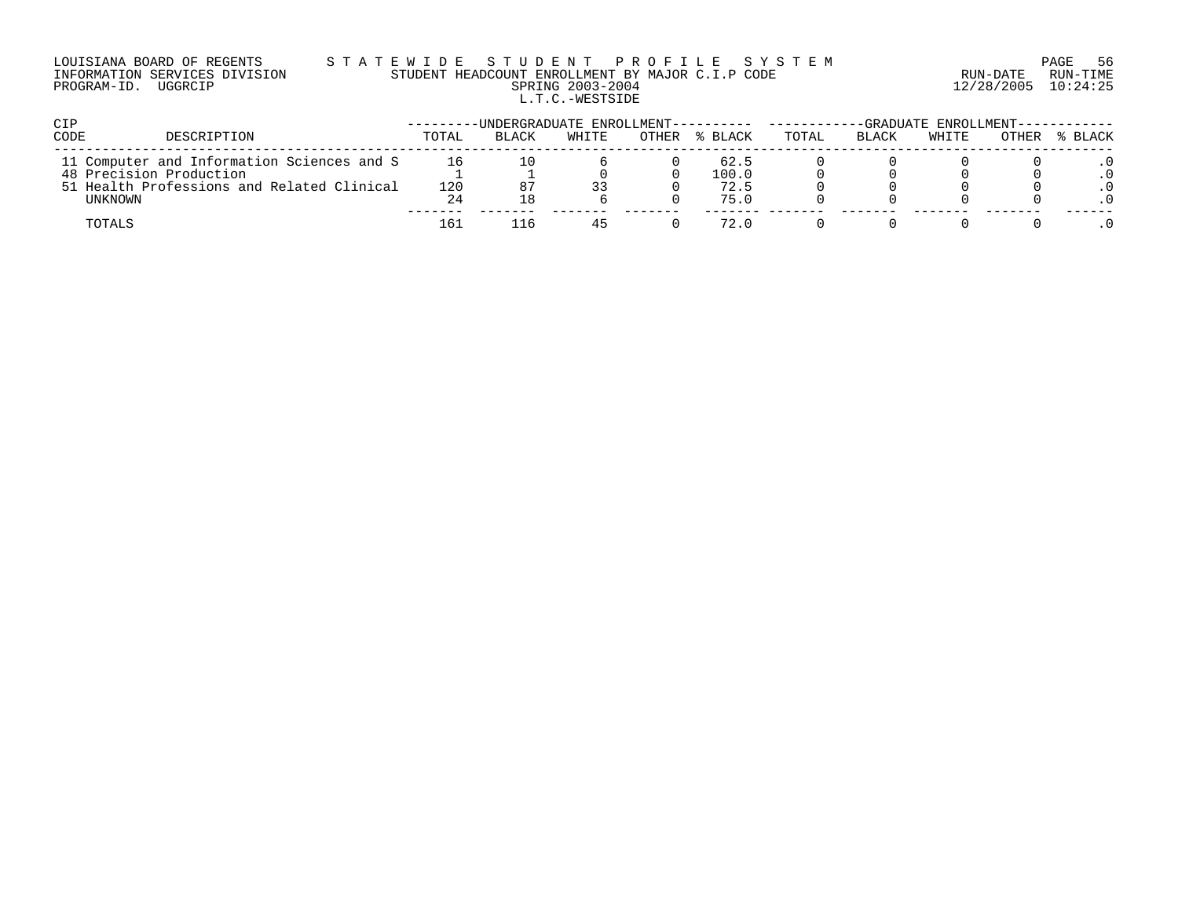LOUISIANA BOARD OF REGENTS — STATEWIDE STUDENT PROFILE SYSTEM
INFORMATION SERVICES DIVISION — STUDENT HEADCOUNT ENROLLMENT BY MAJOR C.I.P CODE — RUN-DATE 12/28/2005 RUN-TIME 10:24:25
PROGRAM-ID. UGGRCIP

SPRING 2003-2004

L.T.C.-WESTSIDE

| CIP CODE | DESCRIPTION | UNDERGRADUATE ENROLLMENT | | | | | GRADUATE ENROLLMENT | | | | |
|---|---|---|---|---|---|---|---|---|---|---|---|
| | | TOTAL | BLACK | WHITE | OTHER | % BLACK | TOTAL | BLACK | WHITE | OTHER | % BLACK |
| 11 | Computer and Information Sciences and S | 16 | 10 | 6 | 0 | 62.5 | 0 | 0 | 0 | 0 | .0 |
| 48 | Precision Production | 1 | 1 | 0 | 0 | 100.0 | 0 | 0 | 0 | 0 | .0 |
| 51 | Health Professions and Related Clinical | 120 | 87 | 33 | 0 | 72.5 | 0 | 0 | 0 | 0 | .0 |
| | UNKNOWN | 24 | 18 | 6 | 0 | 75.0 | 0 | 0 | 0 | 0 | .0 |
| | TOTALS | 161 | 116 | 45 | 0 | 72.0 | 0 | 0 | 0 | 0 | .0 |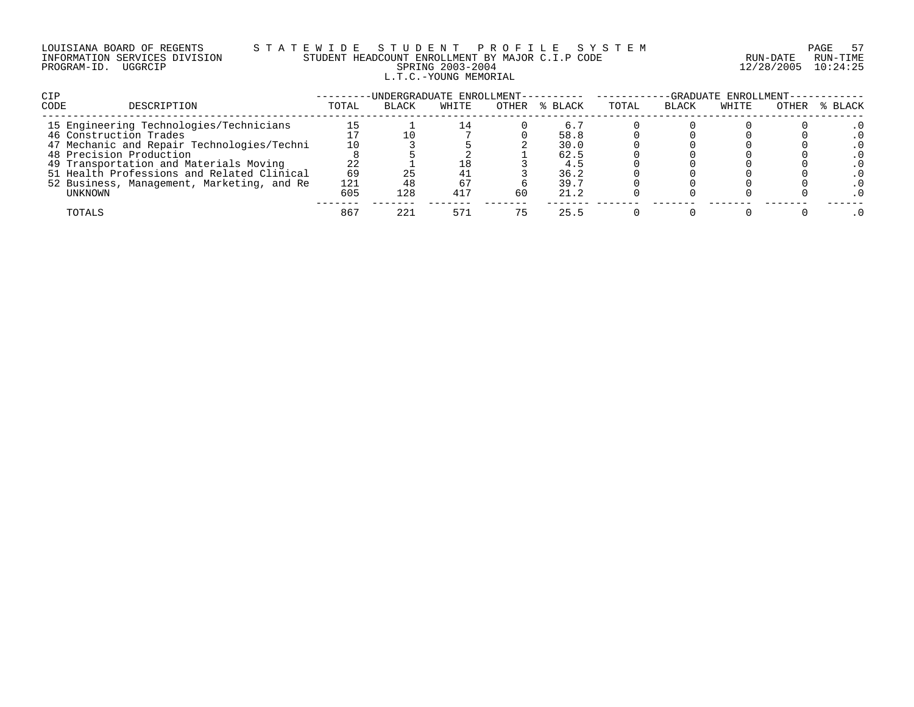LOUISIANA BOARD OF REGENTS — STATEWIDE STUDENT PROFILE SYSTEM
INFORMATION SERVICES DIVISION — STUDENT HEADCOUNT ENROLLMENT BY MAJOR C.I.P CODE — RUN-DATE 12/28/2005 RUN-TIME 10:24:25
PROGRAM-ID. UGGRCIP — SPRING 2003-2004

L.T.C.-YOUNG MEMORIAL

| CIP CODE | DESCRIPTION | UNDERGRADUATE ENROLLMENT TOTAL | BLACK | WHITE | OTHER | % BLACK | GRADUATE ENROLLMENT TOTAL | BLACK | WHITE | OTHER | % BLACK |
|---|---|---|---|---|---|---|---|---|---|---|---|
| 15 | Engineering Technologies/Technicians | 15 | 1 | 14 | 0 | 6.7 | 0 | 0 | 0 | 0 | .0 |
| 46 | Construction Trades | 17 | 10 | 7 | 0 | 58.8 | 0 | 0 | 0 | 0 | .0 |
| 47 | Mechanic and Repair Technologies/Techni | 10 | 3 | 5 | 2 | 30.0 | 0 | 0 | 0 | 0 | .0 |
| 48 | Precision Production | 8 | 5 | 2 | 1 | 62.5 | 0 | 0 | 0 | 0 | .0 |
| 49 | Transportation and Materials Moving | 22 | 1 | 18 | 3 | 4.5 | 0 | 0 | 0 | 0 | .0 |
| 51 | Health Professions and Related Clinical | 69 | 25 | 41 | 3 | 36.2 | 0 | 0 | 0 | 0 | .0 |
| 52 | Business, Management, Marketing, and Re | 121 | 48 | 67 | 6 | 39.7 | 0 | 0 | 0 | 0 | .0 |
| | UNKNOWN | 605 | 128 | 417 | 60 | 21.2 | 0 | 0 | 0 | 0 | .0 |
| | TOTALS | 867 | 221 | 571 | 75 | 25.5 | 0 | 0 | 0 | 0 | .0 |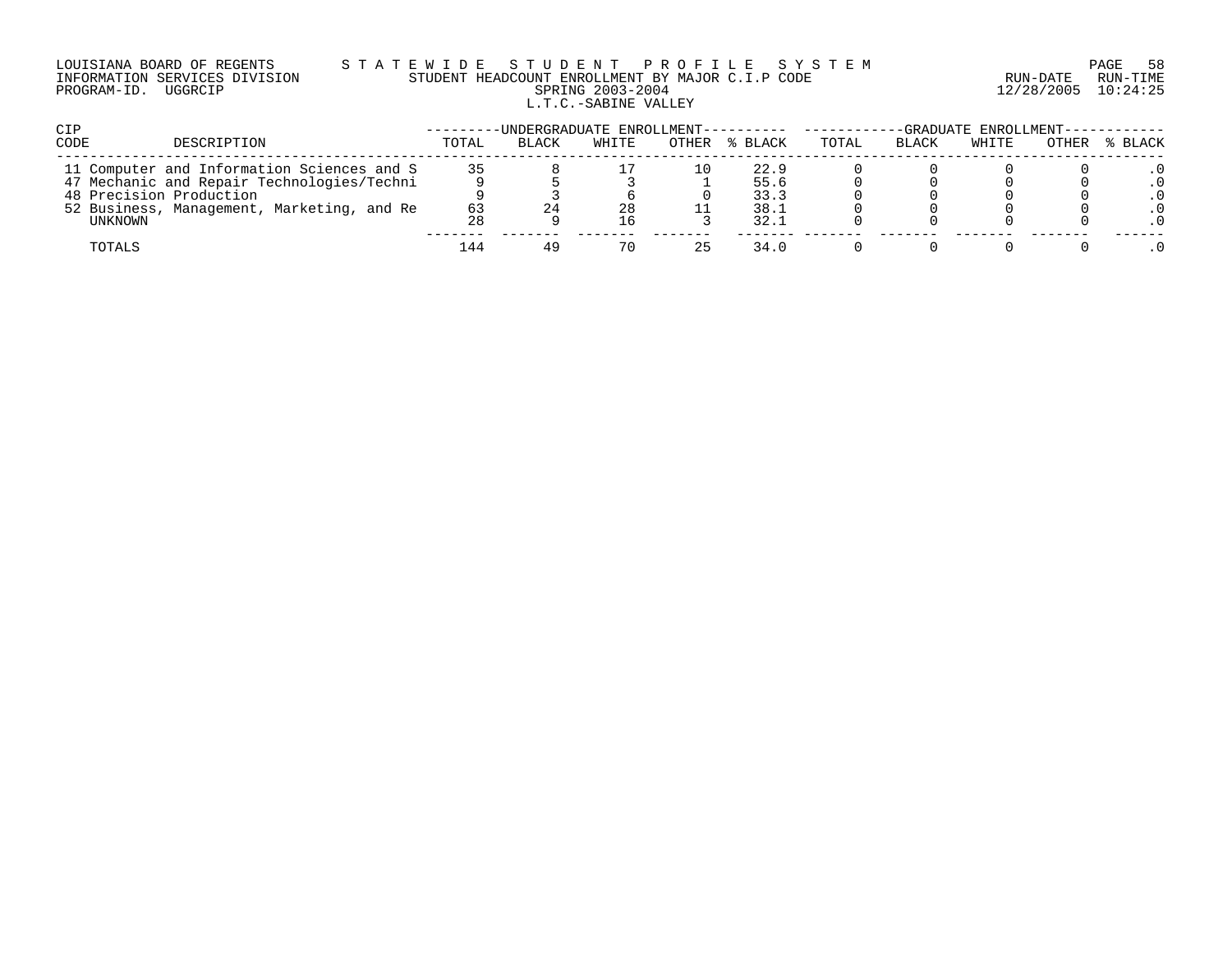LOUISIANA BOARD OF REGENTS — STATEWIDE STUDENT PROFILE SYSTEM
INFORMATION SERVICES DIVISION — STUDENT HEADCOUNT ENROLLMENT BY MAJOR C.I.P CODE — RUN-DATE 12/28/2005 RUN-TIME 10:24:25
PROGRAM-ID. UGGRCIP — SPRING 2003-2004

L.T.C.-SABINE VALLEY

| CIP CODE | DESCRIPTION | UNDERGRADUATE ENROLLMENT TOTAL | BLACK | WHITE | OTHER | % BLACK | GRADUATE ENROLLMENT TOTAL | BLACK | WHITE | OTHER | % BLACK |
|---|---|---|---|---|---|---|---|---|---|---|---|
| 11 | Computer and Information Sciences and S | 35 | 8 | 17 | 10 | 22.9 | 0 | 0 | 0 | 0 | .0 |
| 47 | Mechanic and Repair Technologies/Techni | 9 | 5 | 3 | 1 | 55.6 | 0 | 0 | 0 | 0 | .0 |
| 48 | Precision Production | 9 | 3 | 6 | 0 | 33.3 | 0 | 0 | 0 | 0 | .0 |
| 52 | Business, Management, Marketing, and Re | 63 | 24 | 28 | 11 | 38.1 | 0 | 0 | 0 | 0 | .0 |
| | UNKNOWN | 28 | 9 | 16 | 3 | 32.1 | 0 | 0 | 0 | 0 | .0 |
| | TOTALS | 144 | 49 | 70 | 25 | 34.0 | 0 | 0 | 0 | 0 | .0 |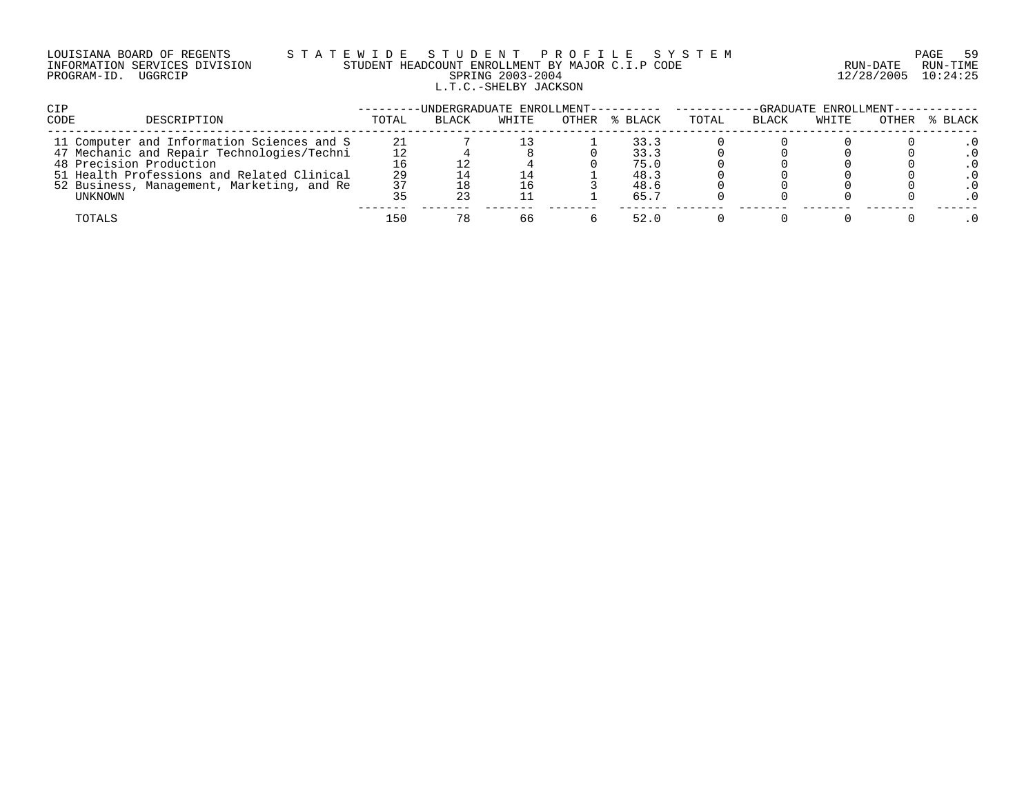LOUISIANA BOARD OF REGENTS S T A T E W I D E S T U D E N T P R O F I L E S Y S T E M
INFORMATION SERVICES DIVISION STUDENT HEADCOUNT ENROLLMENT BY MAJOR C.I.P CODE RUN-DATE RUN-TIME
PROGRAM-ID. UGGRCIP SPRING 2003-2004 12/28/2005 10:24:25
L.T.C.-SHELBY JACKSON

| CIP CODE | DESCRIPTION | UNDERGRADUATE ENROLLMENT TOTAL | BLACK | WHITE | OTHER | % BLACK | GRADUATE ENROLLMENT TOTAL | BLACK | WHITE | OTHER | % BLACK |
|---|---|---|---|---|---|---|---|---|---|---|---|
| 11 | Computer and Information Sciences and S | 21 | 7 | 13 | 1 | 33.3 | 0 | 0 | 0 | 0 | .0 |
| 47 | Mechanic and Repair Technologies/Techni | 12 | 4 | 8 | 0 | 33.3 | 0 | 0 | 0 | 0 | .0 |
| 48 | Precision Production | 16 | 12 | 4 | 0 | 75.0 | 0 | 0 | 0 | 0 | .0 |
| 51 | Health Professions and Related Clinical | 29 | 14 | 14 | 1 | 48.3 | 0 | 0 | 0 | 0 | .0 |
| 52 | Business, Management, Marketing, and Re | 37 | 18 | 16 | 3 | 48.6 | 0 | 0 | 0 | 0 | .0 |
| | UNKNOWN | 35 | 23 | 11 | 1 | 65.7 | 0 | 0 | 0 | 0 | .0 |
| | TOTALS | 150 | 78 | 66 | 6 | 52.0 | 0 | 0 | 0 | 0 | .0 |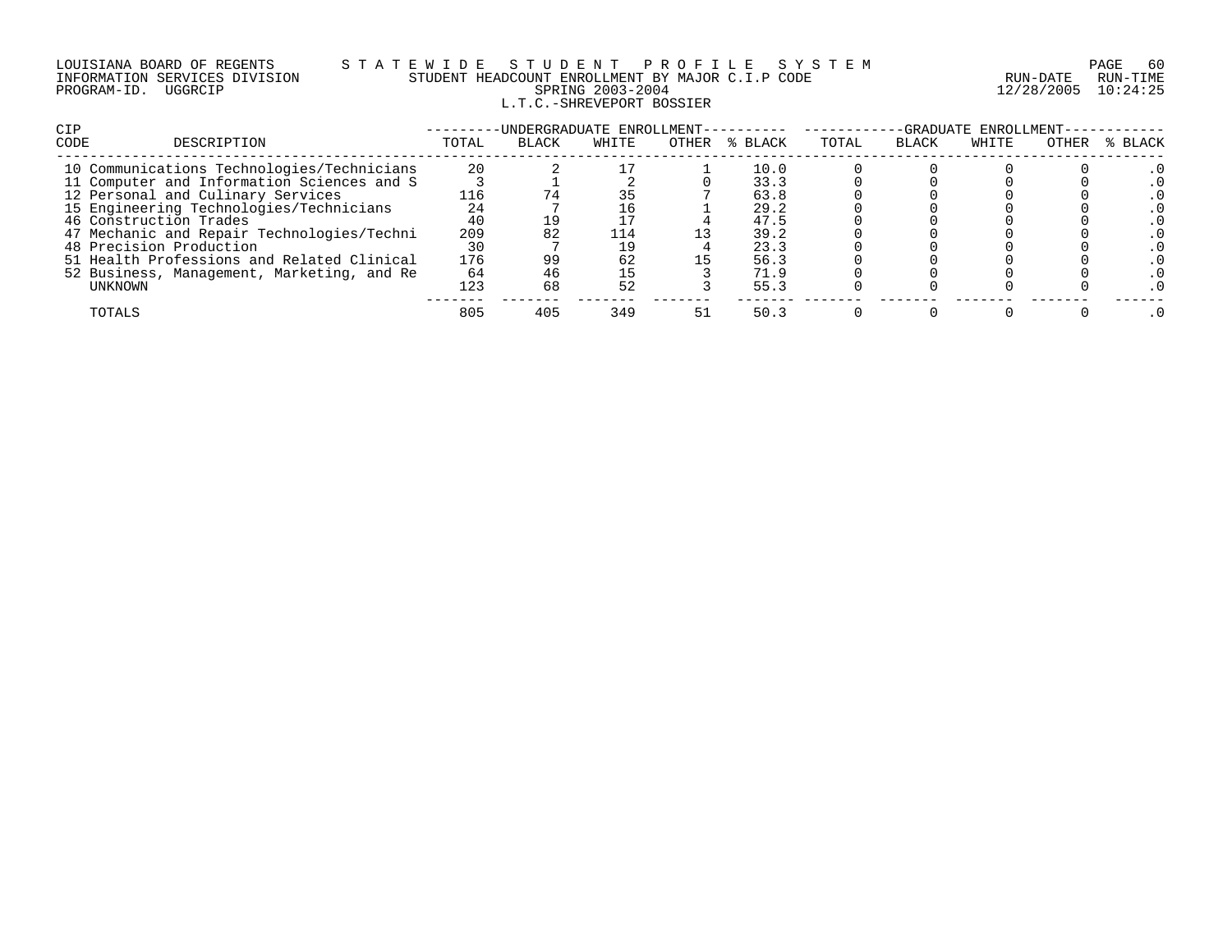LOUISIANA BOARD OF REGENTS — STATEWIDE STUDENT PROFILE SYSTEM
INFORMATION SERVICES DIVISION — STUDENT HEADCOUNT ENROLLMENT BY MAJOR C.I.P CODE — RUN-DATE 12/28/2005 RUN-TIME 10:24:25
PROGRAM-ID. UGGRCIP — SPRING 2003-2004

L.T.C.-SHREVEPORT BOSSIER

| CIP CODE | DESCRIPTION | UNDERGRADUATE ENROLLMENT TOTAL | BLACK | WHITE | OTHER | % BLACK | GRADUATE ENROLLMENT TOTAL | BLACK | WHITE | OTHER | % BLACK |
|---|---|---|---|---|---|---|---|---|---|---|---|
| 10 | Communications Technologies/Technicians | 20 | 2 | 17 | 1 | 10.0 | 0 | 0 | 0 | 0 | .0 |
| 11 | Computer and Information Sciences and S | 3 | 1 | 2 | 0 | 33.3 | 0 | 0 | 0 | 0 | .0 |
| 12 | Personal and Culinary Services | 116 | 74 | 35 | 7 | 63.8 | 0 | 0 | 0 | 0 | .0 |
| 15 | Engineering Technologies/Technicians | 24 | 7 | 16 | 1 | 29.2 | 0 | 0 | 0 | 0 | .0 |
| 46 | Construction Trades | 40 | 19 | 17 | 4 | 47.5 | 0 | 0 | 0 | 0 | .0 |
| 47 | Mechanic and Repair Technologies/Techni | 209 | 82 | 114 | 13 | 39.2 | 0 | 0 | 0 | 0 | .0 |
| 48 | Precision Production | 30 | 7 | 19 | 4 | 23.3 | 0 | 0 | 0 | 0 | .0 |
| 51 | Health Professions and Related Clinical | 176 | 99 | 62 | 15 | 56.3 | 0 | 0 | 0 | 0 | .0 |
| 52 | Business, Management, Marketing, and Re | 64 | 46 | 15 | 3 | 71.9 | 0 | 0 | 0 | 0 | .0 |
| | UNKNOWN | 123 | 68 | 52 | 3 | 55.3 | 0 | 0 | 0 | 0 | .0 |
| | TOTALS | 805 | 405 | 349 | 51 | 50.3 | 0 | 0 | 0 | 0 | .0 |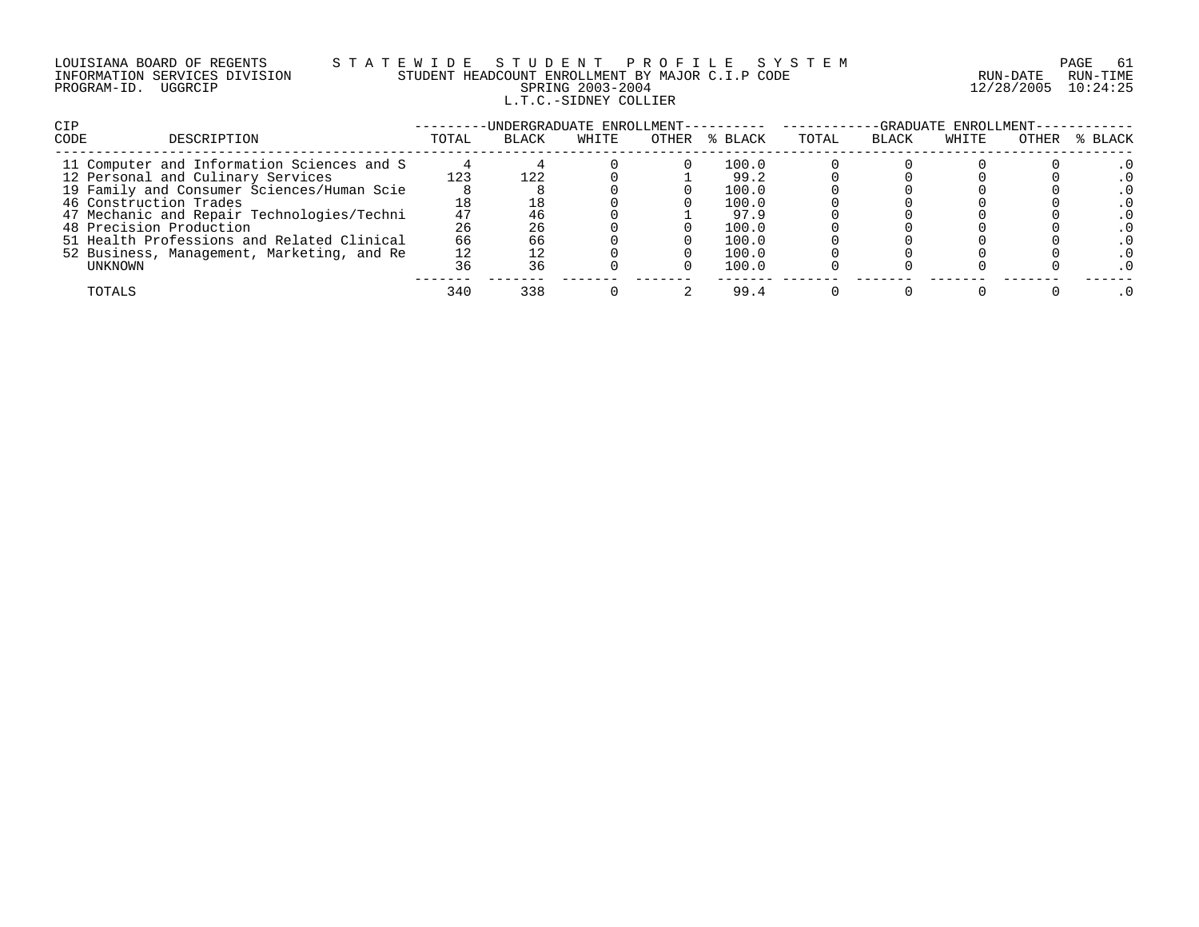LOUISIANA BOARD OF REGENTS — STATEWIDE STUDENT PROFILE SYSTEM
INFORMATION SERVICES DIVISION — STUDENT HEADCOUNT ENROLLMENT BY MAJOR C.I.P CODE — RUN-DATE 12/28/2005 RUN-TIME 10:24:25
PROGRAM-ID. UGGRCIP — SPRING 2003-2004

L.T.C.-SIDNEY COLLIER

| CIP CODE | DESCRIPTION | UNDERGRADUATE ENROLLMENT TOTAL | BLACK | WHITE | OTHER | % BLACK | GRADUATE ENROLLMENT TOTAL | BLACK | WHITE | OTHER | % BLACK |
|---|---|---|---|---|---|---|---|---|---|---|---|
| 11 | Computer and Information Sciences and S | 4 | 4 | 0 | 0 | 100.0 | 0 | 0 | 0 | 0 | .0 |
| 12 | Personal and Culinary Services | 123 | 122 | 0 | 1 | 99.2 | 0 | 0 | 0 | 0 | .0 |
| 19 | Family and Consumer Sciences/Human Scie | 8 | 8 | 0 | 0 | 100.0 | 0 | 0 | 0 | 0 | .0 |
| 46 | Construction Trades | 18 | 18 | 0 | 0 | 100.0 | 0 | 0 | 0 | 0 | .0 |
| 47 | Mechanic and Repair Technologies/Techni | 47 | 46 | 0 | 1 | 97.9 | 0 | 0 | 0 | 0 | .0 |
| 48 | Precision Production | 26 | 26 | 0 | 0 | 100.0 | 0 | 0 | 0 | 0 | .0 |
| 51 | Health Professions and Related Clinical | 66 | 66 | 0 | 0 | 100.0 | 0 | 0 | 0 | 0 | .0 |
| 52 | Business, Management, Marketing, and Re | 12 | 12 | 0 | 0 | 100.0 | 0 | 0 | 0 | 0 | .0 |
| | UNKNOWN | 36 | 36 | 0 | 0 | 100.0 | 0 | 0 | 0 | 0 | .0 |
| | TOTALS | 340 | 338 | 0 | 2 | 99.4 | 0 | 0 | 0 | 0 | .0 |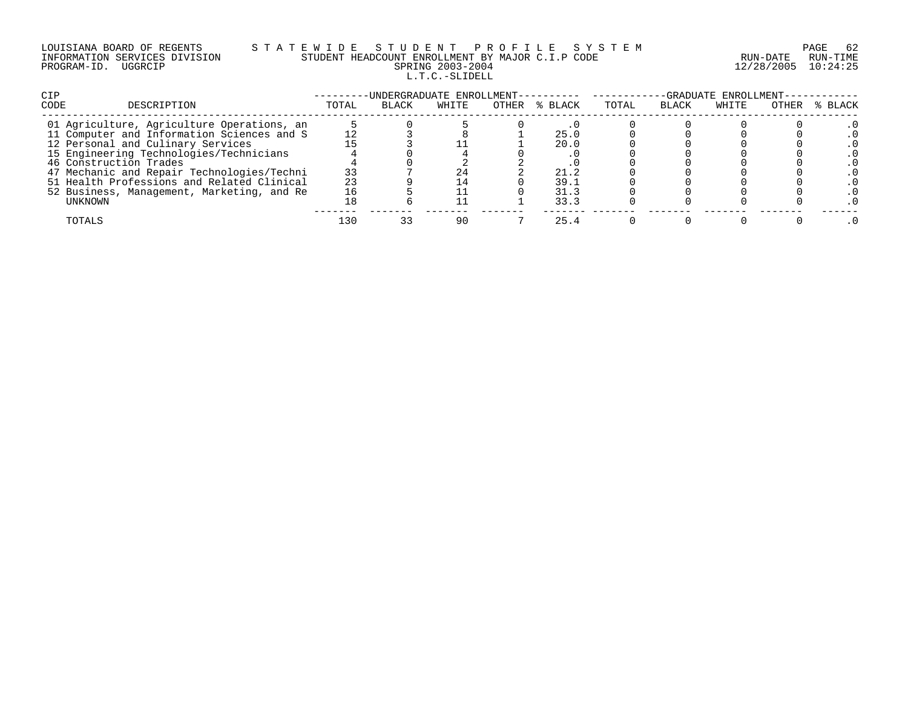LOUISIANA BOARD OF REGENTS
INFORMATION SERVICES DIVISION
PROGRAM-ID. UGGRCIP

STATEWIDE STUDENT PROFILE SYSTEM
STUDENT HEADCOUNT ENROLLMENT BY MAJOR C.I.P CODE
SPRING 2003-2004
L.T.C.-SLIDELL

RUN-DATE 12/28/2005 RUN-TIME 10:24:25

| CIP CODE | DESCRIPTION | UNDERGRADUATE ENROLLMENT | | | | | GRADUATE ENROLLMENT | | | | |
|---|---|---|---|---|---|---|---|---|---|---|---|
| | | TOTAL | BLACK | WHITE | OTHER | % BLACK | TOTAL | BLACK | WHITE | OTHER | % BLACK |
| 01 | Agriculture, Agriculture Operations, an | 5 | 0 | 5 | 0 | .0 | 0 | 0 | 0 | 0 | .0 |
| 11 | Computer and Information Sciences and S | 12 | 3 | 8 | 1 | 25.0 | 0 | 0 | 0 | 0 | .0 |
| 12 | Personal and Culinary Services | 15 | 3 | 11 | 1 | 20.0 | 0 | 0 | 0 | 0 | .0 |
| 15 | Engineering Technologies/Technicians | 4 | 0 | 4 | 0 | .0 | 0 | 0 | 0 | 0 | .0 |
| 46 | Construction Trades | 4 | 0 | 2 | 2 | .0 | 0 | 0 | 0 | 0 | .0 |
| 47 | Mechanic and Repair Technologies/Techni | 33 | 7 | 24 | 2 | 21.2 | 0 | 0 | 0 | 0 | .0 |
| 51 | Health Professions and Related Clinical | 23 | 9 | 14 | 0 | 39.1 | 0 | 0 | 0 | 0 | .0 |
| 52 | Business, Management, Marketing, and Re | 16 | 5 | 11 | 0 | 31.3 | 0 | 0 | 0 | 0 | .0 |
| | UNKNOWN | 18 | 6 | 11 | 1 | 33.3 | 0 | 0 | 0 | 0 | .0 |
| | TOTALS | 130 | 33 | 90 | 7 | 25.4 | 0 | 0 | 0 | 0 | .0 |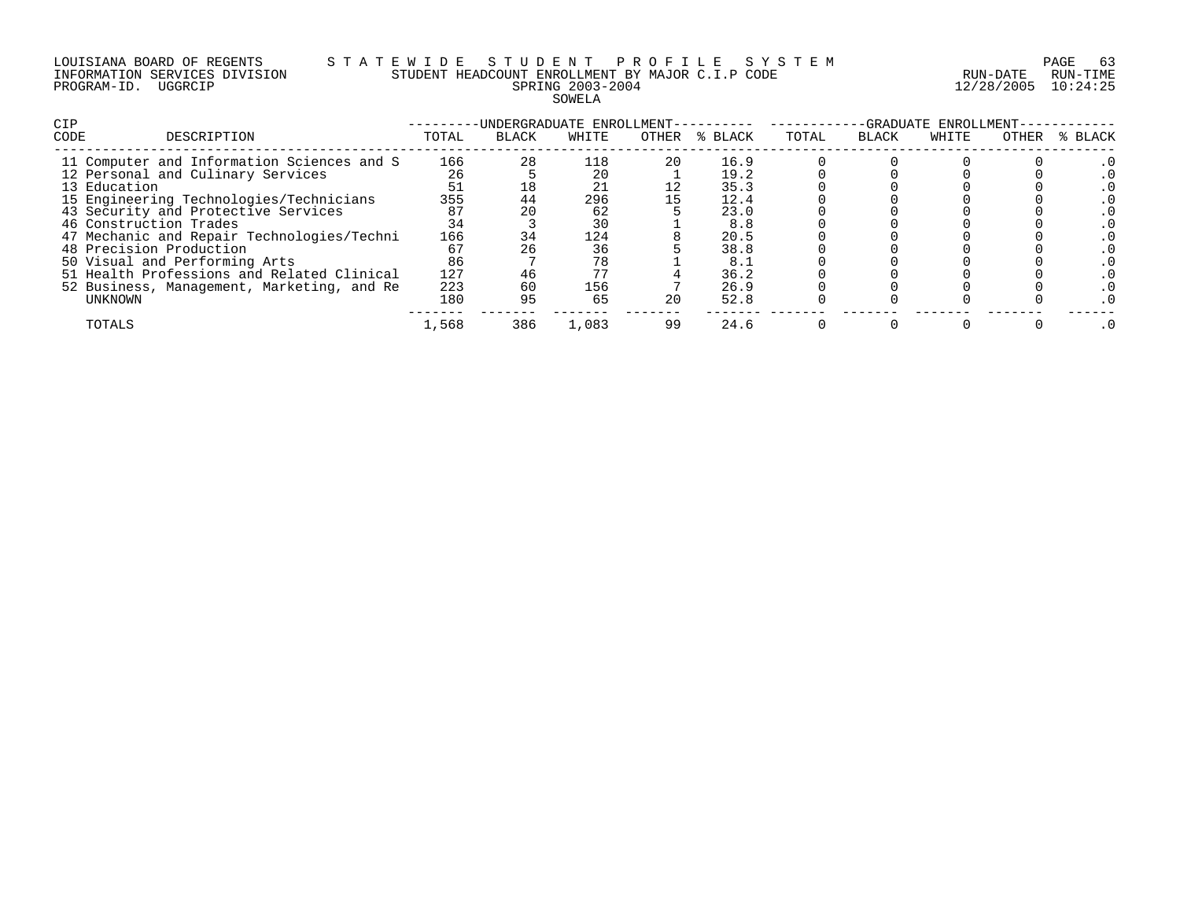LOUISIANA BOARD OF REGENTS
INFORMATION SERVICES DIVISION
PROGRAM-ID. UGGRCIP

STATEWIDE STUDENT PROFILE SYSTEM
STUDENT HEADCOUNT ENROLLMENT BY MAJOR C.I.P CODE
SPRING 2003-2004
SOWELA

RUN-DATE 12/28/2005 RUN-TIME 10:24:25

| CIP CODE | DESCRIPTION | UNDERGRADUATE ENROLLMENT | | | | | GRADUATE ENROLLMENT | | | | |
|---|---|---|---|---|---|---|---|---|---|---|---|
| | | TOTAL | BLACK | WHITE | OTHER | % BLACK | TOTAL | BLACK | WHITE | OTHER | % BLACK |
| 11 | Computer and Information Sciences and S | 166 | 28 | 118 | 20 | 16.9 | 0 | 0 | 0 | 0 | .0 |
| 12 | Personal and Culinary Services | 26 | 5 | 20 | 1 | 19.2 | 0 | 0 | 0 | 0 | .0 |
| 13 | Education | 51 | 18 | 21 | 12 | 35.3 | 0 | 0 | 0 | 0 | .0 |
| 15 | Engineering Technologies/Technicians | 355 | 44 | 296 | 15 | 12.4 | 0 | 0 | 0 | 0 | .0 |
| 43 | Security and Protective Services | 87 | 20 | 62 | 5 | 23.0 | 0 | 0 | 0 | 0 | .0 |
| 46 | Construction Trades | 34 | 3 | 30 | 1 | 8.8 | 0 | 0 | 0 | 0 | .0 |
| 47 | Mechanic and Repair Technologies/Techni | 166 | 34 | 124 | 8 | 20.5 | 0 | 0 | 0 | 0 | .0 |
| 48 | Precision Production | 67 | 26 | 36 | 5 | 38.8 | 0 | 0 | 0 | 0 | .0 |
| 50 | Visual and Performing Arts | 86 | 7 | 78 | 1 | 8.1 | 0 | 0 | 0 | 0 | .0 |
| 51 | Health Professions and Related Clinical | 127 | 46 | 77 | 4 | 36.2 | 0 | 0 | 0 | 0 | .0 |
| 52 | Business, Management, Marketing, and Re | 223 | 60 | 156 | 7 | 26.9 | 0 | 0 | 0 | 0 | .0 |
| | UNKNOWN | 180 | 95 | 65 | 20 | 52.8 | 0 | 0 | 0 | 0 | .0 |
| | TOTALS | 1,568 | 386 | 1,083 | 99 | 24.6 | 0 | 0 | 0 | 0 | .0 |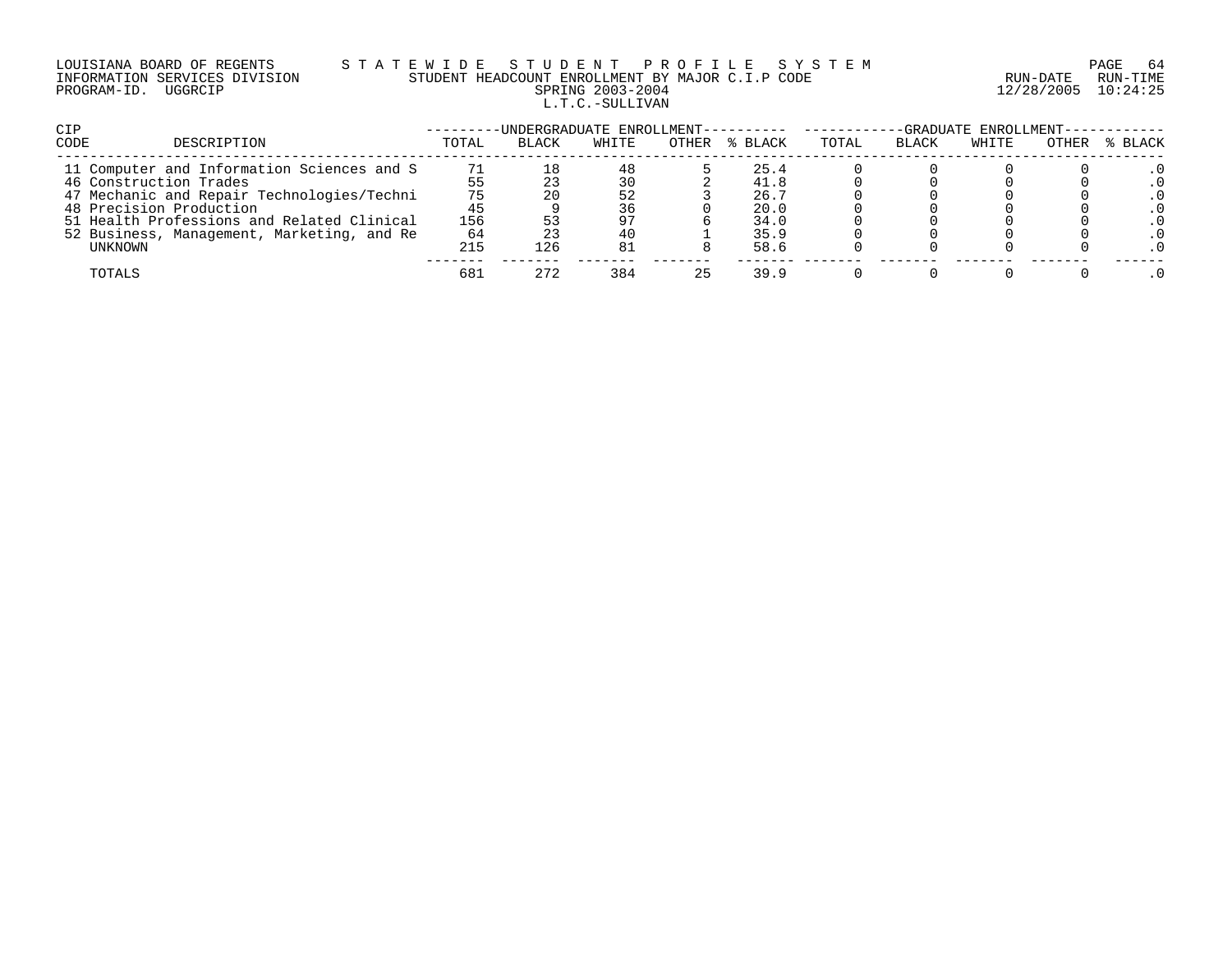LOUISIANA BOARD OF REGENTS — STATEWIDE STUDENT PROFILE SYSTEM
INFORMATION SERVICES DIVISION — STUDENT HEADCOUNT ENROLLMENT BY MAJOR C.I.P CODE — RUN-DATE 12/28/2005 RUN-TIME 10:24:25
PROGRAM-ID. UGGRCIP — SPRING 2003-2004

L.T.C.-SULLIVAN

| CIP CODE | DESCRIPTION | UNDERGRADUATE ENROLLMENT TOTAL | BLACK | WHITE | OTHER | % BLACK | GRADUATE ENROLLMENT TOTAL | BLACK | WHITE | OTHER | % BLACK |
|---|---|---|---|---|---|---|---|---|---|---|---|
| 11 | Computer and Information Sciences and S | 71 | 18 | 48 | 5 | 25.4 | 0 | 0 | 0 | 0 | .0 |
| 46 | Construction Trades | 55 | 23 | 30 | 2 | 41.8 | 0 | 0 | 0 | 0 | .0 |
| 47 | Mechanic and Repair Technologies/Techni | 75 | 20 | 52 | 3 | 26.7 | 0 | 0 | 0 | 0 | .0 |
| 48 | Precision Production | 45 | 9 | 36 | 0 | 20.0 | 0 | 0 | 0 | 0 | .0 |
| 51 | Health Professions and Related Clinical | 156 | 53 | 97 | 6 | 34.0 | 0 | 0 | 0 | 0 | .0 |
| 52 | Business, Management, Marketing, and Re | 64 | 23 | 40 | 1 | 35.9 | 0 | 0 | 0 | 0 | .0 |
| | UNKNOWN | 215 | 126 | 81 | 8 | 58.6 | 0 | 0 | 0 | 0 | .0 |
| | TOTALS | 681 | 272 | 384 | 25 | 39.9 | 0 | 0 | 0 | 0 | .0 |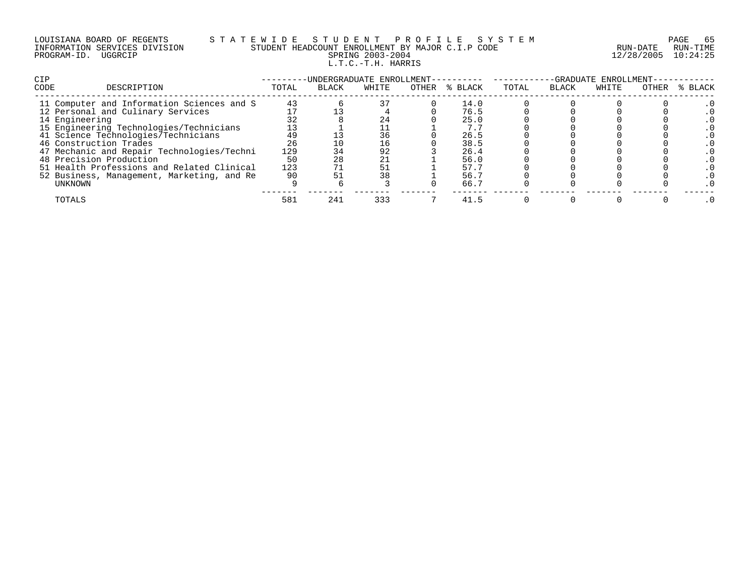LOUISIANA BOARD OF REGENTS S T A T E W I D E S T U D E N T P R O F I L E S Y S T E M
INFORMATION SERVICES DIVISION STUDENT HEADCOUNT ENROLLMENT BY MAJOR C.I.P CODE RUN-DATE RUN-TIME
PROGRAM-ID. UGGRCIP SPRING 2003-2004 12/28/2005 10:24:25
L.T.C.-T.H. HARRIS

| CIP CODE | DESCRIPTION | UNDERGRADUATE ENROLLMENT TOTAL | BLACK | WHITE | OTHER | % BLACK | GRADUATE ENROLLMENT TOTAL | BLACK | WHITE | OTHER | % BLACK |
|---|---|---|---|---|---|---|---|---|---|---|---|
| 11 | Computer and Information Sciences and S | 43 | 6 | 37 | 0 | 14.0 | 0 | 0 | 0 | 0 | .0 |
| 12 | Personal and Culinary Services | 17 | 13 | 4 | 0 | 76.5 | 0 | 0 | 0 | 0 | .0 |
| 14 | Engineering | 32 | 8 | 24 | 0 | 25.0 | 0 | 0 | 0 | 0 | .0 |
| 15 | Engineering Technologies/Technicians | 13 | 1 | 11 | 1 | 7.7 | 0 | 0 | 0 | 0 | .0 |
| 41 | Science Technologies/Technicians | 49 | 13 | 36 | 0 | 26.5 | 0 | 0 | 0 | 0 | .0 |
| 46 | Construction Trades | 26 | 10 | 16 | 0 | 38.5 | 0 | 0 | 0 | 0 | .0 |
| 47 | Mechanic and Repair Technologies/Techni | 129 | 34 | 92 | 3 | 26.4 | 0 | 0 | 0 | 0 | .0 |
| 48 | Precision Production | 50 | 28 | 21 | 1 | 56.0 | 0 | 0 | 0 | 0 | .0 |
| 51 | Health Professions and Related Clinical | 123 | 71 | 51 | 1 | 57.7 | 0 | 0 | 0 | 0 | .0 |
| 52 | Business, Management, Marketing, and Re | 90 | 51 | 38 | 1 | 56.7 | 0 | 0 | 0 | 0 | .0 |
| | UNKNOWN | 9 | 6 | 3 | 0 | 66.7 | 0 | 0 | 0 | 0 | .0 |
| | TOTALS | 581 | 241 | 333 | 7 | 41.5 | 0 | 0 | 0 | 0 | .0 |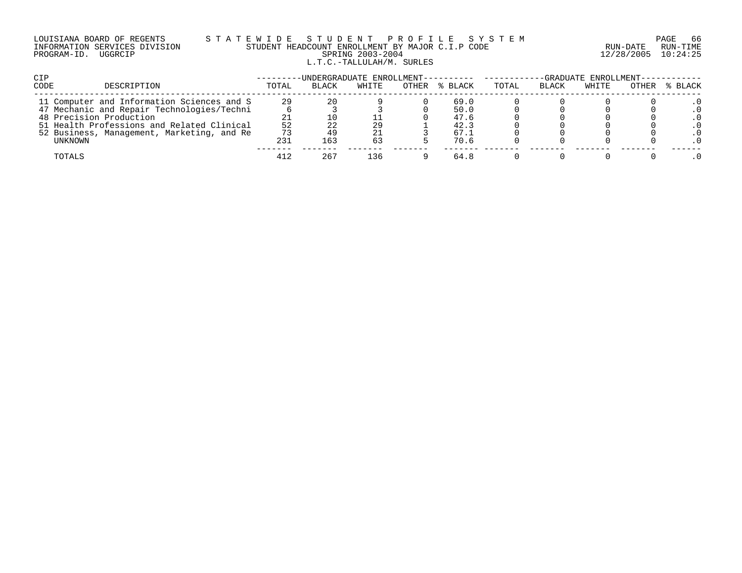LOUISIANA BOARD OF REGENTS — STATEWIDE STUDENT PROFILE SYSTEM
INFORMATION SERVICES DIVISION — STUDENT HEADCOUNT ENROLLMENT BY MAJOR C.I.P CODE — RUN-DATE 12/28/2005 RUN-TIME 10:24:25
PROGRAM-ID. UGGRCIP — SPRING 2003-2004

L.T.C.-TALLULAH/M. SURLES

| CIP CODE | DESCRIPTION | UNDERGRADUATE ENROLLMENT TOTAL | BLACK | WHITE | OTHER | % BLACK | GRADUATE ENROLLMENT TOTAL | BLACK | WHITE | OTHER | % BLACK |
|---|---|---|---|---|---|---|---|---|---|---|---|
| 11 | Computer and Information Sciences and S | 29 | 20 | 9 | 0 | 69.0 | 0 | 0 | 0 | 0 | .0 |
| 47 | Mechanic and Repair Technologies/Techni | 6 | 3 | 3 | 0 | 50.0 | 0 | 0 | 0 | 0 | .0 |
| 48 | Precision Production | 21 | 10 | 11 | 0 | 47.6 | 0 | 0 | 0 | 0 | .0 |
| 51 | Health Professions and Related Clinical | 52 | 22 | 29 | 1 | 42.3 | 0 | 0 | 0 | 0 | .0 |
| 52 | Business, Management, Marketing, and Re | 73 | 49 | 21 | 3 | 67.1 | 0 | 0 | 0 | 0 | .0 |
| | UNKNOWN | 231 | 163 | 63 | 5 | 70.6 | 0 | 0 | 0 | 0 | .0 |
| | TOTALS | 412 | 267 | 136 | 9 | 64.8 | 0 | 0 | 0 | 0 | .0 |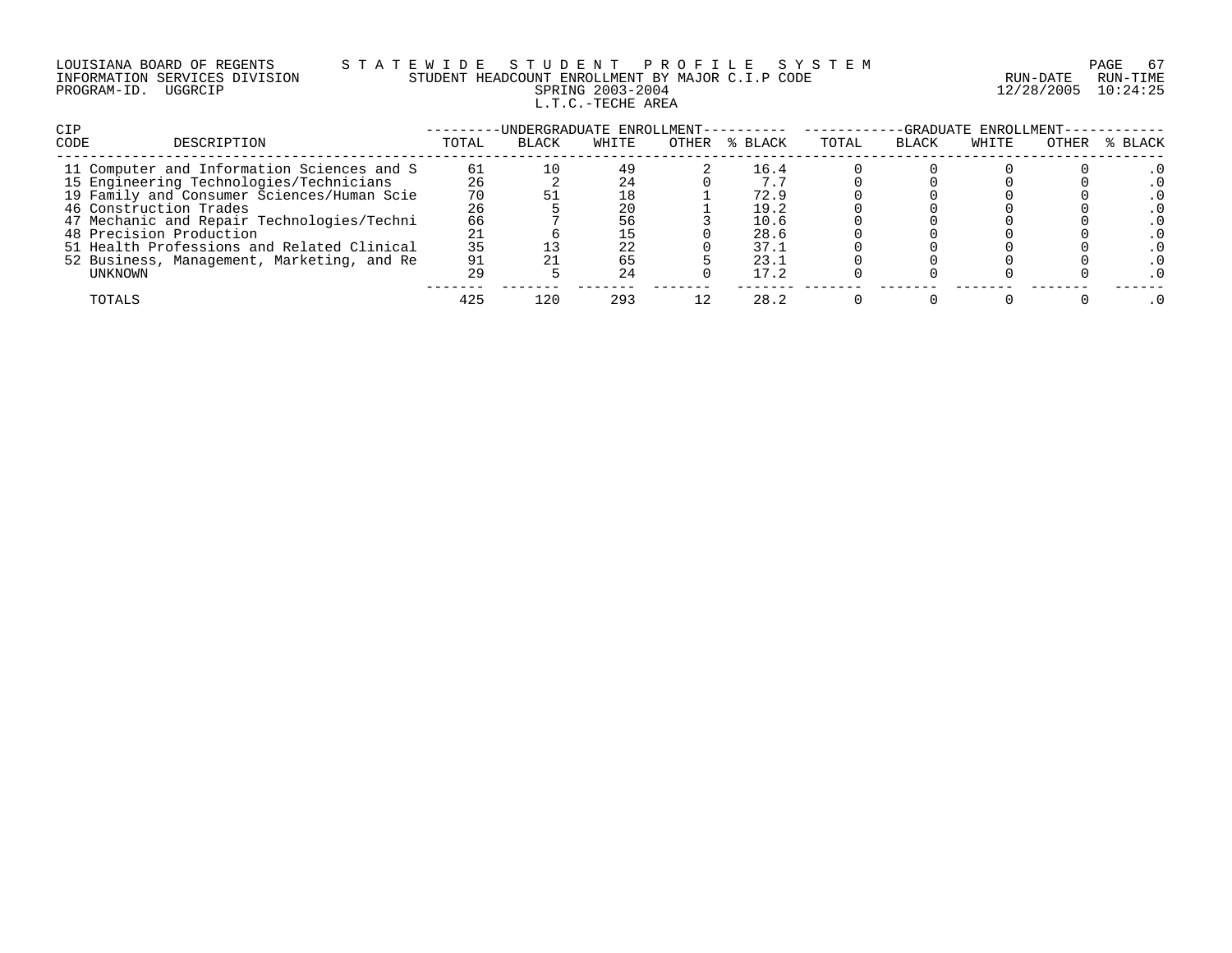LOUISIANA BOARD OF REGENTS — STATEWIDE STUDENT PROFILE SYSTEM
INFORMATION SERVICES DIVISION — STUDENT HEADCOUNT ENROLLMENT BY MAJOR C.I.P CODE
PROGRAM-ID. UGGRCIP — SPRING 2003-2004
RUN-DATE 12/28/2005 RUN-TIME 10:24:25

L.T.C.-TECHE AREA

| CIP CODE | DESCRIPTION | UNDERGRADUATE ENROLLMENT | | | | | GRADUATE ENROLLMENT | | | | |
|---|---|---|---|---|---|---|---|---|---|---|---|
| | | TOTAL | BLACK | WHITE | OTHER | % BLACK | TOTAL | BLACK | WHITE | OTHER | % BLACK |
| 11 | Computer and Information Sciences and S | 61 | 10 | 49 | 2 | 16.4 | 0 | 0 | 0 | 0 | .0 |
| 15 | Engineering Technologies/Technicians | 26 | 2 | 24 | 0 | 7.7 | 0 | 0 | 0 | 0 | .0 |
| 19 | Family and Consumer Sciences/Human Scie | 70 | 51 | 18 | 1 | 72.9 | 0 | 0 | 0 | 0 | .0 |
| 46 | Construction Trades | 26 | 5 | 20 | 1 | 19.2 | 0 | 0 | 0 | 0 | .0 |
| 47 | Mechanic and Repair Technologies/Techni | 66 | 7 | 56 | 3 | 10.6 | 0 | 0 | 0 | 0 | .0 |
| 48 | Precision Production | 21 | 6 | 15 | 0 | 28.6 | 0 | 0 | 0 | 0 | .0 |
| 51 | Health Professions and Related Clinical | 35 | 13 | 22 | 0 | 37.1 | 0 | 0 | 0 | 0 | .0 |
| 52 | Business, Management, Marketing, and Re | 91 | 21 | 65 | 5 | 23.1 | 0 | 0 | 0 | 0 | .0 |
| | UNKNOWN | 29 | 5 | 24 | 0 | 17.2 | 0 | 0 | 0 | 0 | .0 |
| | TOTALS | 425 | 120 | 293 | 12 | 28.2 | 0 | 0 | 0 | 0 | .0 |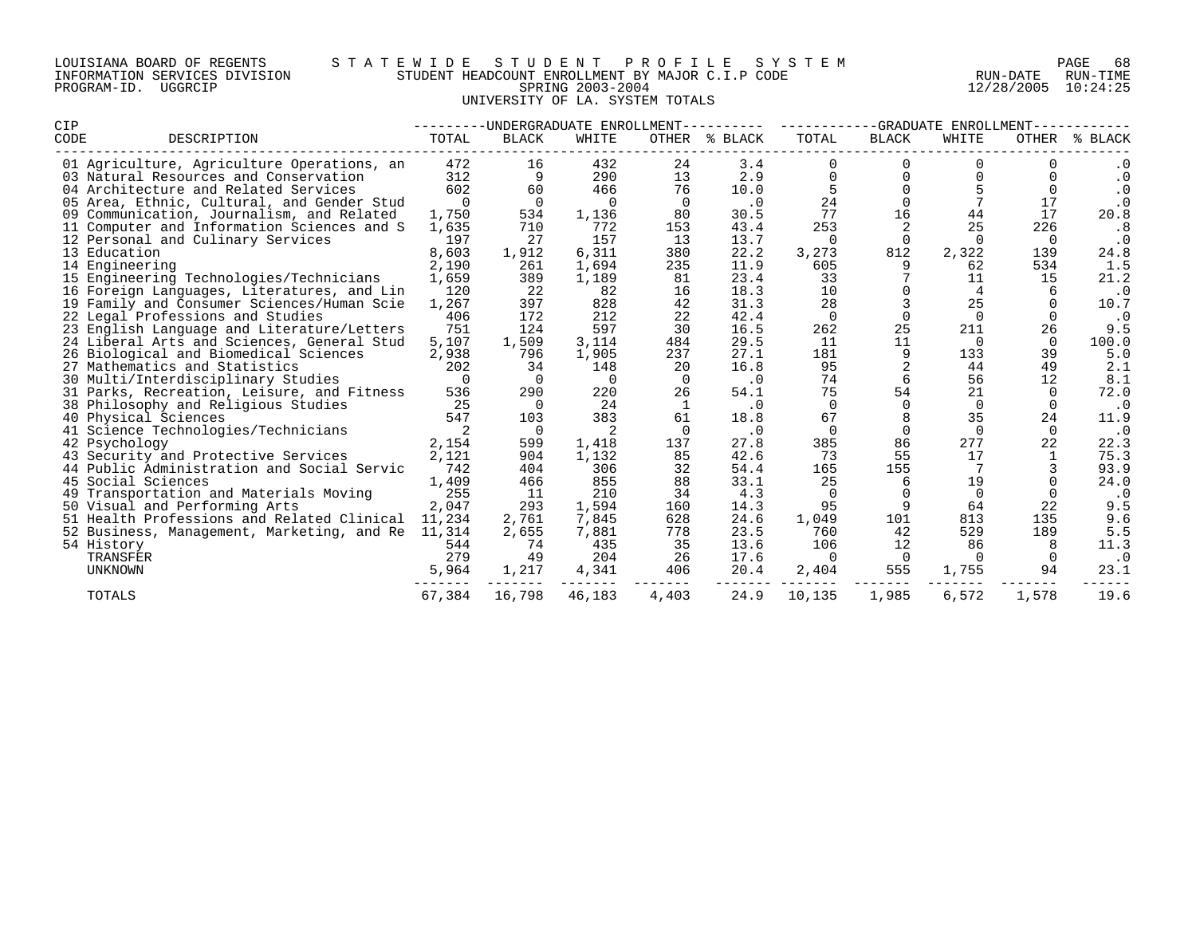LOUISIANA BOARD OF REGENTS — STATEWIDE STUDENT PROFILE SYSTEM
INFORMATION SERVICES DIVISION — STUDENT HEADCOUNT ENROLLMENT BY MAJOR C.I.P CODE — RUN-DATE 12/28/2005 RUN-TIME 10:24:25
PROGRAM-ID. UGGRCIP — SPRING 2003-2004

UNIVERSITY OF LA. SYSTEM TOTALS

| CIP CODE | DESCRIPTION | UNDERGRADUATE ENROLLMENT | | | | | GRADUATE ENROLLMENT | | | | |
|---|---|---|---|---|---|---|---|---|---|---|---|
| | | TOTAL | BLACK | WHITE | OTHER | % BLACK | TOTAL | BLACK | WHITE | OTHER | % BLACK |
| 01 | Agriculture, Agriculture Operations, an | 472 | 16 | 432 | 24 | 3.4 | 0 | 0 | 0 | 0 | .0 |
| 03 | Natural Resources and Conservation | 312 | 9 | 290 | 13 | 2.9 | 0 | 0 | 0 | 0 | .0 |
| 04 | Architecture and Related Services | 602 | 60 | 466 | 76 | 10.0 | 5 | 0 | 5 | 0 | .0 |
| 05 | Area, Ethnic, Cultural, and Gender Stud | 0 | 0 | 0 | 0 | .0 | 24 | 0 | 7 | 17 | .0 |
| 09 | Communication, Journalism, and Related | 1,750 | 534 | 1,136 | 80 | 30.5 | 77 | 16 | 44 | 17 | 20.8 |
| 11 | Computer and Information Sciences and S | 1,635 | 710 | 772 | 153 | 43.4 | 253 | 2 | 25 | 226 | .8 |
| 12 | Personal and Culinary Services | 197 | 27 | 157 | 13 | 13.7 | 0 | 0 | 0 | 0 | .0 |
| 13 | Education | 8,603 | 1,912 | 6,311 | 380 | 22.2 | 3,273 | 812 | 2,322 | 139 | 24.8 |
| 14 | Engineering | 2,190 | 261 | 1,694 | 235 | 11.9 | 605 | 9 | 62 | 534 | 1.5 |
| 15 | Engineering Technologies/Technicians | 1,659 | 389 | 1,189 | 81 | 23.4 | 33 | 7 | 11 | 15 | 21.2 |
| 16 | Foreign Languages, Literatures, and Lin | 120 | 22 | 82 | 16 | 18.3 | 10 | 0 | 4 | 6 | .0 |
| 19 | Family and Consumer Sciences/Human Scie | 1,267 | 397 | 828 | 42 | 31.3 | 28 | 3 | 25 | 0 | 10.7 |
| 22 | Legal Professions and Studies | 406 | 172 | 212 | 22 | 42.4 | 0 | 0 | 0 | 0 | .0 |
| 23 | English Language and Literature/Letters | 751 | 124 | 597 | 30 | 16.5 | 262 | 25 | 211 | 26 | 9.5 |
| 24 | Liberal Arts and Sciences, General Stud | 5,107 | 1,509 | 3,114 | 484 | 29.5 | 11 | 11 | 0 | 0 | 100.0 |
| 26 | Biological and Biomedical Sciences | 2,938 | 796 | 1,905 | 237 | 27.1 | 181 | 9 | 133 | 39 | 5.0 |
| 27 | Mathematics and Statistics | 202 | 34 | 148 | 20 | 16.8 | 95 | 2 | 44 | 49 | 2.1 |
| 30 | Multi/Interdisciplinary Studies | 0 | 0 | 0 | 0 | .0 | 74 | 6 | 56 | 12 | 8.1 |
| 31 | Parks, Recreation, Leisure, and Fitness | 536 | 290 | 220 | 26 | 54.1 | 75 | 54 | 21 | 0 | 72.0 |
| 38 | Philosophy and Religious Studies | 25 | 0 | 24 | 1 | .0 | 0 | 0 | 0 | 0 | .0 |
| 40 | Physical Sciences | 547 | 103 | 383 | 61 | 18.8 | 67 | 8 | 35 | 24 | 11.9 |
| 41 | Science Technologies/Technicians | 2 | 0 | 2 | 0 | .0 | 0 | 0 | 0 | 0 | .0 |
| 42 | Psychology | 2,154 | 599 | 1,418 | 137 | 27.8 | 385 | 86 | 277 | 22 | 22.3 |
| 43 | Security and Protective Services | 2,121 | 904 | 1,132 | 85 | 42.6 | 73 | 55 | 17 | 1 | 75.3 |
| 44 | Public Administration and Social Servic | 742 | 404 | 306 | 32 | 54.4 | 165 | 155 | 7 | 3 | 93.9 |
| 45 | Social Sciences | 1,409 | 466 | 855 | 88 | 33.1 | 25 | 6 | 19 | 0 | 24.0 |
| 49 | Transportation and Materials Moving | 255 | 11 | 210 | 34 | 4.3 | 0 | 0 | 0 | 0 | .0 |
| 50 | Visual and Performing Arts | 2,047 | 293 | 1,594 | 160 | 14.3 | 95 | 9 | 64 | 22 | 9.5 |
| 51 | Health Professions and Related Clinical | 11,234 | 2,761 | 7,845 | 628 | 24.6 | 1,049 | 101 | 813 | 135 | 9.6 |
| 52 | Business, Management, Marketing, and Re | 11,314 | 2,655 | 7,881 | 778 | 23.5 | 760 | 42 | 529 | 189 | 5.5 |
| 54 | History | 544 | 74 | 435 | 35 | 13.6 | 106 | 12 | 86 | 8 | 11.3 |
| | TRANSFER | 279 | 49 | 204 | 26 | 17.6 | 0 | 0 | 0 | 0 | .0 |
| | UNKNOWN | 5,964 | 1,217 | 4,341 | 406 | 20.4 | 2,404 | 555 | 1,755 | 94 | 23.1 |
| | TOTALS | 67,384 | 16,798 | 46,183 | 4,403 | 24.9 | 10,135 | 1,985 | 6,572 | 1,578 | 19.6 |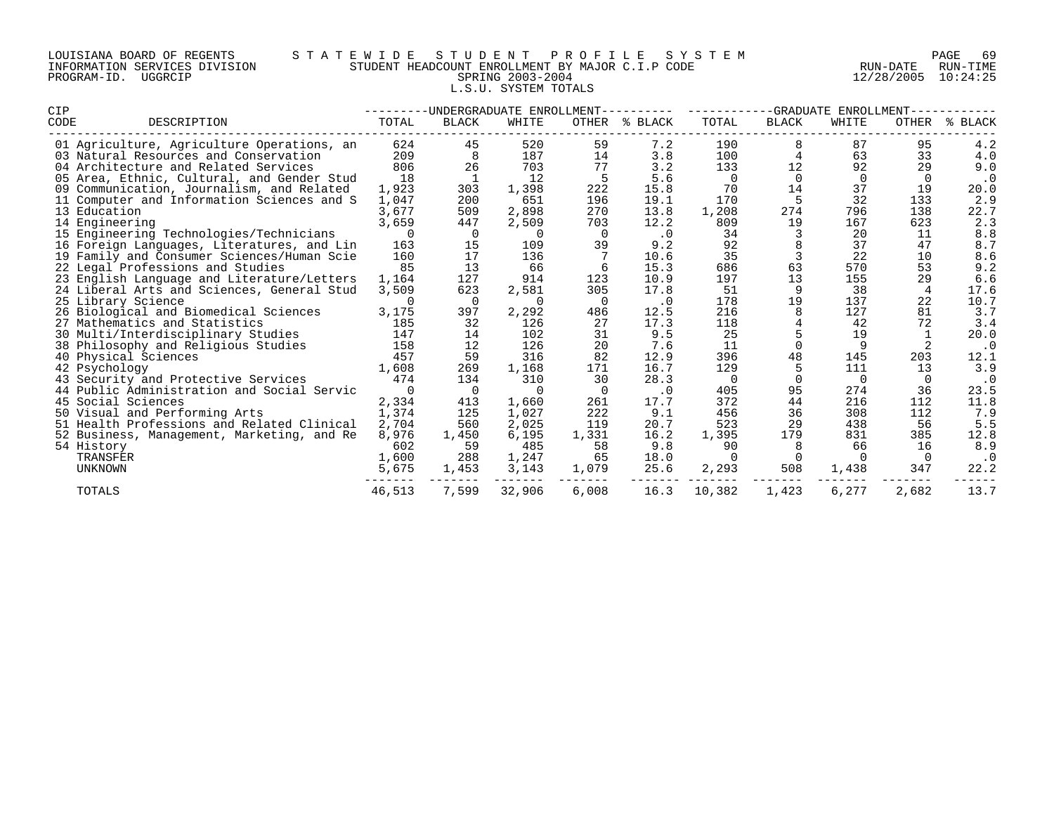LOUISIANA BOARD OF REGENTS — STATEWIDE STUDENT PROFILE SYSTEM
INFORMATION SERVICES DIVISION — STUDENT HEADCOUNT ENROLLMENT BY MAJOR C.I.P CODE — RUN-DATE 12/28/2005 RUN-TIME 10:24:25
PROGRAM-ID. UGGRCIP — SPRING 2003-2004

L.S.U. SYSTEM TOTALS

| CIP CODE | DESCRIPTION | UNDERGRADUATE ENROLLMENT | | | | | GRADUATE ENROLLMENT | | | | |
|---|---|---|---|---|---|---|---|---|---|---|---|
| | | TOTAL | BLACK | WHITE | OTHER | % BLACK | TOTAL | BLACK | WHITE | OTHER | % BLACK |
| 01 | Agriculture, Agriculture Operations, an | 624 | 45 | 520 | 59 | 7.2 | 190 | 8 | 87 | 95 | 4.2 |
| 03 | Natural Resources and Conservation | 209 | 8 | 187 | 14 | 3.8 | 100 | 4 | 63 | 33 | 4.0 |
| 04 | Architecture and Related Services | 806 | 26 | 703 | 77 | 3.2 | 133 | 12 | 92 | 29 | 9.0 |
| 05 | Area, Ethnic, Cultural, and Gender Stud | 18 | 1 | 12 | 5 | 5.6 | 0 | 0 | 0 | 0 | .0 |
| 09 | Communication, Journalism, and Related | 1,923 | 303 | 1,398 | 222 | 15.8 | 70 | 14 | 37 | 19 | 20.0 |
| 11 | Computer and Information Sciences and S | 1,047 | 200 | 651 | 196 | 19.1 | 170 | 5 | 32 | 133 | 2.9 |
| 13 | Education | 3,677 | 509 | 2,898 | 270 | 13.8 | 1,208 | 274 | 796 | 138 | 22.7 |
| 14 | Engineering | 3,659 | 447 | 2,509 | 703 | 12.2 | 809 | 19 | 167 | 623 | 2.3 |
| 15 | Engineering Technologies/Technicians | 0 | 0 | 0 | 0 | .0 | 34 | 3 | 20 | 11 | 8.8 |
| 16 | Foreign Languages, Literatures, and Lin | 163 | 15 | 109 | 39 | 9.2 | 92 | 8 | 37 | 47 | 8.7 |
| 19 | Family and Consumer Sciences/Human Scie | 160 | 17 | 136 | 7 | 10.6 | 35 | 3 | 22 | 10 | 8.6 |
| 22 | Legal Professions and Studies | 85 | 13 | 66 | 6 | 15.3 | 686 | 63 | 570 | 53 | 9.2 |
| 23 | English Language and Literature/Letters | 1,164 | 127 | 914 | 123 | 10.9 | 197 | 13 | 155 | 29 | 6.6 |
| 24 | Liberal Arts and Sciences, General Stud | 3,509 | 623 | 2,581 | 305 | 17.8 | 51 | 9 | 38 | 4 | 17.6 |
| 25 | Library Science | 0 | 0 | 0 | 0 | .0 | 178 | 19 | 137 | 22 | 10.7 |
| 26 | Biological and Biomedical Sciences | 3,175 | 397 | 2,292 | 486 | 12.5 | 216 | 8 | 127 | 81 | 3.7 |
| 27 | Mathematics and Statistics | 185 | 32 | 126 | 27 | 17.3 | 118 | 4 | 42 | 72 | 3.4 |
| 30 | Multi/Interdisciplinary Studies | 147 | 14 | 102 | 31 | 9.5 | 25 | 5 | 19 | 1 | 20.0 |
| 38 | Philosophy and Religious Studies | 158 | 12 | 126 | 20 | 7.6 | 11 | 0 | 9 | 2 | .0 |
| 40 | Physical Sciences | 457 | 59 | 316 | 82 | 12.9 | 396 | 48 | 145 | 203 | 12.1 |
| 42 | Psychology | 1,608 | 269 | 1,168 | 171 | 16.7 | 129 | 5 | 111 | 13 | 3.9 |
| 43 | Security and Protective Services | 474 | 134 | 310 | 30 | 28.3 | 0 | 0 | 0 | 0 | .0 |
| 44 | Public Administration and Social Servic | 0 | 0 | 0 | 0 | .0 | 405 | 95 | 274 | 36 | 23.5 |
| 45 | Social Sciences | 2,334 | 413 | 1,660 | 261 | 17.7 | 372 | 44 | 216 | 112 | 11.8 |
| 50 | Visual and Performing Arts | 1,374 | 125 | 1,027 | 222 | 9.1 | 456 | 36 | 308 | 112 | 7.9 |
| 51 | Health Professions and Related Clinical | 2,704 | 560 | 2,025 | 119 | 20.7 | 523 | 29 | 438 | 56 | 5.5 |
| 52 | Business, Management, Marketing, and Re | 8,976 | 1,450 | 6,195 | 1,331 | 16.2 | 1,395 | 179 | 831 | 385 | 12.8 |
| 54 | History | 602 | 59 | 485 | 58 | 9.8 | 90 | 8 | 66 | 16 | 8.9 |
| | TRANSFER | 1,600 | 288 | 1,247 | 65 | 18.0 | 0 | 0 | 0 | 0 | .0 |
| | UNKNOWN | 5,675 | 1,453 | 3,143 | 1,079 | 25.6 | 2,293 | 508 | 1,438 | 347 | 22.2 |
| | TOTALS | 46,513 | 7,599 | 32,906 | 6,008 | 16.3 | 10,382 | 1,423 | 6,277 | 2,682 | 13.7 |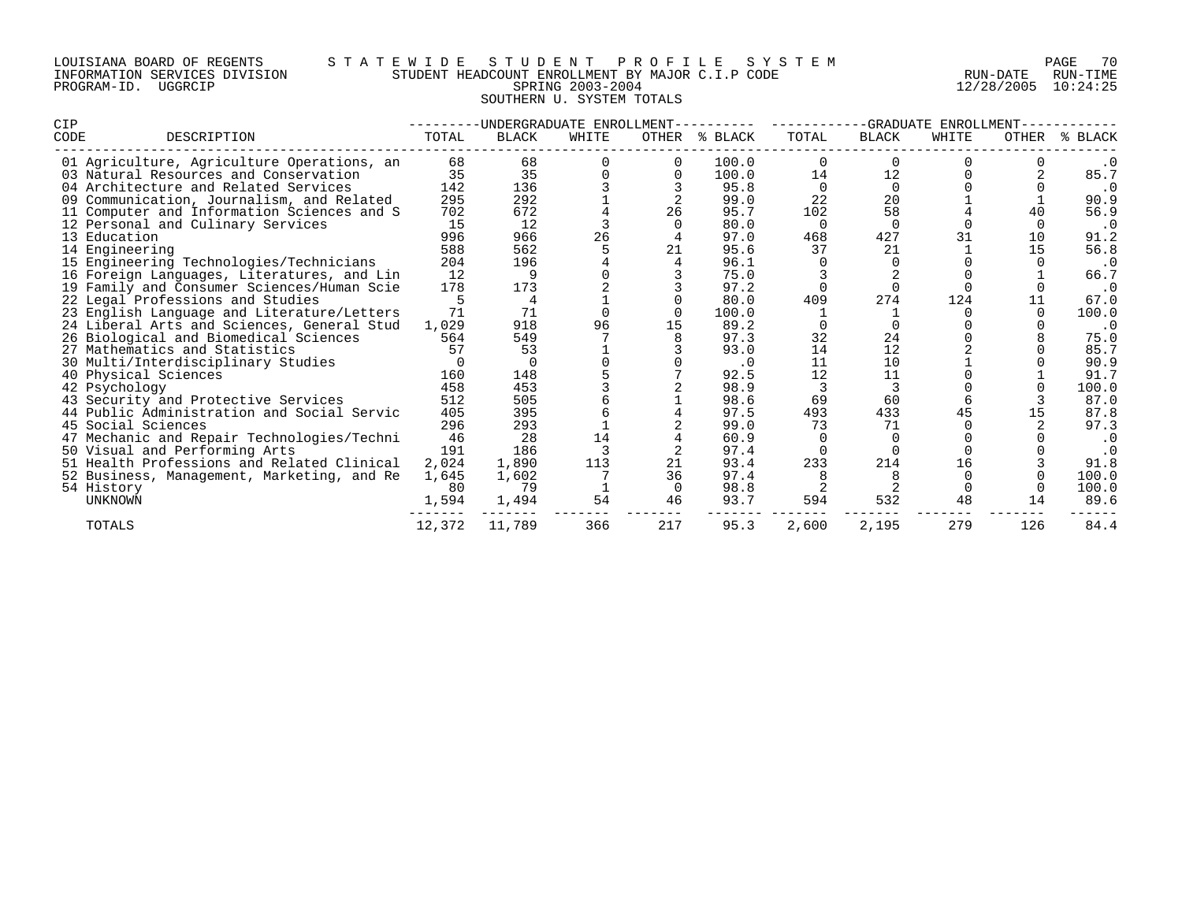LOUISIANA BOARD OF REGENTS — STATEWIDE STUDENT PROFILE SYSTEM
INFORMATION SERVICES DIVISION — STUDENT HEADCOUNT ENROLLMENT BY MAJOR C.I.P CODE — RUN-DATE 12/28/2005 RUN-TIME 10:24:25
PROGRAM-ID. UGGRCIP — SPRING 2003-2004

SOUTHERN U. SYSTEM TOTALS

| CIP CODE | DESCRIPTION | UNDERGRADUATE ENROLLMENT TOTAL | BLACK | WHITE | OTHER | % BLACK | GRADUATE ENROLLMENT TOTAL | BLACK | WHITE | OTHER | % BLACK |
|---|---|---|---|---|---|---|---|---|---|---|---|
| 01 | Agriculture, Agriculture Operations, an | 68 | 68 | 0 | 0 | 100.0 | 0 | 0 | 0 | 0 | .0 |
| 03 | Natural Resources and Conservation | 35 | 35 | 0 | 0 | 100.0 | 14 | 12 | 0 | 2 | 85.7 |
| 04 | Architecture and Related Services | 142 | 136 | 3 | 3 | 95.8 | 0 | 0 | 0 | 0 | .0 |
| 09 | Communication, Journalism, and Related | 295 | 292 | 1 | 2 | 99.0 | 22 | 20 | 1 | 1 | 90.9 |
| 11 | Computer and Information Sciences and S | 702 | 672 | 4 | 26 | 95.7 | 102 | 58 | 4 | 40 | 56.9 |
| 12 | Personal and Culinary Services | 15 | 12 | 3 | 0 | 80.0 | 0 | 0 | 0 | 0 | .0 |
| 13 | Education | 996 | 966 | 26 | 4 | 97.0 | 468 | 427 | 31 | 10 | 91.2 |
| 14 | Engineering | 588 | 562 | 5 | 21 | 95.6 | 37 | 21 | 1 | 15 | 56.8 |
| 15 | Engineering Technologies/Technicians | 204 | 196 | 4 | 4 | 96.1 | 0 | 0 | 0 | 0 | .0 |
| 16 | Foreign Languages, Literatures, and Lin | 12 | 9 | 0 | 3 | 75.0 | 3 | 2 | 0 | 1 | 66.7 |
| 19 | Family and Consumer Sciences/Human Scie | 178 | 173 | 2 | 3 | 97.2 | 0 | 0 | 0 | 0 | .0 |
| 22 | Legal Professions and Studies | 5 | 4 | 1 | 0 | 80.0 | 409 | 274 | 124 | 11 | 67.0 |
| 23 | English Language and Literature/Letters | 71 | 71 | 0 | 0 | 100.0 | 1 | 1 | 0 | 0 | 100.0 |
| 24 | Liberal Arts and Sciences, General Stud | 1,029 | 918 | 96 | 15 | 89.2 | 0 | 0 | 0 | 0 | .0 |
| 26 | Biological and Biomedical Sciences | 564 | 549 | 7 | 8 | 97.3 | 32 | 24 | 0 | 8 | 75.0 |
| 27 | Mathematics and Statistics | 57 | 53 | 1 | 3 | 93.0 | 14 | 12 | 2 | 0 | 85.7 |
| 30 | Multi/Interdisciplinary Studies | 0 | 0 | 0 | 0 | .0 | 11 | 10 | 1 | 0 | 90.9 |
| 40 | Physical Sciences | 160 | 148 | 5 | 7 | 92.5 | 12 | 11 | 0 | 1 | 91.7 |
| 42 | Psychology | 458 | 453 | 3 | 2 | 98.9 | 3 | 3 | 0 | 0 | 100.0 |
| 43 | Security and Protective Services | 512 | 505 | 6 | 1 | 98.6 | 69 | 60 | 6 | 3 | 87.0 |
| 44 | Public Administration and Social Servic | 405 | 395 | 6 | 4 | 97.5 | 493 | 433 | 45 | 15 | 87.8 |
| 45 | Social Sciences | 296 | 293 | 1 | 2 | 99.0 | 73 | 71 | 0 | 2 | 97.3 |
| 47 | Mechanic and Repair Technologies/Techni | 46 | 28 | 14 | 4 | 60.9 | 0 | 0 | 0 | 0 | .0 |
| 50 | Visual and Performing Arts | 191 | 186 | 3 | 2 | 97.4 | 0 | 0 | 0 | 0 | .0 |
| 51 | Health Professions and Related Clinical | 2,024 | 1,890 | 113 | 21 | 93.4 | 233 | 214 | 16 | 3 | 91.8 |
| 52 | Business, Management, Marketing, and Re | 1,645 | 1,602 | 7 | 36 | 97.4 | 8 | 8 | 0 | 0 | 100.0 |
| 54 | History | 80 | 79 | 1 | 0 | 98.8 | 2 | 2 | 0 | 0 | 100.0 |
| | UNKNOWN | 1,594 | 1,494 | 54 | 46 | 93.7 | 594 | 532 | 48 | 14 | 89.6 |
| | TOTALS | 12,372 | 11,789 | 366 | 217 | 95.3 | 2,600 | 2,195 | 279 | 126 | 84.4 |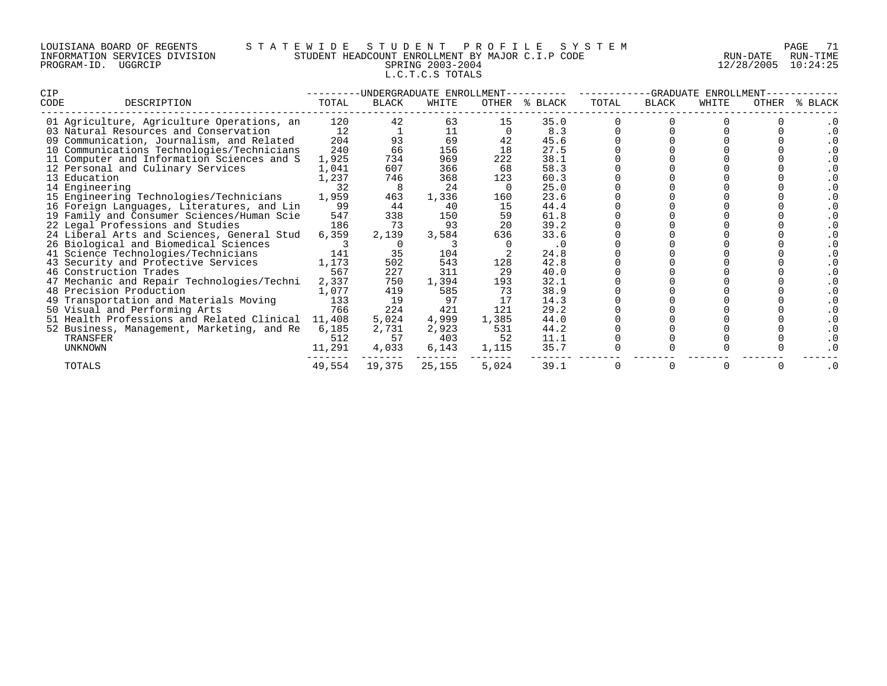LOUISIANA BOARD OF REGENTS — STATEWIDE STUDENT PROFILE SYSTEM
INFORMATION SERVICES DIVISION — STUDENT HEADCOUNT ENROLLMENT BY MAJOR C.I.P CODE — RUN-DATE 12/28/2005 RUN-TIME 10:24:25
PROGRAM-ID. UGGRCIP — SPRING 2003-2004

L.C.T.C.S TOTALS

| CIP CODE | DESCRIPTION | UNDERGRADUATE ENROLLMENT TOTAL | BLACK | WHITE | OTHER | % BLACK | GRADUATE ENROLLMENT TOTAL | BLACK | WHITE | OTHER | % BLACK |
|---|---|---|---|---|---|---|---|---|---|---|---|
| 01 | Agriculture, Agriculture Operations, an | 120 | 42 | 63 | 15 | 35.0 | 0 | 0 | 0 | 0 | .0 |
| 03 | Natural Resources and Conservation | 12 | 1 | 11 | 0 | 8.3 | 0 | 0 | 0 | 0 | .0 |
| 09 | Communication, Journalism, and Related | 204 | 93 | 69 | 42 | 45.6 | 0 | 0 | 0 | 0 | .0 |
| 10 | Communications Technologies/Technicians | 240 | 66 | 156 | 18 | 27.5 | 0 | 0 | 0 | 0 | .0 |
| 11 | Computer and Information Sciences and S | 1,925 | 734 | 969 | 222 | 38.1 | 0 | 0 | 0 | 0 | .0 |
| 12 | Personal and Culinary Services | 1,041 | 607 | 366 | 68 | 58.3 | 0 | 0 | 0 | 0 | .0 |
| 13 | Education | 1,237 | 746 | 368 | 123 | 60.3 | 0 | 0 | 0 | 0 | .0 |
| 14 | Engineering | 32 | 8 | 24 | 0 | 25.0 | 0 | 0 | 0 | 0 | .0 |
| 15 | Engineering Technologies/Technicians | 1,959 | 463 | 1,336 | 160 | 23.6 | 0 | 0 | 0 | 0 | .0 |
| 16 | Foreign Languages, Literatures, and Lin | 99 | 44 | 40 | 15 | 44.4 | 0 | 0 | 0 | 0 | .0 |
| 19 | Family and Consumer Sciences/Human Scie | 547 | 338 | 150 | 59 | 61.8 | 0 | 0 | 0 | 0 | .0 |
| 22 | Legal Professions and Studies | 186 | 73 | 93 | 20 | 39.2 | 0 | 0 | 0 | 0 | .0 |
| 24 | Liberal Arts and Sciences, General Stud | 6,359 | 2,139 | 3,584 | 636 | 33.6 | 0 | 0 | 0 | 0 | .0 |
| 26 | Biological and Biomedical Sciences | 3 | 0 | 3 | 0 | .0 | 0 | 0 | 0 | 0 | .0 |
| 41 | Science Technologies/Technicians | 141 | 35 | 104 | 2 | 24.8 | 0 | 0 | 0 | 0 | .0 |
| 43 | Security and Protective Services | 1,173 | 502 | 543 | 128 | 42.8 | 0 | 0 | 0 | 0 | .0 |
| 46 | Construction Trades | 567 | 227 | 311 | 29 | 40.0 | 0 | 0 | 0 | 0 | .0 |
| 47 | Mechanic and Repair Technologies/Techni | 2,337 | 750 | 1,394 | 193 | 32.1 | 0 | 0 | 0 | 0 | .0 |
| 48 | Precision Production | 1,077 | 419 | 585 | 73 | 38.9 | 0 | 0 | 0 | 0 | .0 |
| 49 | Transportation and Materials Moving | 133 | 19 | 97 | 17 | 14.3 | 0 | 0 | 0 | 0 | .0 |
| 50 | Visual and Performing Arts | 766 | 224 | 421 | 121 | 29.2 | 0 | 0 | 0 | 0 | .0 |
| 51 | Health Professions and Related Clinical | 11,408 | 5,024 | 4,999 | 1,385 | 44.0 | 0 | 0 | 0 | 0 | .0 |
| 52 | Business, Management, Marketing, and Re | 6,185 | 2,731 | 2,923 | 531 | 44.2 | 0 | 0 | 0 | 0 | .0 |
| | TRANSFER | 512 | 57 | 403 | 52 | 11.1 | 0 | 0 | 0 | 0 | .0 |
| | UNKNOWN | 11,291 | 4,033 | 6,143 | 1,115 | 35.7 | 0 | 0 | 0 | 0 | .0 |
| | TOTALS | 49,554 | 19,375 | 25,155 | 5,024 | 39.1 | 0 | 0 | 0 | 0 | .0 |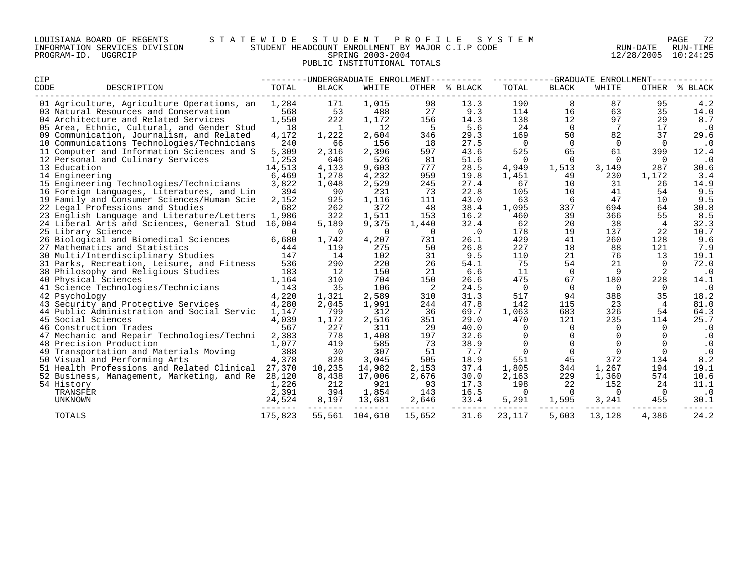LOUISIANA BOARD OF REGENTS — STATEWIDE STUDENT PROFILE SYSTEM
INFORMATION SERVICES DIVISION — STUDENT HEADCOUNT ENROLLMENT BY MAJOR C.I.P CODE — RUN-DATE 12/28/2005 RUN-TIME 10:24:25
PROGRAM-ID. UGGRCIP — SPRING 2003-2004

PUBLIC INSTITUTIONAL TOTALS

| CIP CODE | DESCRIPTION | UNDERGRADUATE ENROLLMENT TOTAL | BLACK | WHITE | OTHER | % BLACK | GRADUATE ENROLLMENT TOTAL | BLACK | WHITE | OTHER | % BLACK |
|---|---|---|---|---|---|---|---|---|---|---|---|
| 01 | Agriculture, Agriculture Operations, an | 1,284 | 171 | 1,015 | 98 | 13.3 | 190 | 8 | 87 | 95 | 4.2 |
| 03 | Natural Resources and Conservation | 568 | 53 | 488 | 27 | 9.3 | 114 | 16 | 63 | 35 | 14.0 |
| 04 | Architecture and Related Services | 1,550 | 222 | 1,172 | 156 | 14.3 | 138 | 12 | 97 | 29 | 8.7 |
| 05 | Area, Ethnic, Cultural, and Gender Stud | 18 | 1 | 12 | 5 | 5.6 | 24 | 0 | 7 | 17 | .0 |
| 09 | Communication, Journalism, and Related | 4,172 | 1,222 | 2,604 | 346 | 29.3 | 169 | 50 | 82 | 37 | 29.6 |
| 10 | Communications Technologies/Technicians | 240 | 66 | 156 | 18 | 27.5 | 0 | 0 | 0 | 0 | .0 |
| 11 | Computer and Information Sciences and S | 5,309 | 2,316 | 2,396 | 597 | 43.6 | 525 | 65 | 61 | 399 | 12.4 |
| 12 | Personal and Culinary Services | 1,253 | 646 | 526 | 81 | 51.6 | 0 | 0 | 0 | 0 | .0 |
| 13 | Education | 14,513 | 4,133 | 9,603 | 777 | 28.5 | 4,949 | 1,513 | 3,149 | 287 | 30.6 |
| 14 | Engineering | 6,469 | 1,278 | 4,232 | 959 | 19.8 | 1,451 | 49 | 230 | 1,172 | 3.4 |
| 15 | Engineering Technologies/Technicians | 3,822 | 1,048 | 2,529 | 245 | 27.4 | 67 | 10 | 31 | 26 | 14.9 |
| 16 | Foreign Languages, Literatures, and Lin | 394 | 90 | 231 | 73 | 22.8 | 105 | 10 | 41 | 54 | 9.5 |
| 19 | Family and Consumer Sciences/Human Scie | 2,152 | 925 | 1,116 | 111 | 43.0 | 63 | 6 | 47 | 10 | 9.5 |
| 22 | Legal Professions and Studies | 682 | 262 | 372 | 48 | 38.4 | 1,095 | 337 | 694 | 64 | 30.8 |
| 23 | English Language and Literature/Letters | 1,986 | 322 | 1,511 | 153 | 16.2 | 460 | 39 | 366 | 55 | 8.5 |
| 24 | Liberal Arts and Sciences, General Stud | 16,004 | 5,189 | 9,375 | 1,440 | 32.4 | 62 | 20 | 38 | 4 | 32.3 |
| 25 | Library Science | 0 | 0 | 0 | 0 | .0 | 178 | 19 | 137 | 22 | 10.7 |
| 26 | Biological and Biomedical Sciences | 6,680 | 1,742 | 4,207 | 731 | 26.1 | 429 | 41 | 260 | 128 | 9.6 |
| 27 | Mathematics and Statistics | 444 | 119 | 275 | 50 | 26.8 | 227 | 18 | 88 | 121 | 7.9 |
| 30 | Multi/Interdisciplinary Studies | 147 | 14 | 102 | 31 | 9.5 | 110 | 21 | 76 | 13 | 19.1 |
| 31 | Parks, Recreation, Leisure, and Fitness | 536 | 290 | 220 | 26 | 54.1 | 75 | 54 | 21 | 0 | 72.0 |
| 38 | Philosophy and Religious Studies | 183 | 12 | 150 | 21 | 6.6 | 11 | 0 | 9 | 2 | .0 |
| 40 | Physical Sciences | 1,164 | 310 | 704 | 150 | 26.6 | 475 | 67 | 180 | 228 | 14.1 |
| 41 | Science Technologies/Technicians | 143 | 35 | 106 | 2 | 24.5 | 0 | 0 | 0 | 0 | .0 |
| 42 | Psychology | 4,220 | 1,321 | 2,589 | 310 | 31.3 | 517 | 94 | 388 | 35 | 18.2 |
| 43 | Security and Protective Services | 4,280 | 2,045 | 1,991 | 244 | 47.8 | 142 | 115 | 23 | 4 | 81.0 |
| 44 | Public Administration and Social Servic | 1,147 | 799 | 312 | 36 | 69.7 | 1,063 | 683 | 326 | 54 | 64.3 |
| 45 | Social Sciences | 4,039 | 1,172 | 2,516 | 351 | 29.0 | 470 | 121 | 235 | 114 | 25.7 |
| 46 | Construction Trades | 567 | 227 | 311 | 29 | 40.0 | 0 | 0 | 0 | 0 | .0 |
| 47 | Mechanic and Repair Technologies/Techni | 2,383 | 778 | 1,408 | 197 | 32.6 | 0 | 0 | 0 | 0 | .0 |
| 48 | Precision Production | 1,077 | 419 | 585 | 73 | 38.9 | 0 | 0 | 0 | 0 | .0 |
| 49 | Transportation and Materials Moving | 388 | 30 | 307 | 51 | 7.7 | 0 | 0 | 0 | 0 | .0 |
| 50 | Visual and Performing Arts | 4,378 | 828 | 3,045 | 505 | 18.9 | 551 | 45 | 372 | 134 | 8.2 |
| 51 | Health Professions and Related Clinical | 27,370 | 10,235 | 14,982 | 2,153 | 37.4 | 1,805 | 344 | 1,267 | 194 | 19.1 |
| 52 | Business, Management, Marketing, and Re | 28,120 | 8,438 | 17,006 | 2,676 | 30.0 | 2,163 | 229 | 1,360 | 574 | 10.6 |
| 54 | History | 1,226 | 212 | 921 | 93 | 17.3 | 198 | 22 | 152 | 24 | 11.1 |
| | TRANSFER | 2,391 | 394 | 1,854 | 143 | 16.5 | 0 | 0 | 0 | 0 | .0 |
| | UNKNOWN | 24,524 | 8,197 | 13,681 | 2,646 | 33.4 | 5,291 | 1,595 | 3,241 | 455 | 30.1 |
| | TOTALS | 175,823 | 55,561 | 104,610 | 15,652 | 31.6 | 23,117 | 5,603 | 13,128 | 4,386 | 24.2 |